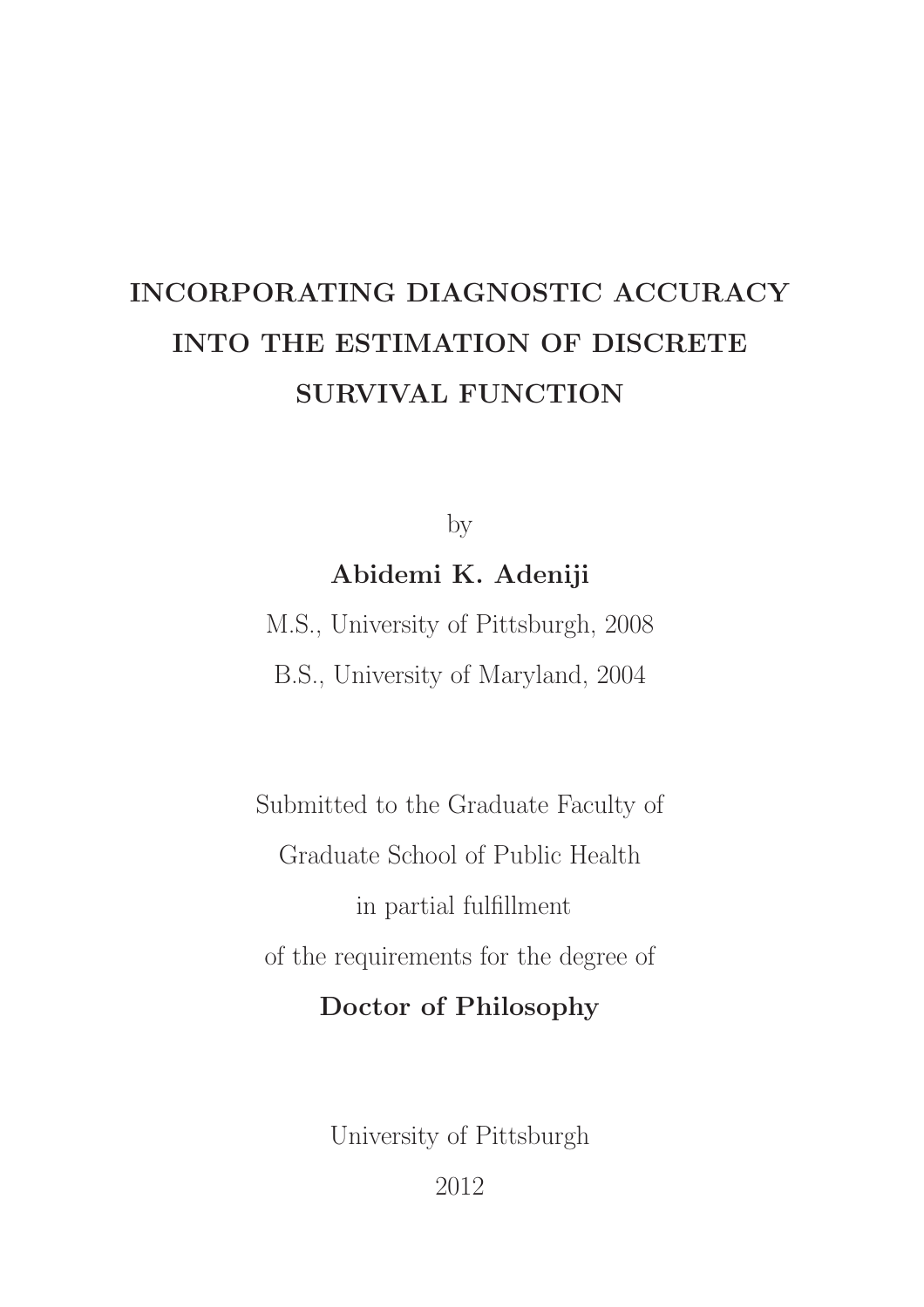# INCORPORATING DIAGNOSTIC ACCURACY INTO THE ESTIMATION OF DISCRETE SURVIVAL FUNCTION

by

**Abidemi K. Adeniji**

M.S., University of Pittsburgh, 2008

B.S., University of Maryland, 2004

Submitted to the Graduate Faculty of

Graduate School of Public Health

in partial fulfillment

of the requirements for the degree of

**Doctor of Philosophy**

University of Pittsburgh

2012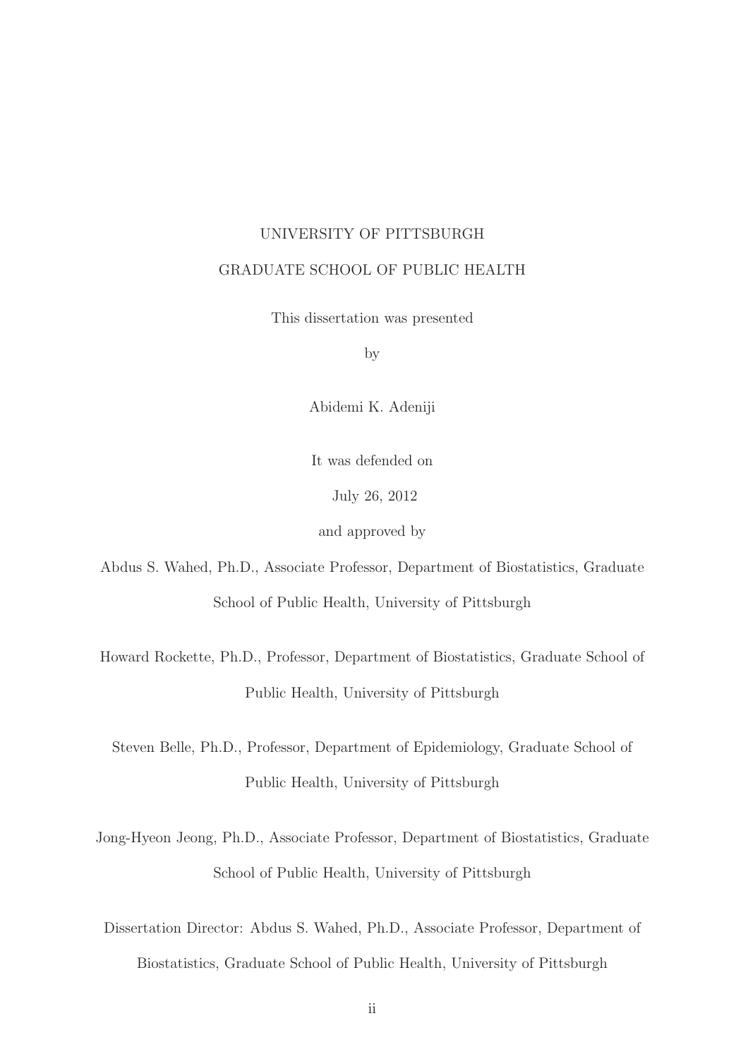UNIVERSITY OF PITTSBURGH

GRADUATE SCHOOL OF PUBLIC HEALTH

This dissertation was presented

by

Abidemi K. Adeniji

It was defended on

July 26, 2012

and approved by

Abdus S. Wahed, Ph.D., Associate Professor, Department of Biostatistics, Graduate School of Public Health, University of Pittsburgh

Howard Rockette, Ph.D., Professor, Department of Biostatistics, Graduate School of Public Health, University of Pittsburgh

Steven Belle, Ph.D., Professor, Department of Epidemiology, Graduate School of Public Health, University of Pittsburgh

Jong-Hyeon Jeong, Ph.D., Associate Professor, Department of Biostatistics, Graduate School of Public Health, University of Pittsburgh

Dissertation Director: Abdus S. Wahed, Ph.D., Associate Professor, Department of Biostatistics, Graduate School of Public Health, University of Pittsburgh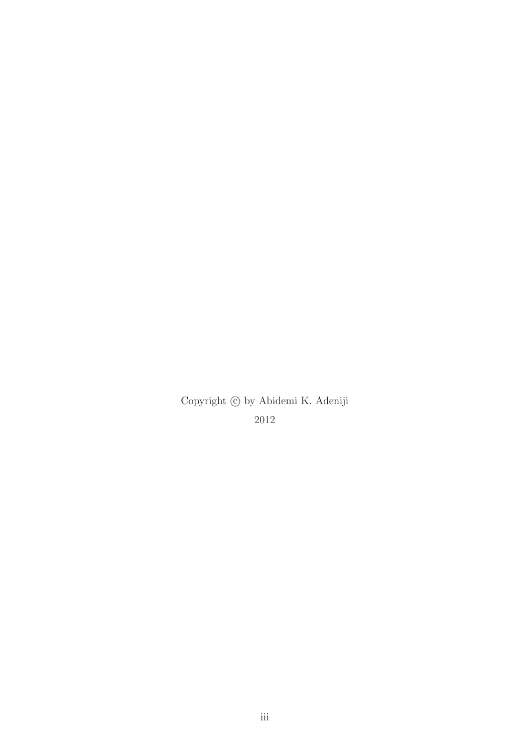Copyright © by Abidemi K. Adeniji

2012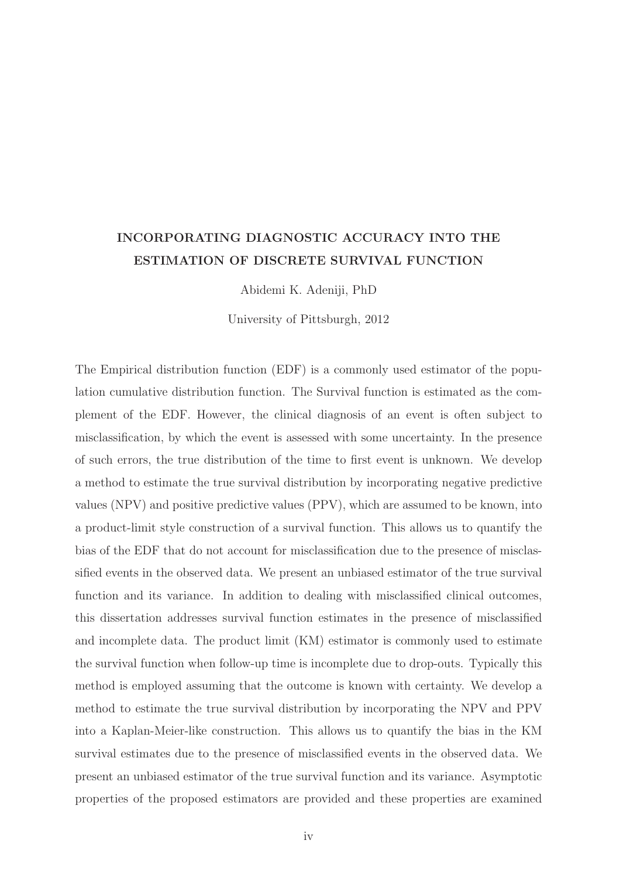**INCORPORATING DIAGNOSTIC ACCURACY INTO THE ESTIMATION OF DISCRETE SURVIVAL FUNCTION**

Abidemi K. Adeniji, PhD

University of Pittsburgh, 2012

The Empirical distribution function (EDF) is a commonly used estimator of the population cumulative distribution function. The Survival function is estimated as the complement of the EDF. However, the clinical diagnosis of an event is often subject to misclassification, by which the event is assessed with some uncertainty. In the presence of such errors, the true distribution of the time to first event is unknown. We develop a method to estimate the true survival distribution by incorporating negative predictive values (NPV) and positive predictive values (PPV), which are assumed to be known, into a product-limit style construction of a survival function. This allows us to quantify the bias of the EDF that do not account for misclassification due to the presence of misclassified events in the observed data. We present an unbiased estimator of the true survival function and its variance. In addition to dealing with misclassified clinical outcomes, this dissertation addresses survival function estimates in the presence of misclassified and incomplete data. The product limit (KM) estimator is commonly used to estimate the survival function when follow-up time is incomplete due to drop-outs. Typically this method is employed assuming that the outcome is known with certainty. We develop a method to estimate the true survival distribution by incorporating the NPV and PPV into a Kaplan-Meier-like construction. This allows us to quantify the bias in the KM survival estimates due to the presence of misclassified events in the observed data. We present an unbiased estimator of the true survival function and its variance. Asymptotic properties of the proposed estimators are provided and these properties are examined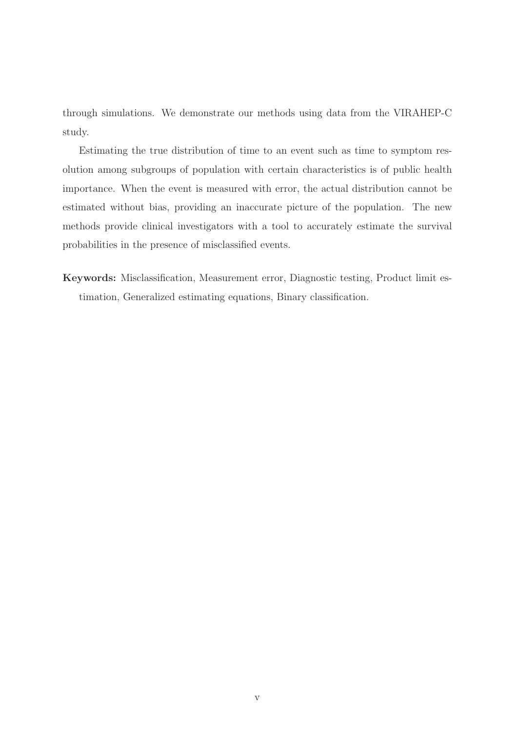through simulations. We demonstrate our methods using data from the VIRAHEP-C study.

Estimating the true distribution of time to an event such as time to symptom resolution among subgroups of population with certain characteristics is of public health importance. When the event is measured with error, the actual distribution cannot be estimated without bias, providing an inaccurate picture of the population. The new methods provide clinical investigators with a tool to accurately estimate the survival probabilities in the presence of misclassified events.

**Keywords:** Misclassification, Measurement error, Diagnostic testing, Product limit estimation, Generalized estimating equations, Binary classification.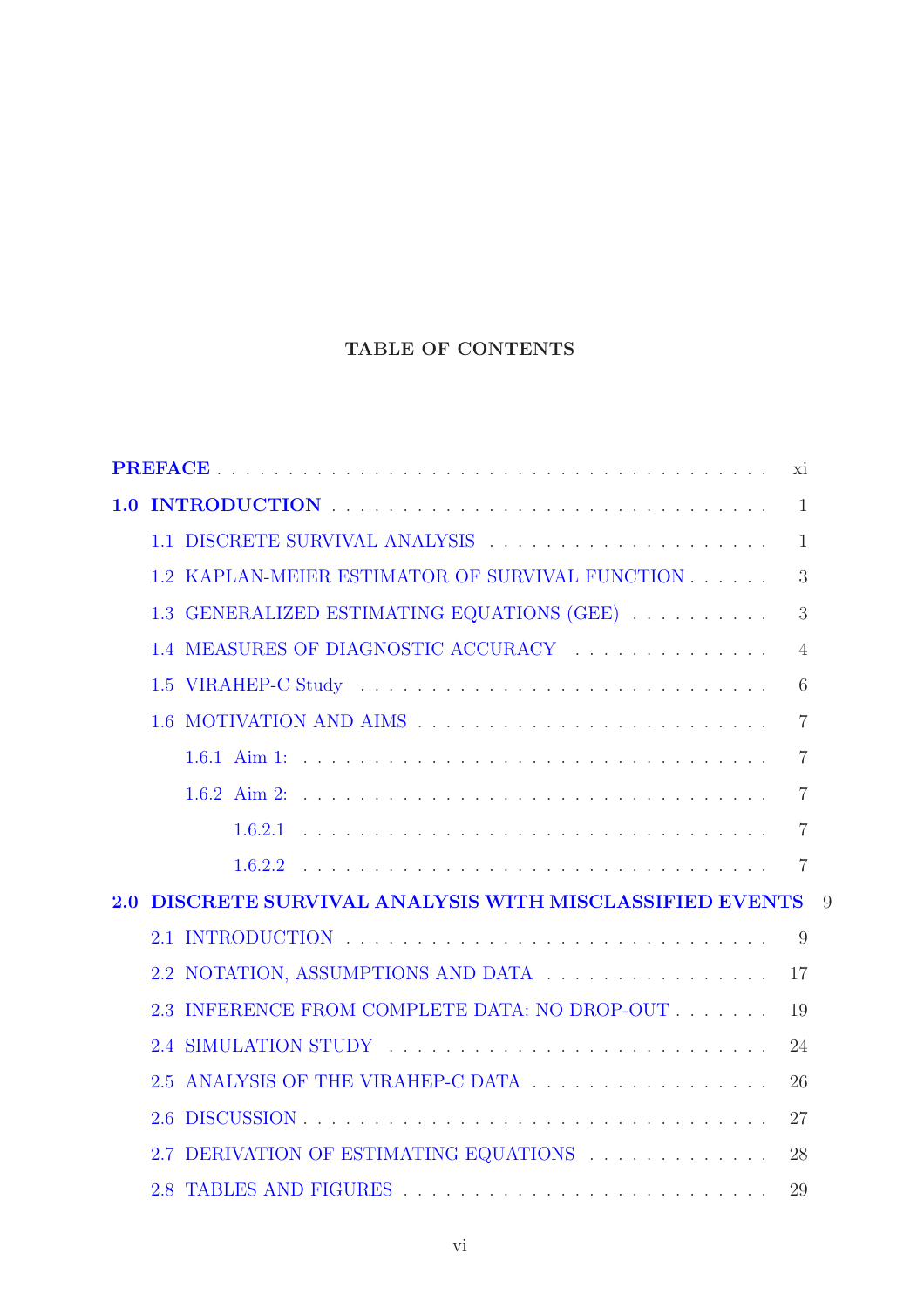# TABLE OF CONTENTS

- PREFACE . . . . . . . . . . . . . . . . . . . . . . . . . . . . . . . . . . . . xi
- 1.0 INTRODUCTION . . . . . . . . . . . . . . . . . . . . . . . . . . . . . . 1
  - 1.1 DISCRETE SURVIVAL ANALYSIS . . . . . . . . . . . . . . . . . . . . 1
  - 1.2 KAPLAN-MEIER ESTIMATOR OF SURVIVAL FUNCTION . . . . . . 3
  - 1.3 GENERALIZED ESTIMATING EQUATIONS (GEE) . . . . . . . . . . 3
  - 1.4 MEASURES OF DIAGNOSTIC ACCURACY . . . . . . . . . . . . . . 4
  - 1.5 VIRAHEP-C Study . . . . . . . . . . . . . . . . . . . . . . . . . . . 6
  - 1.6 MOTIVATION AND AIMS . . . . . . . . . . . . . . . . . . . . . . . 7
    - 1.6.1 Aim 1: . . . . . . . . . . . . . . . . . . . . . . . . . . . . . . . 7
    - 1.6.2 Aim 2: . . . . . . . . . . . . . . . . . . . . . . . . . . . . . . . 7
      - 1.6.2.1 . . . . . . . . . . . . . . . . . . . . . . . . . . . . . . . 7
      - 1.6.2.2 . . . . . . . . . . . . . . . . . . . . . . . . . . . . . . . 7
- 2.0 DISCRETE SURVIVAL ANALYSIS WITH MISCLASSIFIED EVENTS 9
  - 2.1 INTRODUCTION . . . . . . . . . . . . . . . . . . . . . . . . . . . . . 9
  - 2.2 NOTATION, ASSUMPTIONS AND DATA . . . . . . . . . . . . . . . . 17
  - 2.3 INFERENCE FROM COMPLETE DATA: NO DROP-OUT . . . . . . . 19
  - 2.4 SIMULATION STUDY . . . . . . . . . . . . . . . . . . . . . . . . . . 24
  - 2.5 ANALYSIS OF THE VIRAHEP-C DATA . . . . . . . . . . . . . . . . 26
  - 2.6 DISCUSSION . . . . . . . . . . . . . . . . . . . . . . . . . . . . . . 27
  - 2.7 DERIVATION OF ESTIMATING EQUATIONS . . . . . . . . . . . . . 28
  - 2.8 TABLES AND FIGURES . . . . . . . . . . . . . . . . . . . . . . . . . 29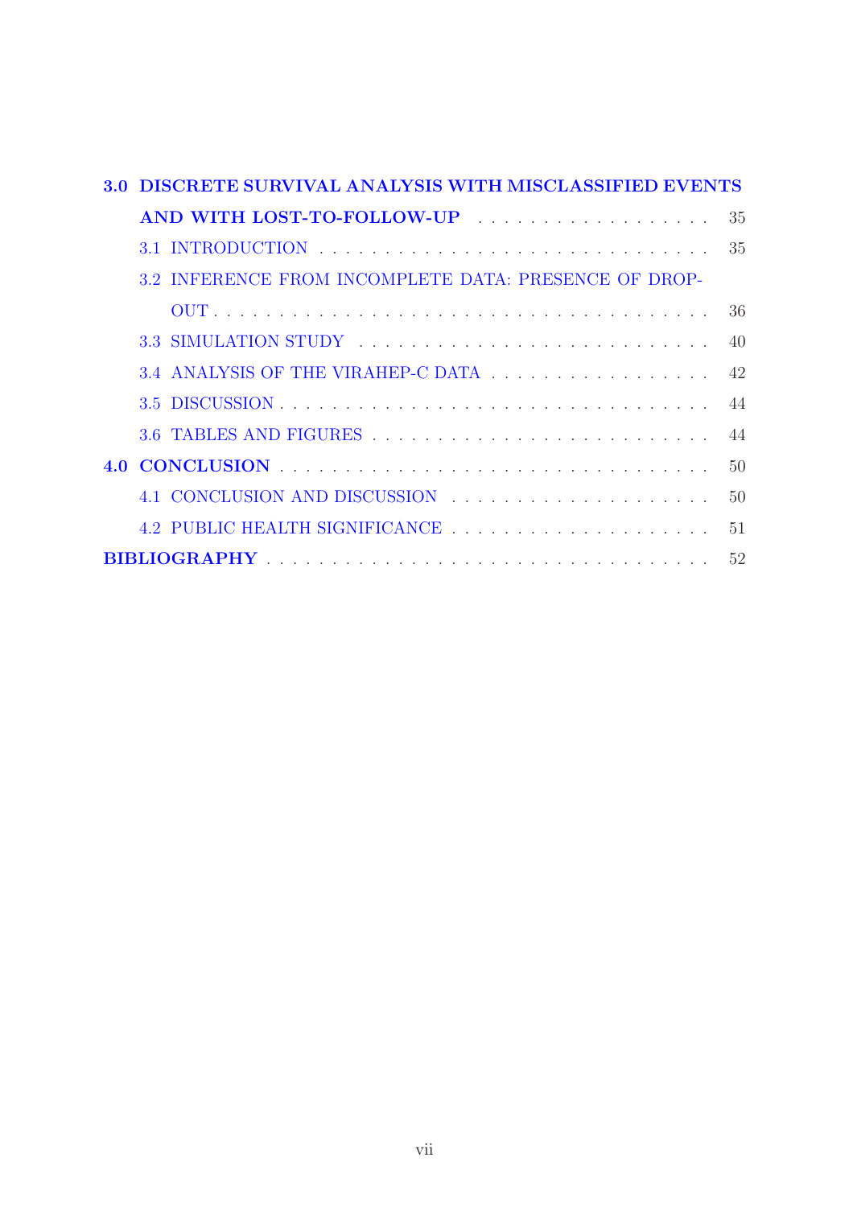**3.0 DISCRETE SURVIVAL ANALYSIS WITH MISCLASSIFIED EVENTS AND WITH LOST-TO-FOLLOW-UP** . . . . . . . . . . 35

3.1 INTRODUCTION . . . . . . . . . . 35

3.2 INFERENCE FROM INCOMPLETE DATA: PRESENCE OF DROP-OUT . . . . . . . . . . 36

3.3 SIMULATION STUDY . . . . . . . . . . 40

3.4 ANALYSIS OF THE VIRAHEP-C DATA . . . . . . . . . . 42

3.5 DISCUSSION . . . . . . . . . . 44

3.6 TABLES AND FIGURES . . . . . . . . . . 44

**4.0 CONCLUSION** . . . . . . . . . . 50

4.1 CONCLUSION AND DISCUSSION . . . . . . . . . . 50

4.2 PUBLIC HEALTH SIGNIFICANCE . . . . . . . . . . 51

**BIBLIOGRAPHY** . . . . . . . . . . 52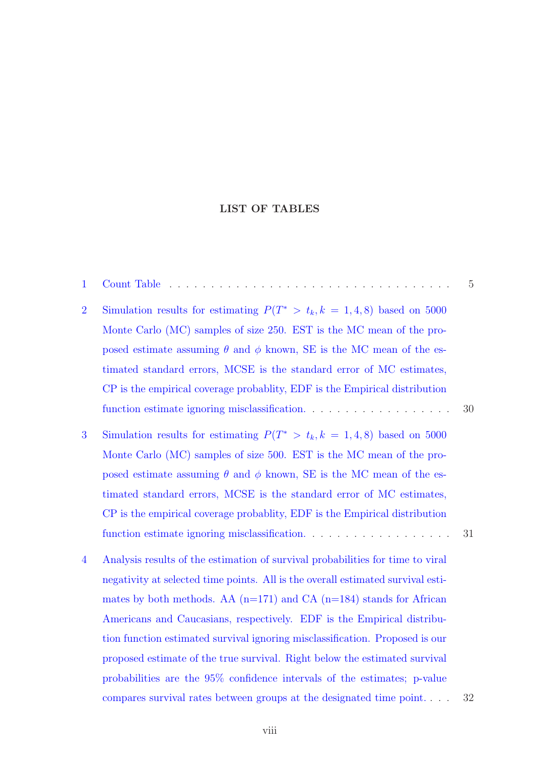# LIST OF TABLES

1 Count Table . . . . . . . . . . . . . . . . . . . . . . . . . . . . . . . . . . 5

2 Simulation results for estimating $P(T^* > t_k, k = 1, 4, 8)$ based on 5000 Monte Carlo (MC) samples of size 250. EST is the MC mean of the proposed estimate assuming $\theta$ and $\phi$ known, SE is the MC mean of the estimated standard errors, MCSE is the standard error of MC estimates, CP is the empirical coverage probablity, EDF is the Empirical distribution function estimate ignoring misclassification. . . . . . . . . . . . . . . . . . 30

3 Simulation results for estimating $P(T^* > t_k, k = 1, 4, 8)$ based on 5000 Monte Carlo (MC) samples of size 500. EST is the MC mean of the proposed estimate assuming $\theta$ and $\phi$ known, SE is the MC mean of the estimated standard errors, MCSE is the standard error of MC estimates, CP is the empirical coverage probablity, EDF is the Empirical distribution function estimate ignoring misclassification. . . . . . . . . . . . . . . . . . 31

4 Analysis results of the estimation of survival probabilities for time to viral negativity at selected time points. All is the overall estimated survival estimates by both methods. AA (n=171) and CA (n=184) stands for African Americans and Caucasians, respectively. EDF is the Empirical distribution function estimated survival ignoring misclassification. Proposed is our proposed estimate of the true survival. Right below the estimated survival probabilities are the 95% confidence intervals of the estimates; p-value compares survival rates between groups at the designated time point. . . . 32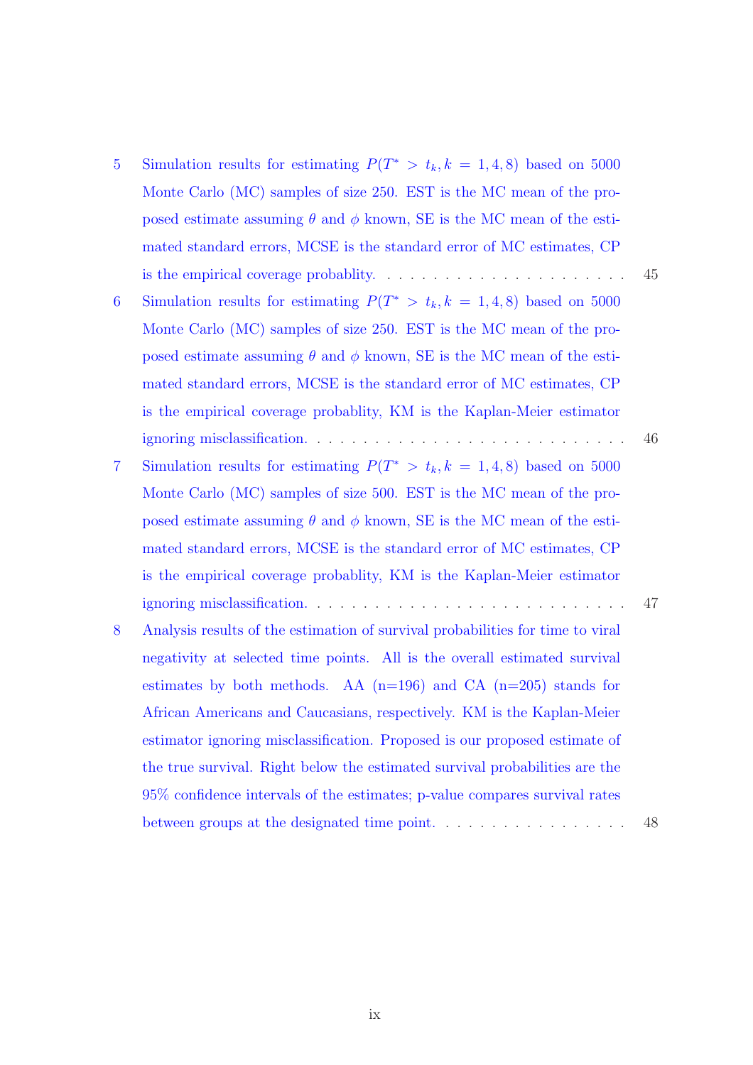5 Simulation results for estimating $P(T^* > t_k, k = 1, 4, 8)$ based on 5000 Monte Carlo (MC) samples of size 250. EST is the MC mean of the proposed estimate assuming $\theta$ and $\phi$ known, SE is the MC mean of the estimated standard errors, MCSE is the standard error of MC estimates, CP is the empirical coverage probablity. . . . . . . . . . . . . . . . . . . . . . 45

6 Simulation results for estimating $P(T^* > t_k, k = 1, 4, 8)$ based on 5000 Monte Carlo (MC) samples of size 250. EST is the MC mean of the proposed estimate assuming $\theta$ and $\phi$ known, SE is the MC mean of the estimated standard errors, MCSE is the standard error of MC estimates, CP is the empirical coverage probablity, KM is the Kaplan-Meier estimator ignoring misclassification. . . . . . . . . . . . . . . . . . . . . . . . . . . 46

7 Simulation results for estimating $P(T^* > t_k, k = 1, 4, 8)$ based on 5000 Monte Carlo (MC) samples of size 500. EST is the MC mean of the proposed estimate assuming $\theta$ and $\phi$ known, SE is the MC mean of the estimated standard errors, MCSE is the standard error of MC estimates, CP is the empirical coverage probablity, KM is the Kaplan-Meier estimator ignoring misclassification. . . . . . . . . . . . . . . . . . . . . . . . . . . 47

8 Analysis results of the estimation of survival probabilities for time to viral negativity at selected time points. All is the overall estimated survival estimates by both methods. AA (n=196) and CA (n=205) stands for African Americans and Caucasians, respectively. KM is the Kaplan-Meier estimator ignoring misclassification. Proposed is our proposed estimate of the true survival. Right below the estimated survival probabilities are the 95% confidence intervals of the estimates; p-value compares survival rates between groups at the designated time point. . . . . . . . . . . . . . . . . 48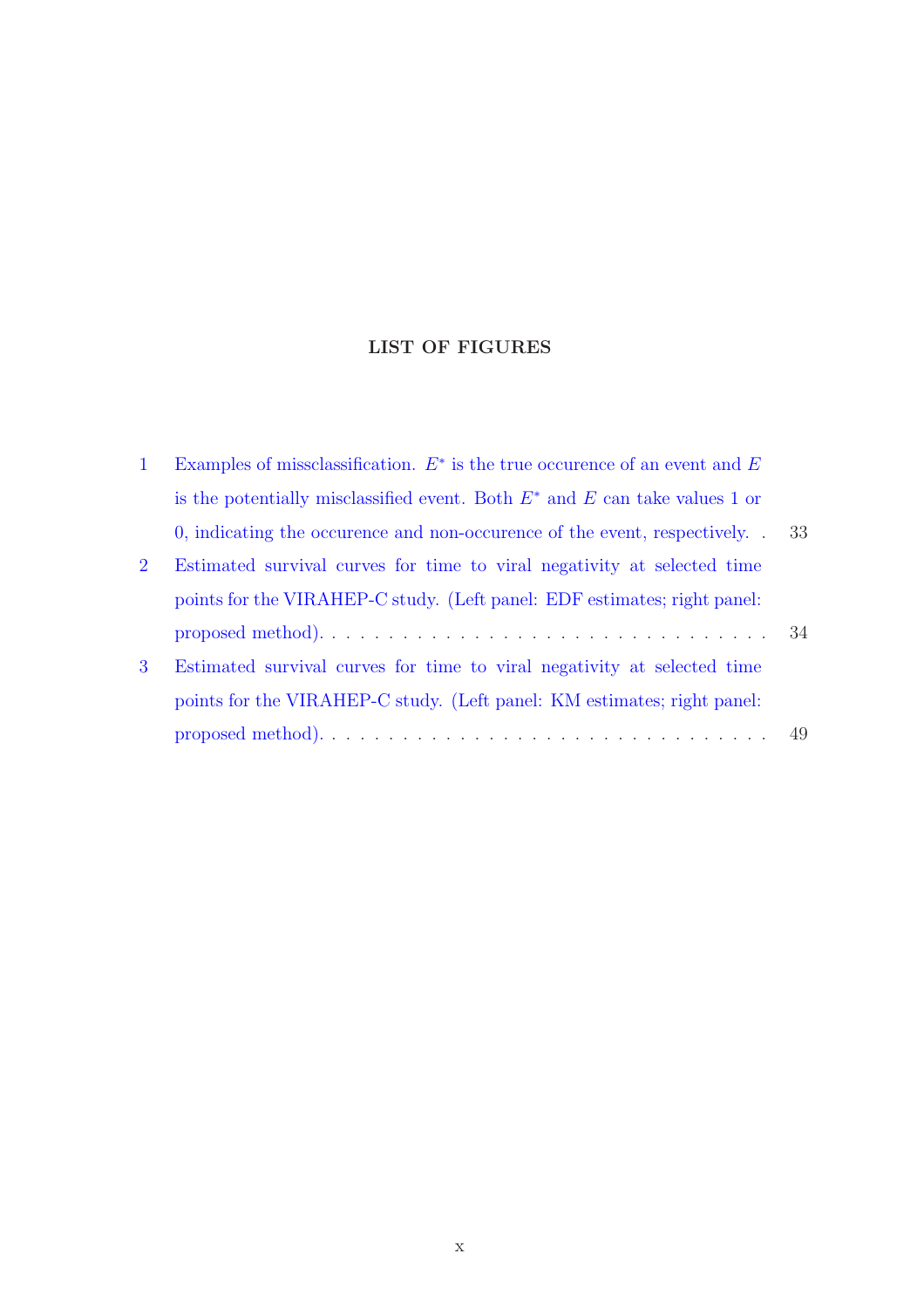## LIST OF FIGURES

1. Examples of missclassification. $E^*$ is the true occurence of an event and $E$ is the potentially misclassified event. Both $E^*$ and $E$ can take values 1 or 0, indicating the occurence and non-occurence of the event, respectively. . . 33
2. Estimated survival curves for time to viral negativity at selected time points for the VIRAHEP-C study. (Left panel: EDF estimates; right panel: proposed method). . . . . . . . . . . . . . . . . . . . . . . . . . . . . . . . 34
3. Estimated survival curves for time to viral negativity at selected time points for the VIRAHEP-C study. (Left panel: KM estimates; right panel: proposed method). . . . . . . . . . . . . . . . . . . . . . . . . . . . . . . . 49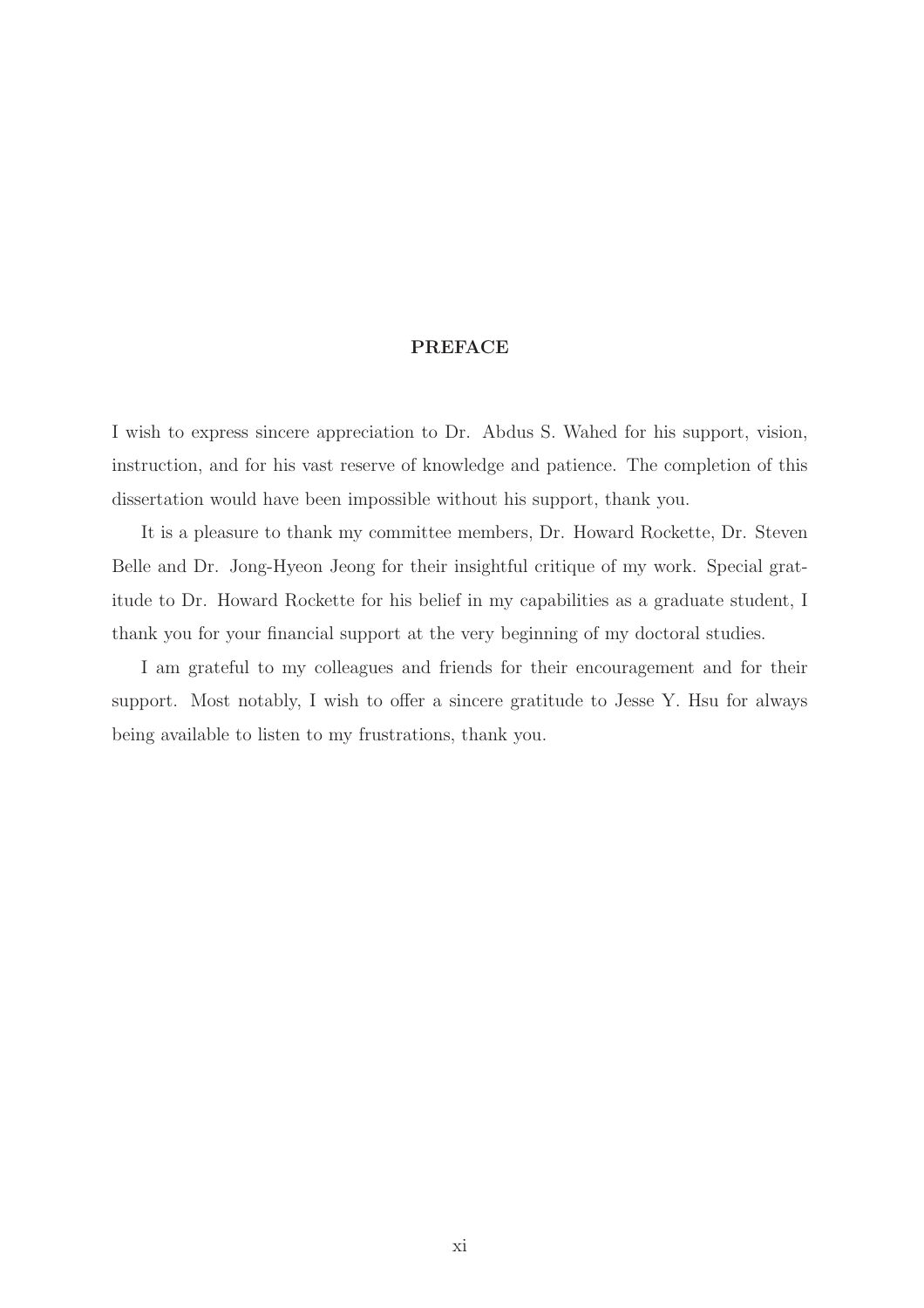# PREFACE

I wish to express sincere appreciation to Dr. Abdus S. Wahed for his support, vision, instruction, and for his vast reserve of knowledge and patience. The completion of this dissertation would have been impossible without his support, thank you.

It is a pleasure to thank my committee members, Dr. Howard Rockette, Dr. Steven Belle and Dr. Jong-Hyeon Jeong for their insightful critique of my work. Special gratitude to Dr. Howard Rockette for his belief in my capabilities as a graduate student, I thank you for your financial support at the very beginning of my doctoral studies.

I am grateful to my colleagues and friends for their encouragement and for their support. Most notably, I wish to offer a sincere gratitude to Jesse Y. Hsu for always being available to listen to my frustrations, thank you.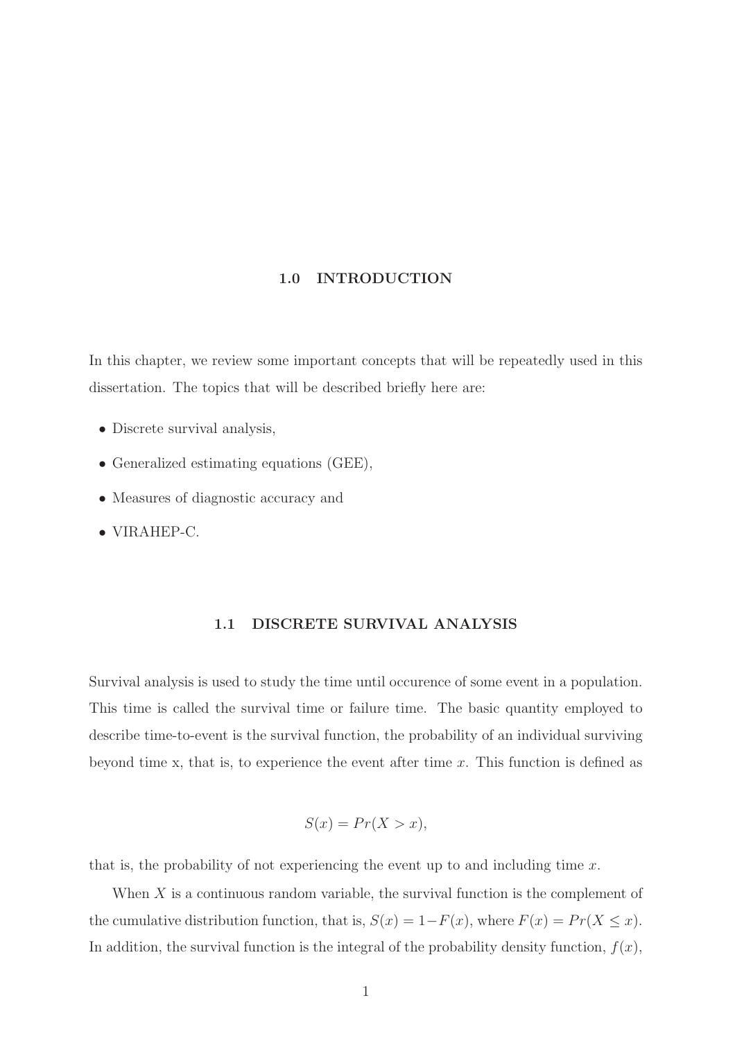# 1.0 INTRODUCTION

In this chapter, we review some important concepts that will be repeatedly used in this dissertation. The topics that will be described briefly here are:

- Discrete survival analysis,
- Generalized estimating equations (GEE),
- Measures of diagnostic accuracy and
- VIRAHEP-C.

## 1.1 DISCRETE SURVIVAL ANALYSIS

Survival analysis is used to study the time until occurence of some event in a population. This time is called the survival time or failure time. The basic quantity employed to describe time-to-event is the survival function, the probability of an individual surviving beyond time x, that is, to experience the event after time $x$. This function is defined as

$$S(x) = Pr(X > x),$$

that is, the probability of not experiencing the event up to and including time $x$.

When $X$ is a continuous random variable, the survival function is the complement of the cumulative distribution function, that is, $S(x) = 1 - F(x)$, where $F(x) = Pr(X \leq x)$. In addition, the survival function is the integral of the probability density function, $f(x)$,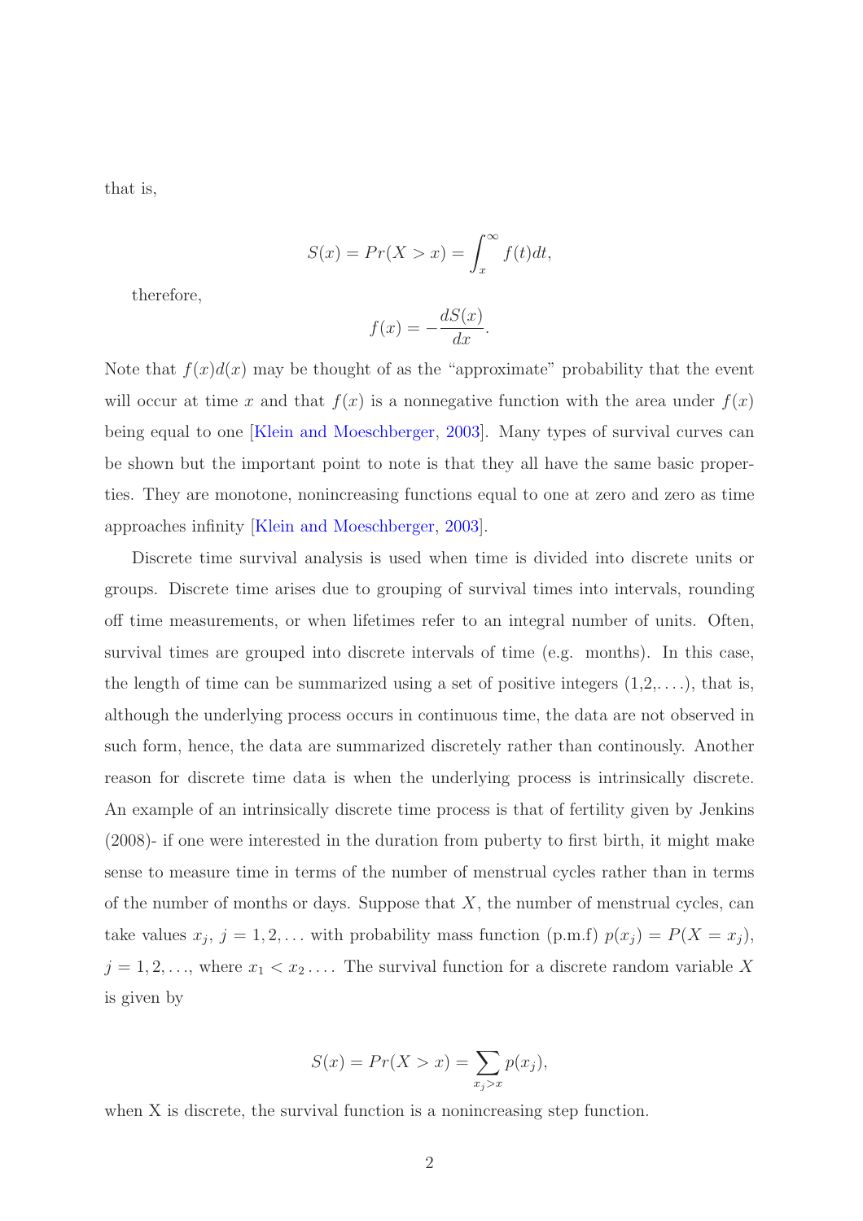that is,

$$S(x) = Pr(X > x) = \int_{x}^{\infty} f(t)dt,$$

therefore,

$$f(x) = -\frac{dS(x)}{dx}.$$

Note that $f(x)d(x)$ may be thought of as the "approximate" probability that the event will occur at time $x$ and that $f(x)$ is a nonnegative function with the area under $f(x)$ being equal to one [Klein and Moeschberger, 2003]. Many types of survival curves can be shown but the important point to note is that they all have the same basic properties. They are monotone, nonincreasing functions equal to one at zero and zero as time approaches infinity [Klein and Moeschberger, 2003].

Discrete time survival analysis is used when time is divided into discrete units or groups. Discrete time arises due to grouping of survival times into intervals, rounding off time measurements, or when lifetimes refer to an integral number of units. Often, survival times are grouped into discrete intervals of time (e.g. months). In this case, the length of time can be summarized using a set of positive integers (1,2,. . . .), that is, although the underlying process occurs in continuous time, the data are not observed in such form, hence, the data are summarized discretely rather than continously. Another reason for discrete time data is when the underlying process is intrinsically discrete. An example of an intrinsically discrete time process is that of fertility given by Jenkins (2008)- if one were interested in the duration from puberty to first birth, it might make sense to measure time in terms of the number of menstrual cycles rather than in terms of the number of months or days. Suppose that $X$, the number of menstrual cycles, can take values $x_j$, $j = 1, 2, \ldots$ with probability mass function (p.m.f) $p(x_j) = P(X = x_j)$, $j = 1, 2, \ldots$, where $x_1 < x_2 \ldots$. The survival function for a discrete random variable $X$ is given by

$$S(x) = Pr(X > x) = \sum_{x_j > x} p(x_j),$$

when X is discrete, the survival function is a nonincreasing step function.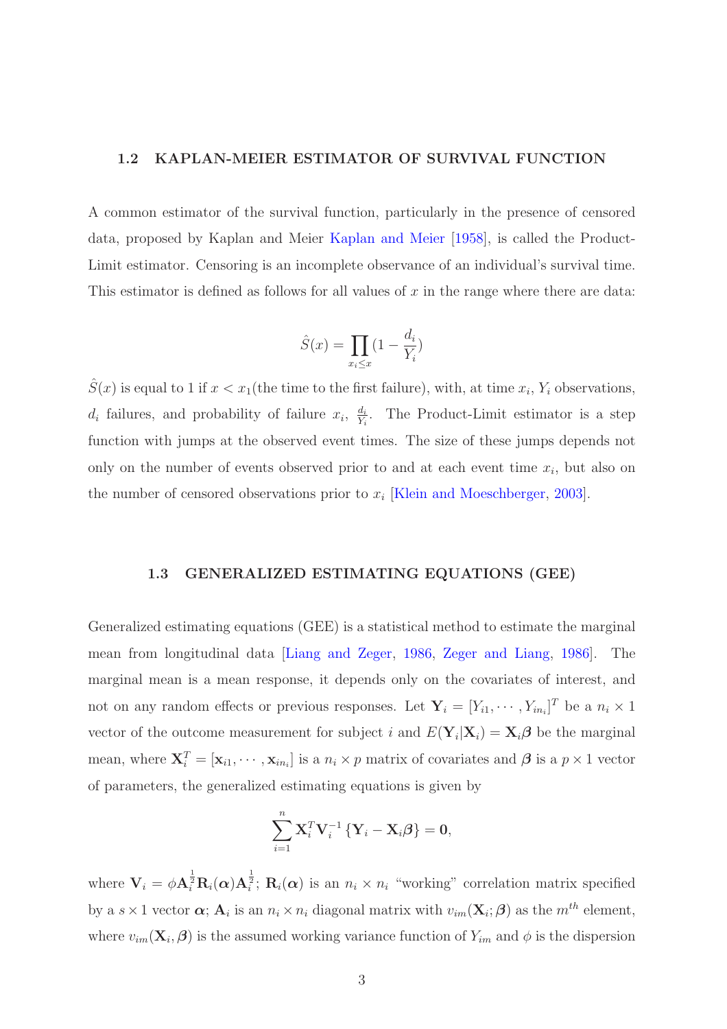### 1.2 KAPLAN-MEIER ESTIMATOR OF SURVIVAL FUNCTION

A common estimator of the survival function, particularly in the presence of censored data, proposed by Kaplan and Meier Kaplan and Meier [1958], is called the Product-Limit estimator. Censoring is an incomplete observance of an individual's survival time. This estimator is defined as follows for all values of $x$ in the range where there are data:

$$\hat{S}(x) = \prod_{x_i \le x} (1 - \frac{d_i}{Y_i})$$

$\hat{S}(x)$ is equal to 1 if $x < x_1$(the time to the first failure), with, at time $x_i$, $Y_i$ observations, $d_i$ failures, and probability of failure $x_i$, $\frac{d_i}{Y_i}$. The Product-Limit estimator is a step function with jumps at the observed event times. The size of these jumps depends not only on the number of events observed prior to and at each event time $x_i$, but also on the number of censored observations prior to $x_i$ [Klein and Moeschberger, 2003].

### 1.3 GENERALIZED ESTIMATING EQUATIONS (GEE)

Generalized estimating equations (GEE) is a statistical method to estimate the marginal mean from longitudinal data [Liang and Zeger, 1986, Zeger and Liang, 1986]. The marginal mean is a mean response, it depends only on the covariates of interest, and not on any random effects or previous responses. Let $\mathbf{Y}_i = [Y_{i1}, \cdots, Y_{in_i}]^T$ be a $n_i \times 1$ vector of the outcome measurement for subject $i$ and $E(\mathbf{Y}_i|\mathbf{X}_i) = \mathbf{X}_i\boldsymbol{\beta}$ be the marginal mean, where $\mathbf{X}_i^T = [\mathbf{x}_{i1}, \cdots, \mathbf{x}_{in_i}]$ is a $n_i \times p$ matrix of covariates and $\boldsymbol{\beta}$ is a $p \times 1$ vector of parameters, the generalized estimating equations is given by

$$\sum_{i=1}^{n} \mathbf{X}_i^T \mathbf{V}_i^{-1} \{\mathbf{Y}_i - \mathbf{X}_i\boldsymbol{\beta}\} = \mathbf{0},$$

where $\mathbf{V}_i = \phi \mathbf{A}_i^{\frac{1}{2}} \mathbf{R}_i(\boldsymbol{\alpha}) \mathbf{A}_i^{\frac{1}{2}}$; $\mathbf{R}_i(\boldsymbol{\alpha})$ is an $n_i \times n_i$ "working" correlation matrix specified by a $s \times 1$ vector $\boldsymbol{\alpha}$; $\mathbf{A}_i$ is an $n_i \times n_i$ diagonal matrix with $v_{im}(\mathbf{X}_i; \boldsymbol{\beta})$ as the $m^{th}$ element, where $v_{im}(\mathbf{X}_i, \boldsymbol{\beta})$ is the assumed working variance function of $Y_{im}$ and $\phi$ is the dispersion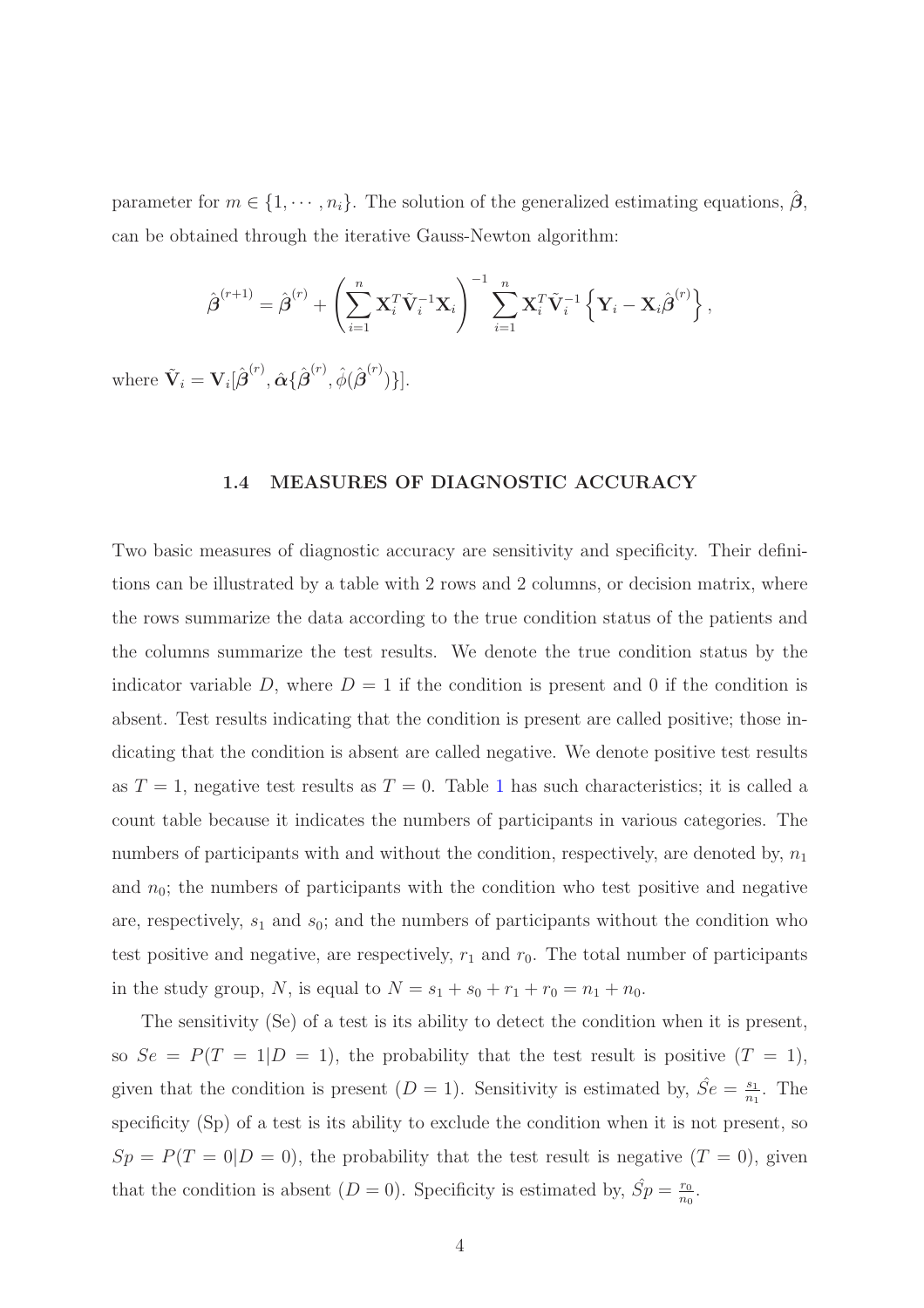parameter for $m \in \{1, \cdots, n_i\}$. The solution of the generalized estimating equations, $\hat{\boldsymbol{\beta}}$, can be obtained through the iterative Gauss-Newton algorithm:

$$\hat{\boldsymbol{\beta}}^{(r+1)} = \hat{\boldsymbol{\beta}}^{(r)} + \left( \sum_{i=1}^{n} \mathbf{X}_i^T \tilde{\mathbf{V}}_i^{-1} \mathbf{X}_i \right)^{-1} \sum_{i=1}^{n} \mathbf{X}_i^T \tilde{\mathbf{V}}_i^{-1} \left\{ \mathbf{Y}_i - \mathbf{X}_i \hat{\boldsymbol{\beta}}^{(r)} \right\},$$

where $\tilde{\mathbf{V}}_i = \mathbf{V}_i[\hat{\boldsymbol{\beta}}^{(r)}, \hat{\boldsymbol{\alpha}}\{\hat{\boldsymbol{\beta}}^{(r)}, \hat{\phi}(\hat{\boldsymbol{\beta}}^{(r)})\}]$.

### 1.4 MEASURES OF DIAGNOSTIC ACCURACY

Two basic measures of diagnostic accuracy are sensitivity and specificity. Their definitions can be illustrated by a table with 2 rows and 2 columns, or decision matrix, where the rows summarize the data according to the true condition status of the patients and the columns summarize the test results. We denote the true condition status by the indicator variable $D$, where $D = 1$ if the condition is present and 0 if the condition is absent. Test results indicating that the condition is present are called positive; those indicating that the condition is absent are called negative. We denote positive test results as $T = 1$, negative test results as $T = 0$. Table 1 has such characteristics; it is called a count table because it indicates the numbers of participants in various categories. The numbers of participants with and without the condition, respectively, are denoted by, $n_1$ and $n_0$; the numbers of participants with the condition who test positive and negative are, respectively, $s_1$ and $s_0$; and the numbers of participants without the condition who test positive and negative, are respectively, $r_1$ and $r_0$. The total number of participants in the study group, $N$, is equal to $N = s_1 + s_0 + r_1 + r_0 = n_1 + n_0$.

The sensitivity (Se) of a test is its ability to detect the condition when it is present, so $Se = P(T = 1|D = 1)$, the probability that the test result is positive ($T = 1$), given that the condition is present ($D = 1$). Sensitivity is estimated by, $\hat{Se} = \frac{s_1}{n_1}$. The specificity (Sp) of a test is its ability to exclude the condition when it is not present, so $Sp = P(T = 0|D = 0)$, the probability that the test result is negative ($T = 0$), given that the condition is absent ($D = 0$). Specificity is estimated by, $\hat{Sp} = \frac{r_0}{n_0}$.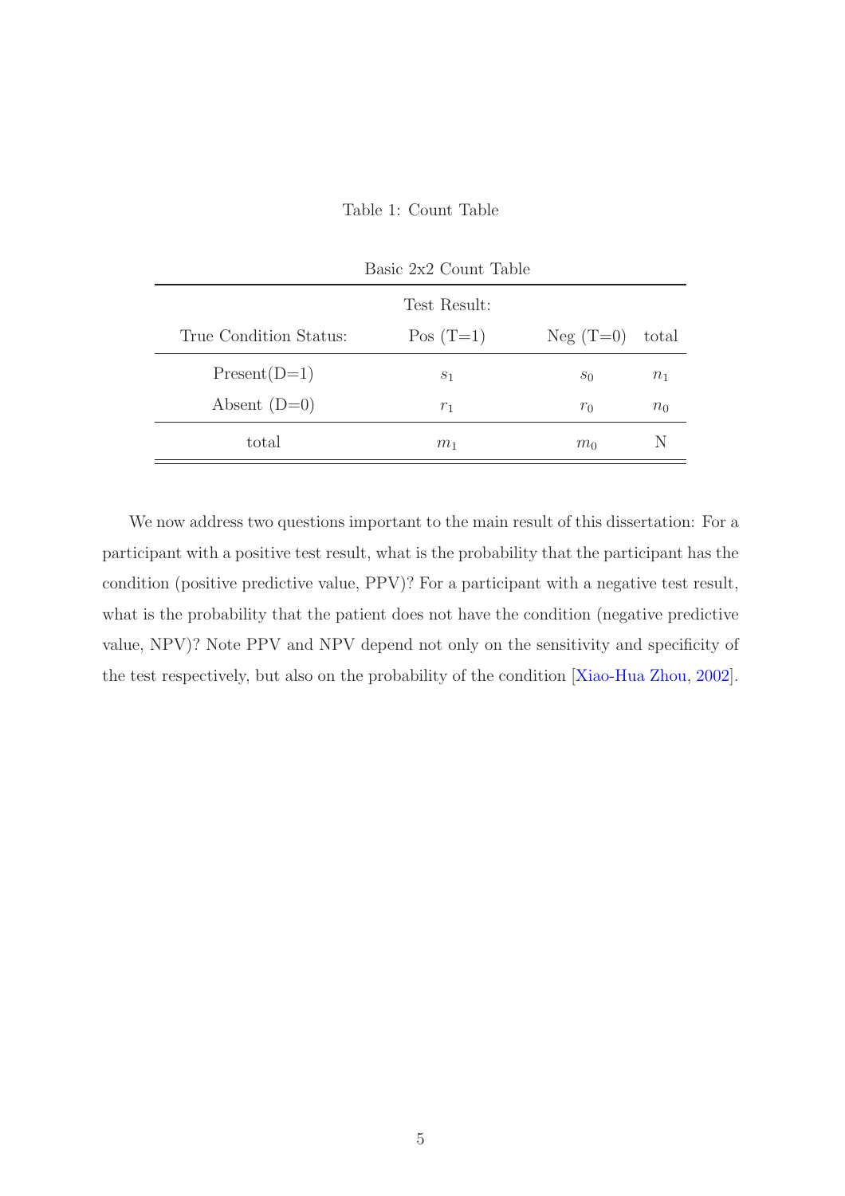Table 1: Count Table

Basic 2x2 Count Table

| | Test Result: | | |
|---|---|---|---|
| True Condition Status: | Pos (T=1) | Neg (T=0) | total |
| Present(D=1) | $s_1$ | $s_0$ | $n_1$ |
| Absent (D=0) | $r_1$ | $r_0$ | $n_0$ |
| total | $m_1$ | $m_0$ | N |

We now address two questions important to the main result of this dissertation: For a participant with a positive test result, what is the probability that the participant has the condition (positive predictive value, PPV)? For a participant with a negative test result, what is the probability that the patient does not have the condition (negative predictive value, NPV)? Note PPV and NPV depend not only on the sensitivity and specificity of the test respectively, but also on the probability of the condition [Xiao-Hua Zhou, 2002].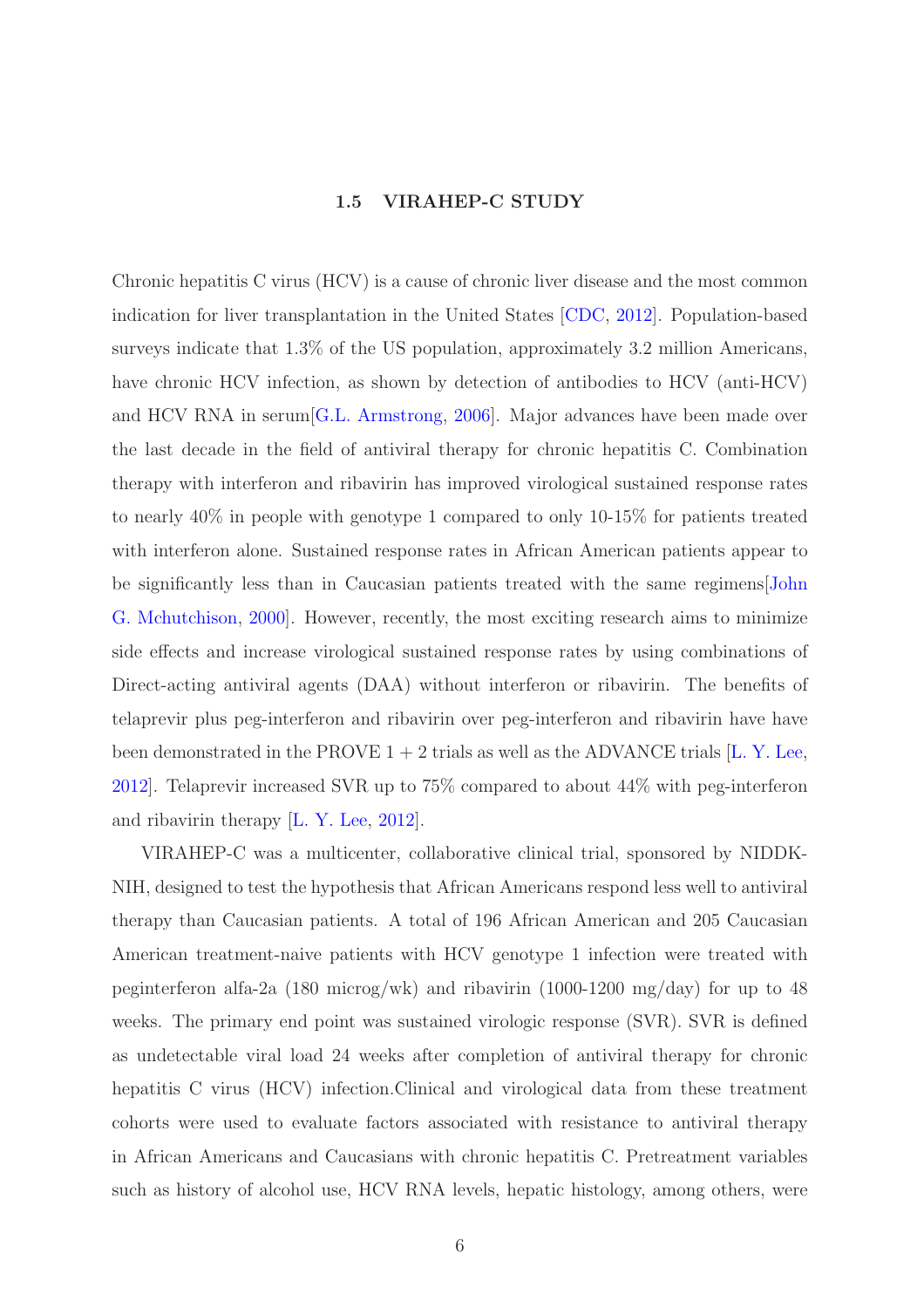### 1.5 VIRAHEP-C STUDY

Chronic hepatitis C virus (HCV) is a cause of chronic liver disease and the most common indication for liver transplantation in the United States [CDC, 2012]. Population-based surveys indicate that 1.3% of the US population, approximately 3.2 million Americans, have chronic HCV infection, as shown by detection of antibodies to HCV (anti-HCV) and HCV RNA in serum[G.L. Armstrong, 2006]. Major advances have been made over the last decade in the field of antiviral therapy for chronic hepatitis C. Combination therapy with interferon and ribavirin has improved virological sustained response rates to nearly 40% in people with genotype 1 compared to only 10-15% for patients treated with interferon alone. Sustained response rates in African American patients appear to be significantly less than in Caucasian patients treated with the same regimens[John G. Mchutchison, 2000]. However, recently, the most exciting research aims to minimize side effects and increase virological sustained response rates by using combinations of Direct-acting antiviral agents (DAA) without interferon or ribavirin. The benefits of telaprevir plus peg-interferon and ribavirin over peg-interferon and ribavirin have have been demonstrated in the PROVE 1 + 2 trials as well as the ADVANCE trials [L. Y. Lee, 2012]. Telaprevir increased SVR up to 75% compared to about 44% with peg-interferon and ribavirin therapy [L. Y. Lee, 2012].

VIRAHEP-C was a multicenter, collaborative clinical trial, sponsored by NIDDK-NIH, designed to test the hypothesis that African Americans respond less well to antiviral therapy than Caucasian patients. A total of 196 African American and 205 Caucasian American treatment-naive patients with HCV genotype 1 infection were treated with peginterferon alfa-2a (180 microg/wk) and ribavirin (1000-1200 mg/day) for up to 48 weeks. The primary end point was sustained virologic response (SVR). SVR is defined as undetectable viral load 24 weeks after completion of antiviral therapy for chronic hepatitis C virus (HCV) infection.Clinical and virological data from these treatment cohorts were used to evaluate factors associated with resistance to antiviral therapy in African Americans and Caucasians with chronic hepatitis C. Pretreatment variables such as history of alcohol use, HCV RNA levels, hepatic histology, among others, were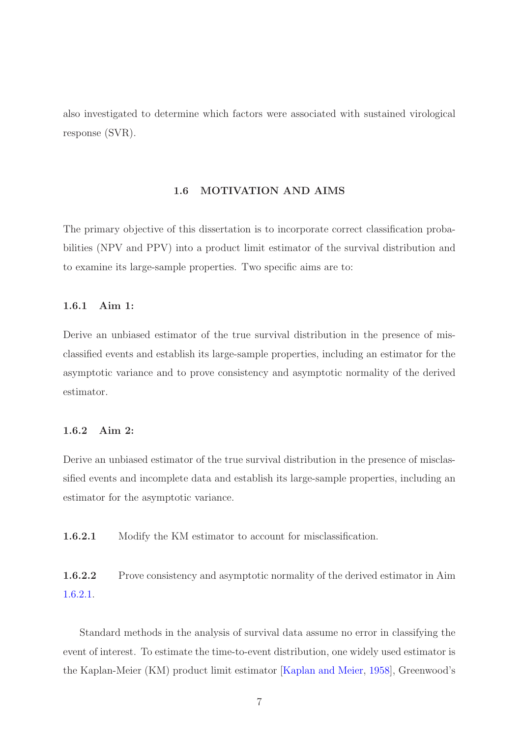also investigated to determine which factors were associated with sustained virological response (SVR).

## 1.6 MOTIVATION AND AIMS

The primary objective of this dissertation is to incorporate correct classification probabilities (NPV and PPV) into a product limit estimator of the survival distribution and to examine its large-sample properties. Two specific aims are to:

### 1.6.1 Aim 1:

Derive an unbiased estimator of the true survival distribution in the presence of misclassified events and establish its large-sample properties, including an estimator for the asymptotic variance and to prove consistency and asymptotic normality of the derived estimator.

### 1.6.2 Aim 2:

Derive an unbiased estimator of the true survival distribution in the presence of misclassified events and incomplete data and establish its large-sample properties, including an estimator for the asymptotic variance.

**1.6.2.1** Modify the KM estimator to account for misclassification.

**1.6.2.2** Prove consistency and asymptotic normality of the derived estimator in Aim 1.6.2.1.

Standard methods in the analysis of survival data assume no error in classifying the event of interest. To estimate the time-to-event distribution, one widely used estimator is the Kaplan-Meier (KM) product limit estimator [Kaplan and Meier, 1958], Greenwood's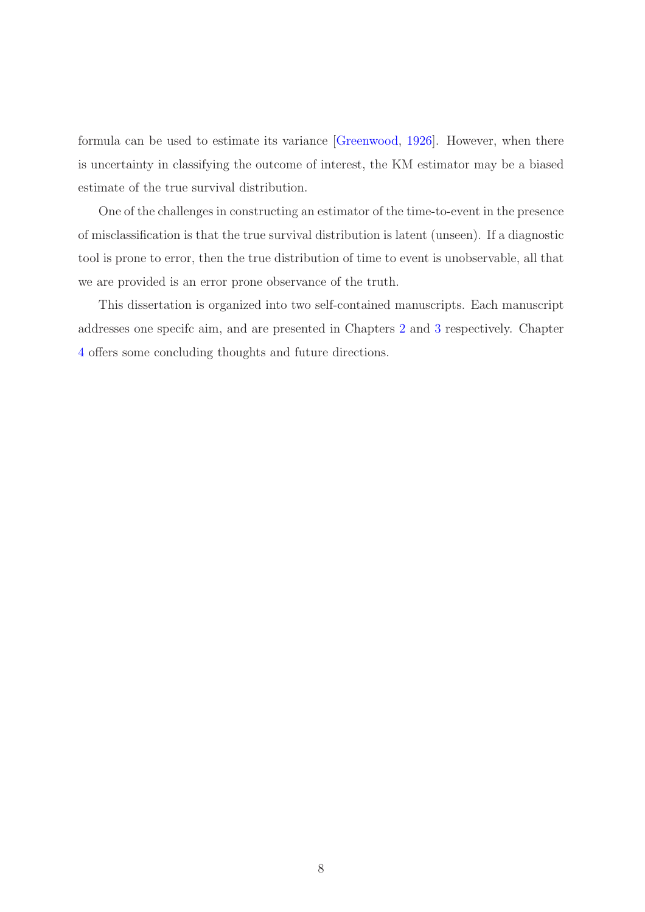formula can be used to estimate its variance [Greenwood, 1926]. However, when there is uncertainty in classifying the outcome of interest, the KM estimator may be a biased estimate of the true survival distribution.

One of the challenges in constructing an estimator of the time-to-event in the presence of misclassification is that the true survival distribution is latent (unseen). If a diagnostic tool is prone to error, then the true distribution of time to event is unobservable, all that we are provided is an error prone observance of the truth.

This dissertation is organized into two self-contained manuscripts. Each manuscript addresses one specifc aim, and are presented in Chapters 2 and 3 respectively. Chapter 4 offers some concluding thoughts and future directions.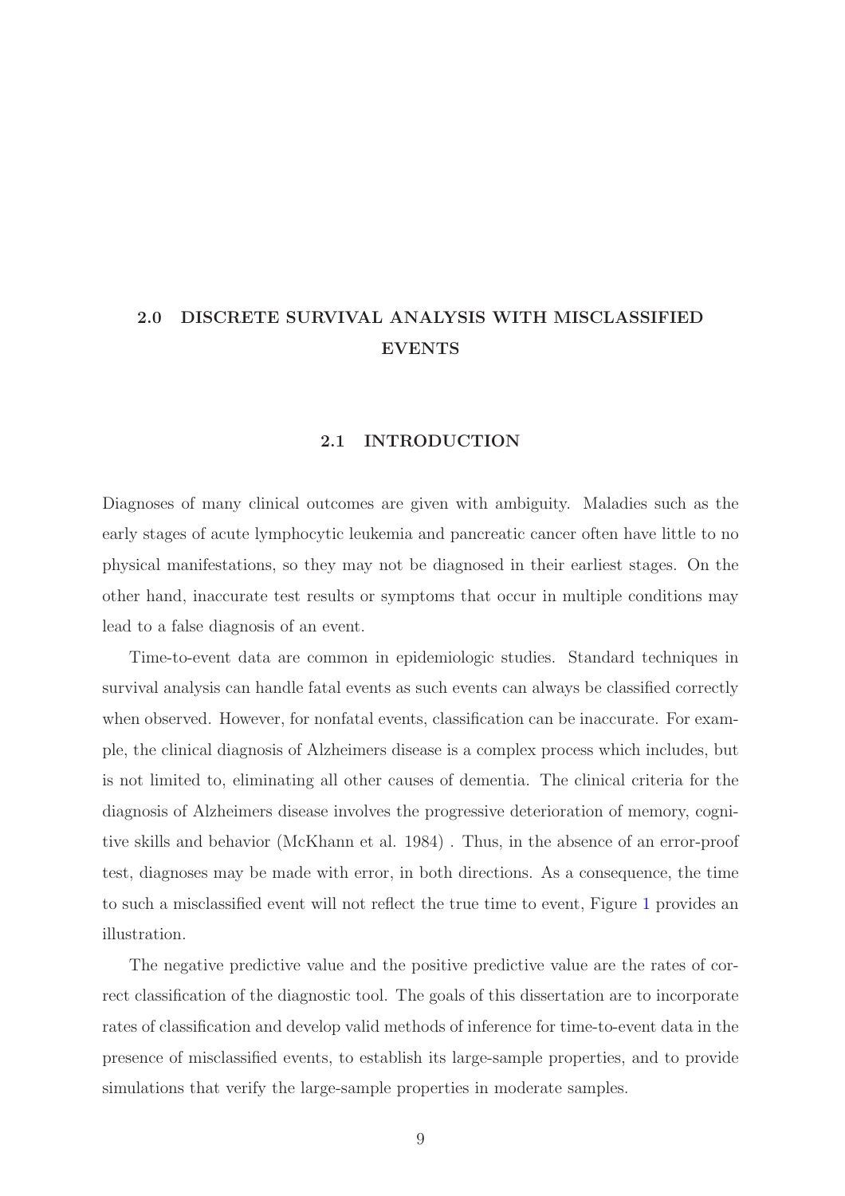# 2.0 DISCRETE SURVIVAL ANALYSIS WITH MISCLASSIFIED EVENTS

## 2.1 INTRODUCTION

Diagnoses of many clinical outcomes are given with ambiguity. Maladies such as the early stages of acute lymphocytic leukemia and pancreatic cancer often have little to no physical manifestations, so they may not be diagnosed in their earliest stages. On the other hand, inaccurate test results or symptoms that occur in multiple conditions may lead to a false diagnosis of an event.

Time-to-event data are common in epidemiologic studies. Standard techniques in survival analysis can handle fatal events as such events can always be classified correctly when observed. However, for nonfatal events, classification can be inaccurate. For example, the clinical diagnosis of Alzheimers disease is a complex process which includes, but is not limited to, eliminating all other causes of dementia. The clinical criteria for the diagnosis of Alzheimers disease involves the progressive deterioration of memory, cognitive skills and behavior (McKhann et al. 1984) . Thus, in the absence of an error-proof test, diagnoses may be made with error, in both directions. As a consequence, the time to such a misclassified event will not reflect the true time to event, Figure 1 provides an illustration.

The negative predictive value and the positive predictive value are the rates of correct classification of the diagnostic tool. The goals of this dissertation are to incorporate rates of classification and develop valid methods of inference for time-to-event data in the presence of misclassified events, to establish its large-sample properties, and to provide simulations that verify the large-sample properties in moderate samples.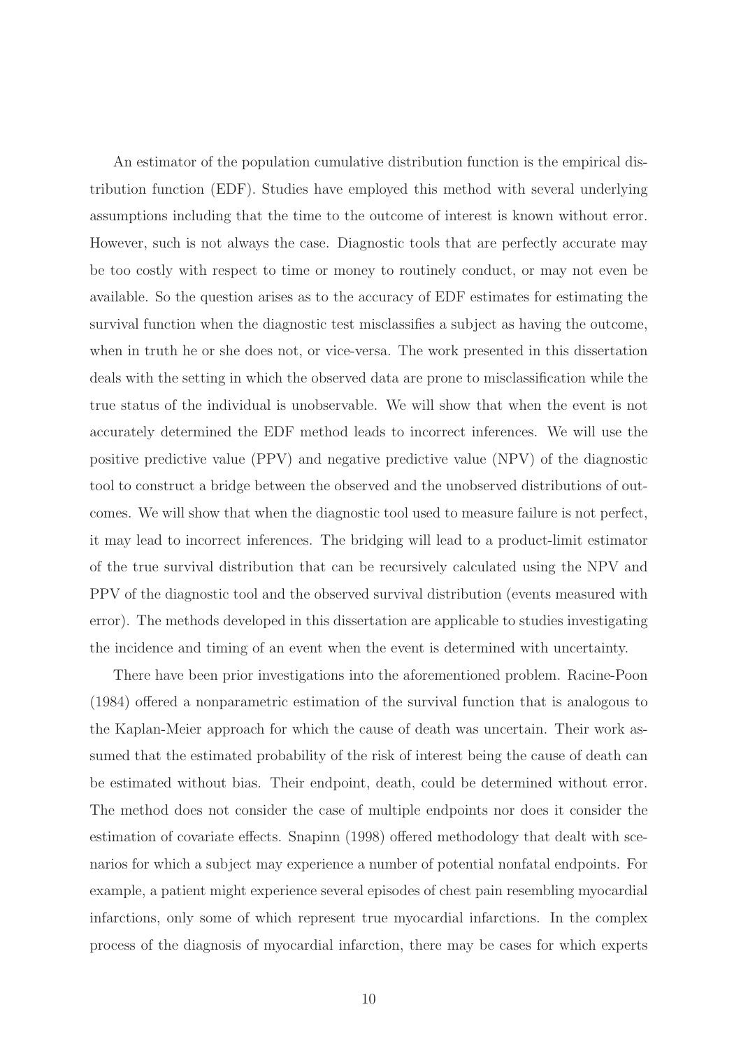An estimator of the population cumulative distribution function is the empirical distribution function (EDF). Studies have employed this method with several underlying assumptions including that the time to the outcome of interest is known without error. However, such is not always the case. Diagnostic tools that are perfectly accurate may be too costly with respect to time or money to routinely conduct, or may not even be available. So the question arises as to the accuracy of EDF estimates for estimating the survival function when the diagnostic test misclassifies a subject as having the outcome, when in truth he or she does not, or vice-versa. The work presented in this dissertation deals with the setting in which the observed data are prone to misclassification while the true status of the individual is unobservable. We will show that when the event is not accurately determined the EDF method leads to incorrect inferences. We will use the positive predictive value (PPV) and negative predictive value (NPV) of the diagnostic tool to construct a bridge between the observed and the unobserved distributions of outcomes. We will show that when the diagnostic tool used to measure failure is not perfect, it may lead to incorrect inferences. The bridging will lead to a product-limit estimator of the true survival distribution that can be recursively calculated using the NPV and PPV of the diagnostic tool and the observed survival distribution (events measured with error). The methods developed in this dissertation are applicable to studies investigating the incidence and timing of an event when the event is determined with uncertainty.

There have been prior investigations into the aforementioned problem. Racine-Poon (1984) offered a nonparametric estimation of the survival function that is analogous to the Kaplan-Meier approach for which the cause of death was uncertain. Their work assumed that the estimated probability of the risk of interest being the cause of death can be estimated without bias. Their endpoint, death, could be determined without error. The method does not consider the case of multiple endpoints nor does it consider the estimation of covariate effects. Snapinn (1998) offered methodology that dealt with scenarios for which a subject may experience a number of potential nonfatal endpoints. For example, a patient might experience several episodes of chest pain resembling myocardial infarctions, only some of which represent true myocardial infarctions. In the complex process of the diagnosis of myocardial infarction, there may be cases for which experts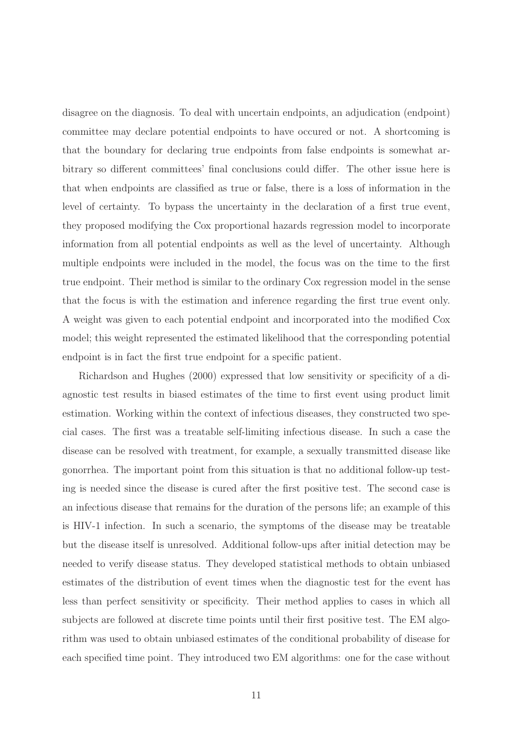disagree on the diagnosis. To deal with uncertain endpoints, an adjudication (endpoint) committee may declare potential endpoints to have occured or not. A shortcoming is that the boundary for declaring true endpoints from false endpoints is somewhat arbitrary so different committees' final conclusions could differ. The other issue here is that when endpoints are classified as true or false, there is a loss of information in the level of certainty. To bypass the uncertainty in the declaration of a first true event, they proposed modifying the Cox proportional hazards regression model to incorporate information from all potential endpoints as well as the level of uncertainty. Although multiple endpoints were included in the model, the focus was on the time to the first true endpoint. Their method is similar to the ordinary Cox regression model in the sense that the focus is with the estimation and inference regarding the first true event only. A weight was given to each potential endpoint and incorporated into the modified Cox model; this weight represented the estimated likelihood that the corresponding potential endpoint is in fact the first true endpoint for a specific patient.

Richardson and Hughes (2000) expressed that low sensitivity or specificity of a diagnostic test results in biased estimates of the time to first event using product limit estimation. Working within the context of infectious diseases, they constructed two special cases. The first was a treatable self-limiting infectious disease. In such a case the disease can be resolved with treatment, for example, a sexually transmitted disease like gonorrhea. The important point from this situation is that no additional follow-up testing is needed since the disease is cured after the first positive test. The second case is an infectious disease that remains for the duration of the persons life; an example of this is HIV-1 infection. In such a scenario, the symptoms of the disease may be treatable but the disease itself is unresolved. Additional follow-ups after initial detection may be needed to verify disease status. They developed statistical methods to obtain unbiased estimates of the distribution of event times when the diagnostic test for the event has less than perfect sensitivity or specificity. Their method applies to cases in which all subjects are followed at discrete time points until their first positive test. The EM algorithm was used to obtain unbiased estimates of the conditional probability of disease for each specified time point. They introduced two EM algorithms: one for the case without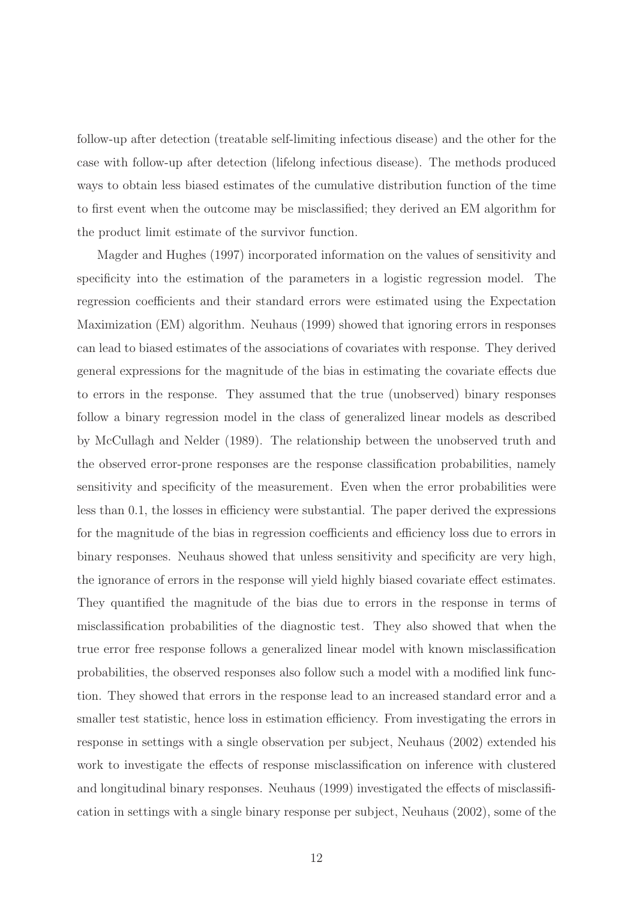follow-up after detection (treatable self-limiting infectious disease) and the other for the case with follow-up after detection (lifelong infectious disease). The methods produced ways to obtain less biased estimates of the cumulative distribution function of the time to first event when the outcome may be misclassified; they derived an EM algorithm for the product limit estimate of the survivor function.

Magder and Hughes (1997) incorporated information on the values of sensitivity and specificity into the estimation of the parameters in a logistic regression model. The regression coefficients and their standard errors were estimated using the Expectation Maximization (EM) algorithm. Neuhaus (1999) showed that ignoring errors in responses can lead to biased estimates of the associations of covariates with response. They derived general expressions for the magnitude of the bias in estimating the covariate effects due to errors in the response. They assumed that the true (unobserved) binary responses follow a binary regression model in the class of generalized linear models as described by McCullagh and Nelder (1989). The relationship between the unobserved truth and the observed error-prone responses are the response classification probabilities, namely sensitivity and specificity of the measurement. Even when the error probabilities were less than 0.1, the losses in efficiency were substantial. The paper derived the expressions for the magnitude of the bias in regression coefficients and efficiency loss due to errors in binary responses. Neuhaus showed that unless sensitivity and specificity are very high, the ignorance of errors in the response will yield highly biased covariate effect estimates. They quantified the magnitude of the bias due to errors in the response in terms of misclassification probabilities of the diagnostic test. They also showed that when the true error free response follows a generalized linear model with known misclassification probabilities, the observed responses also follow such a model with a modified link function. They showed that errors in the response lead to an increased standard error and a smaller test statistic, hence loss in estimation efficiency. From investigating the errors in response in settings with a single observation per subject, Neuhaus (2002) extended his work to investigate the effects of response misclassification on inference with clustered and longitudinal binary responses. Neuhaus (1999) investigated the effects of misclassification in settings with a single binary response per subject, Neuhaus (2002), some of the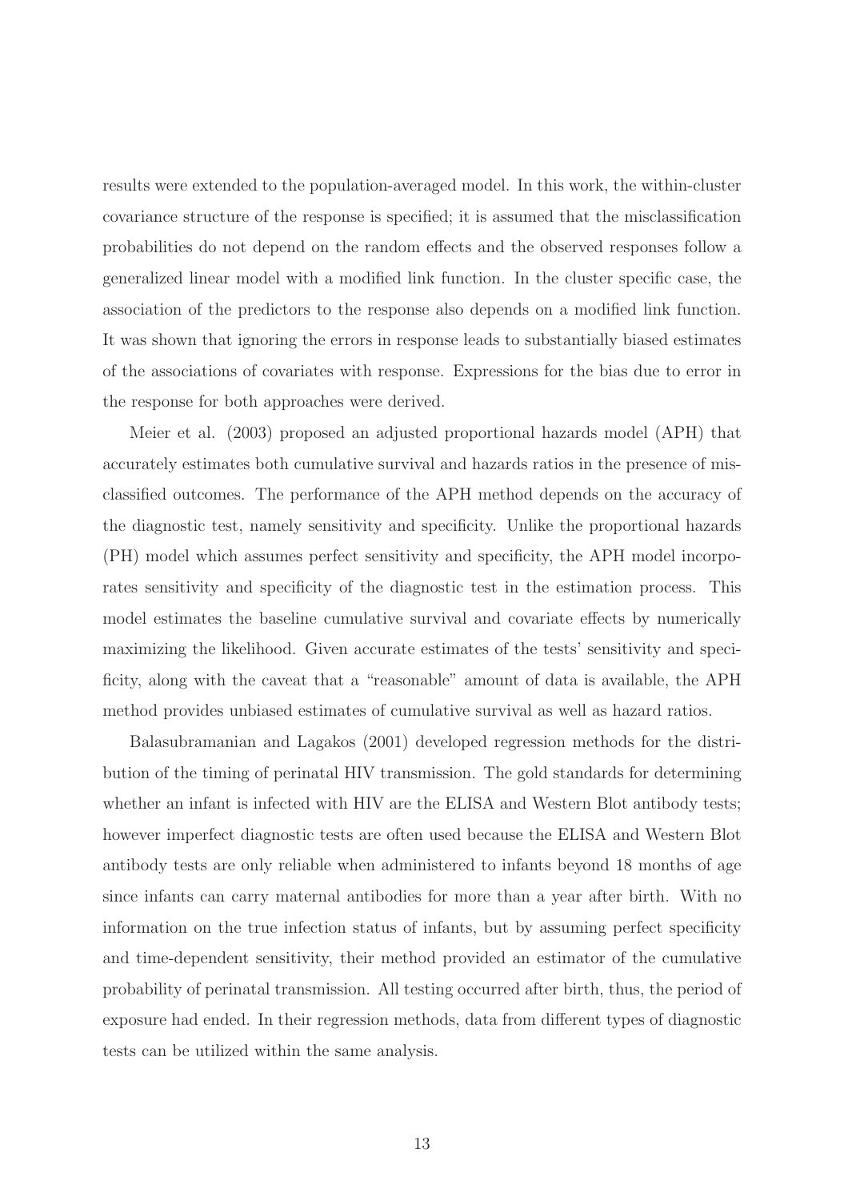results were extended to the population-averaged model. In this work, the within-cluster covariance structure of the response is specified; it is assumed that the misclassification probabilities do not depend on the random effects and the observed responses follow a generalized linear model with a modified link function. In the cluster specific case, the association of the predictors to the response also depends on a modified link function. It was shown that ignoring the errors in response leads to substantially biased estimates of the associations of covariates with response. Expressions for the bias due to error in the response for both approaches were derived.

Meier et al. (2003) proposed an adjusted proportional hazards model (APH) that accurately estimates both cumulative survival and hazards ratios in the presence of misclassified outcomes. The performance of the APH method depends on the accuracy of the diagnostic test, namely sensitivity and specificity. Unlike the proportional hazards (PH) model which assumes perfect sensitivity and specificity, the APH model incorporates sensitivity and specificity of the diagnostic test in the estimation process. This model estimates the baseline cumulative survival and covariate effects by numerically maximizing the likelihood. Given accurate estimates of the tests' sensitivity and specificity, along with the caveat that a "reasonable" amount of data is available, the APH method provides unbiased estimates of cumulative survival as well as hazard ratios.

Balasubramanian and Lagakos (2001) developed regression methods for the distribution of the timing of perinatal HIV transmission. The gold standards for determining whether an infant is infected with HIV are the ELISA and Western Blot antibody tests; however imperfect diagnostic tests are often used because the ELISA and Western Blot antibody tests are only reliable when administered to infants beyond 18 months of age since infants can carry maternal antibodies for more than a year after birth. With no information on the true infection status of infants, but by assuming perfect specificity and time-dependent sensitivity, their method provided an estimator of the cumulative probability of perinatal transmission. All testing occurred after birth, thus, the period of exposure had ended. In their regression methods, data from different types of diagnostic tests can be utilized within the same analysis.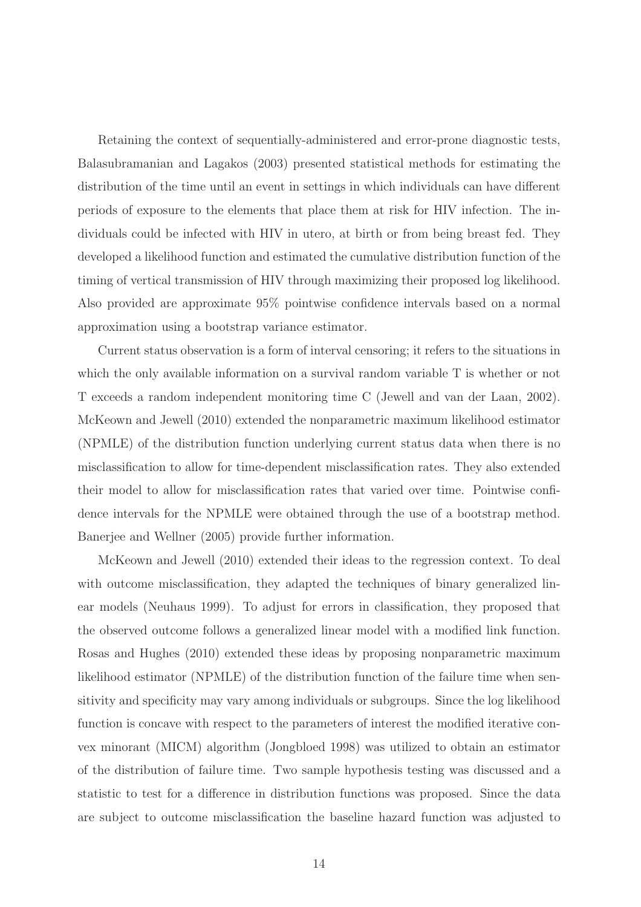Retaining the context of sequentially-administered and error-prone diagnostic tests, Balasubramanian and Lagakos (2003) presented statistical methods for estimating the distribution of the time until an event in settings in which individuals can have different periods of exposure to the elements that place them at risk for HIV infection. The individuals could be infected with HIV in utero, at birth or from being breast fed. They developed a likelihood function and estimated the cumulative distribution function of the timing of vertical transmission of HIV through maximizing their proposed log likelihood. Also provided are approximate 95% pointwise confidence intervals based on a normal approximation using a bootstrap variance estimator.

Current status observation is a form of interval censoring; it refers to the situations in which the only available information on a survival random variable T is whether or not T exceeds a random independent monitoring time C (Jewell and van der Laan, 2002). McKeown and Jewell (2010) extended the nonparametric maximum likelihood estimator (NPMLE) of the distribution function underlying current status data when there is no misclassification to allow for time-dependent misclassification rates. They also extended their model to allow for misclassification rates that varied over time. Pointwise confidence intervals for the NPMLE were obtained through the use of a bootstrap method. Banerjee and Wellner (2005) provide further information.

McKeown and Jewell (2010) extended their ideas to the regression context. To deal with outcome misclassification, they adapted the techniques of binary generalized linear models (Neuhaus 1999). To adjust for errors in classification, they proposed that the observed outcome follows a generalized linear model with a modified link function. Rosas and Hughes (2010) extended these ideas by proposing nonparametric maximum likelihood estimator (NPMLE) of the distribution function of the failure time when sensitivity and specificity may vary among individuals or subgroups. Since the log likelihood function is concave with respect to the parameters of interest the modified iterative convex minorant (MICM) algorithm (Jongbloed 1998) was utilized to obtain an estimator of the distribution of failure time. Two sample hypothesis testing was discussed and a statistic to test for a difference in distribution functions was proposed. Since the data are subject to outcome misclassification the baseline hazard function was adjusted to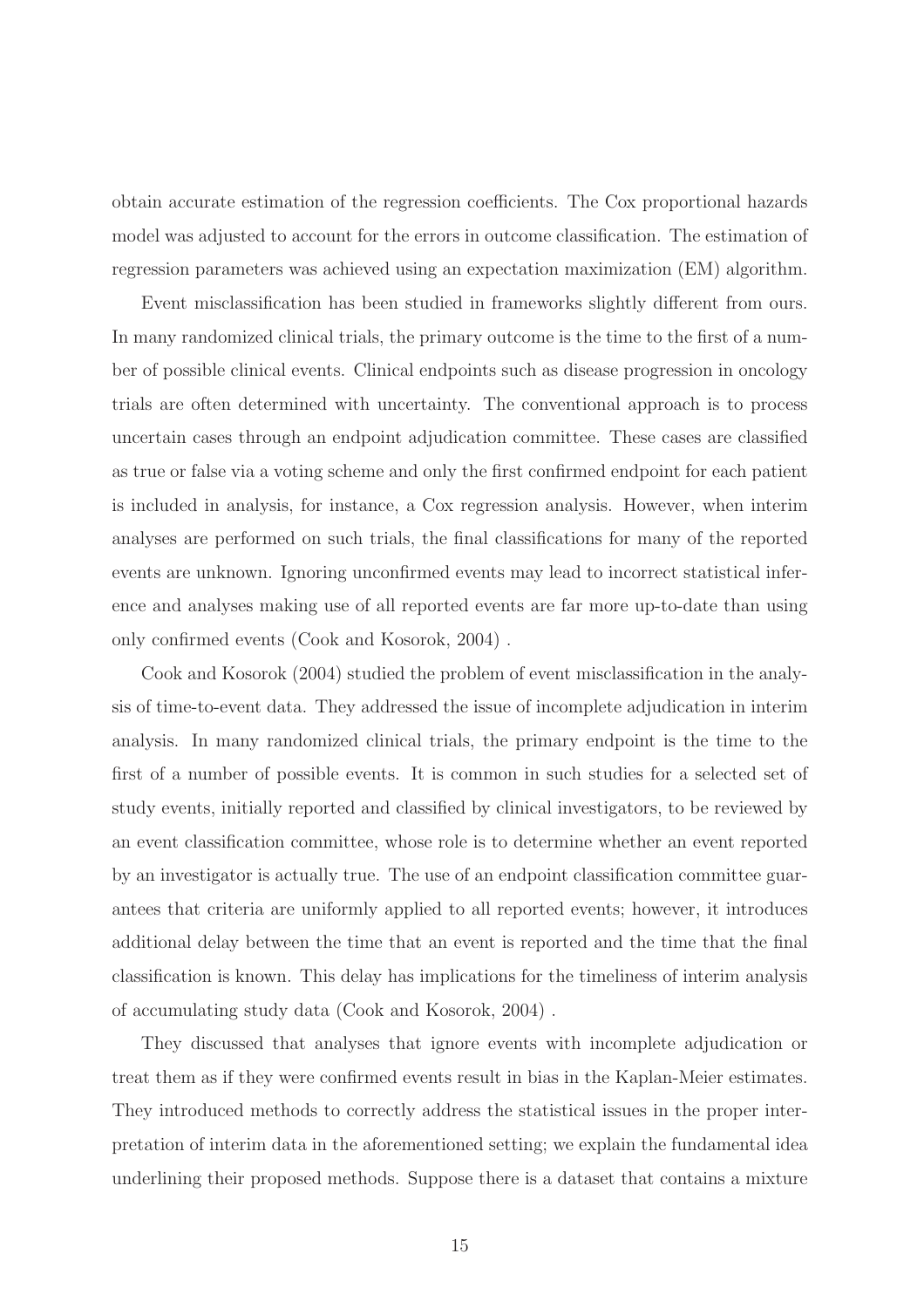obtain accurate estimation of the regression coefficients. The Cox proportional hazards model was adjusted to account for the errors in outcome classification. The estimation of regression parameters was achieved using an expectation maximization (EM) algorithm.

Event misclassification has been studied in frameworks slightly different from ours. In many randomized clinical trials, the primary outcome is the time to the first of a number of possible clinical events. Clinical endpoints such as disease progression in oncology trials are often determined with uncertainty. The conventional approach is to process uncertain cases through an endpoint adjudication committee. These cases are classified as true or false via a voting scheme and only the first confirmed endpoint for each patient is included in analysis, for instance, a Cox regression analysis. However, when interim analyses are performed on such trials, the final classifications for many of the reported events are unknown. Ignoring unconfirmed events may lead to incorrect statistical inference and analyses making use of all reported events are far more up-to-date than using only confirmed events (Cook and Kosorok, 2004) .

Cook and Kosorok (2004) studied the problem of event misclassification in the analysis of time-to-event data. They addressed the issue of incomplete adjudication in interim analysis. In many randomized clinical trials, the primary endpoint is the time to the first of a number of possible events. It is common in such studies for a selected set of study events, initially reported and classified by clinical investigators, to be reviewed by an event classification committee, whose role is to determine whether an event reported by an investigator is actually true. The use of an endpoint classification committee guarantees that criteria are uniformly applied to all reported events; however, it introduces additional delay between the time that an event is reported and the time that the final classification is known. This delay has implications for the timeliness of interim analysis of accumulating study data (Cook and Kosorok, 2004) .

They discussed that analyses that ignore events with incomplete adjudication or treat them as if they were confirmed events result in bias in the Kaplan-Meier estimates. They introduced methods to correctly address the statistical issues in the proper interpretation of interim data in the aforementioned setting; we explain the fundamental idea underlining their proposed methods. Suppose there is a dataset that contains a mixture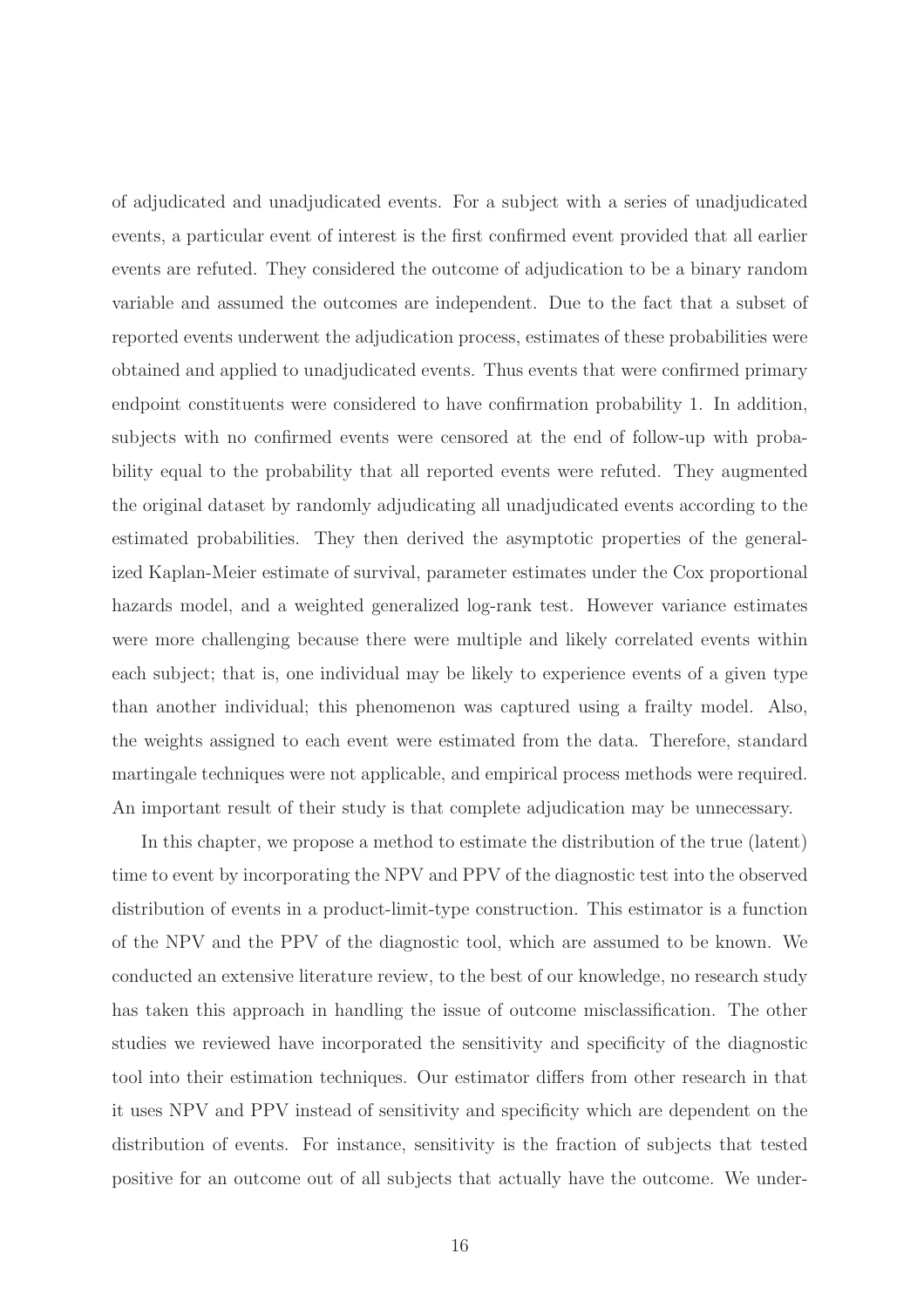of adjudicated and unadjudicated events. For a subject with a series of unadjudicated events, a particular event of interest is the first confirmed event provided that all earlier events are refuted. They considered the outcome of adjudication to be a binary random variable and assumed the outcomes are independent. Due to the fact that a subset of reported events underwent the adjudication process, estimates of these probabilities were obtained and applied to unadjudicated events. Thus events that were confirmed primary endpoint constituents were considered to have confirmation probability 1. In addition, subjects with no confirmed events were censored at the end of follow-up with probability equal to the probability that all reported events were refuted. They augmented the original dataset by randomly adjudicating all unadjudicated events according to the estimated probabilities. They then derived the asymptotic properties of the generalized Kaplan-Meier estimate of survival, parameter estimates under the Cox proportional hazards model, and a weighted generalized log-rank test. However variance estimates were more challenging because there were multiple and likely correlated events within each subject; that is, one individual may be likely to experience events of a given type than another individual; this phenomenon was captured using a frailty model. Also, the weights assigned to each event were estimated from the data. Therefore, standard martingale techniques were not applicable, and empirical process methods were required. An important result of their study is that complete adjudication may be unnecessary.

In this chapter, we propose a method to estimate the distribution of the true (latent) time to event by incorporating the NPV and PPV of the diagnostic test into the observed distribution of events in a product-limit-type construction. This estimator is a function of the NPV and the PPV of the diagnostic tool, which are assumed to be known. We conducted an extensive literature review, to the best of our knowledge, no research study has taken this approach in handling the issue of outcome misclassification. The other studies we reviewed have incorporated the sensitivity and specificity of the diagnostic tool into their estimation techniques. Our estimator differs from other research in that it uses NPV and PPV instead of sensitivity and specificity which are dependent on the distribution of events. For instance, sensitivity is the fraction of subjects that tested positive for an outcome out of all subjects that actually have the outcome. We under-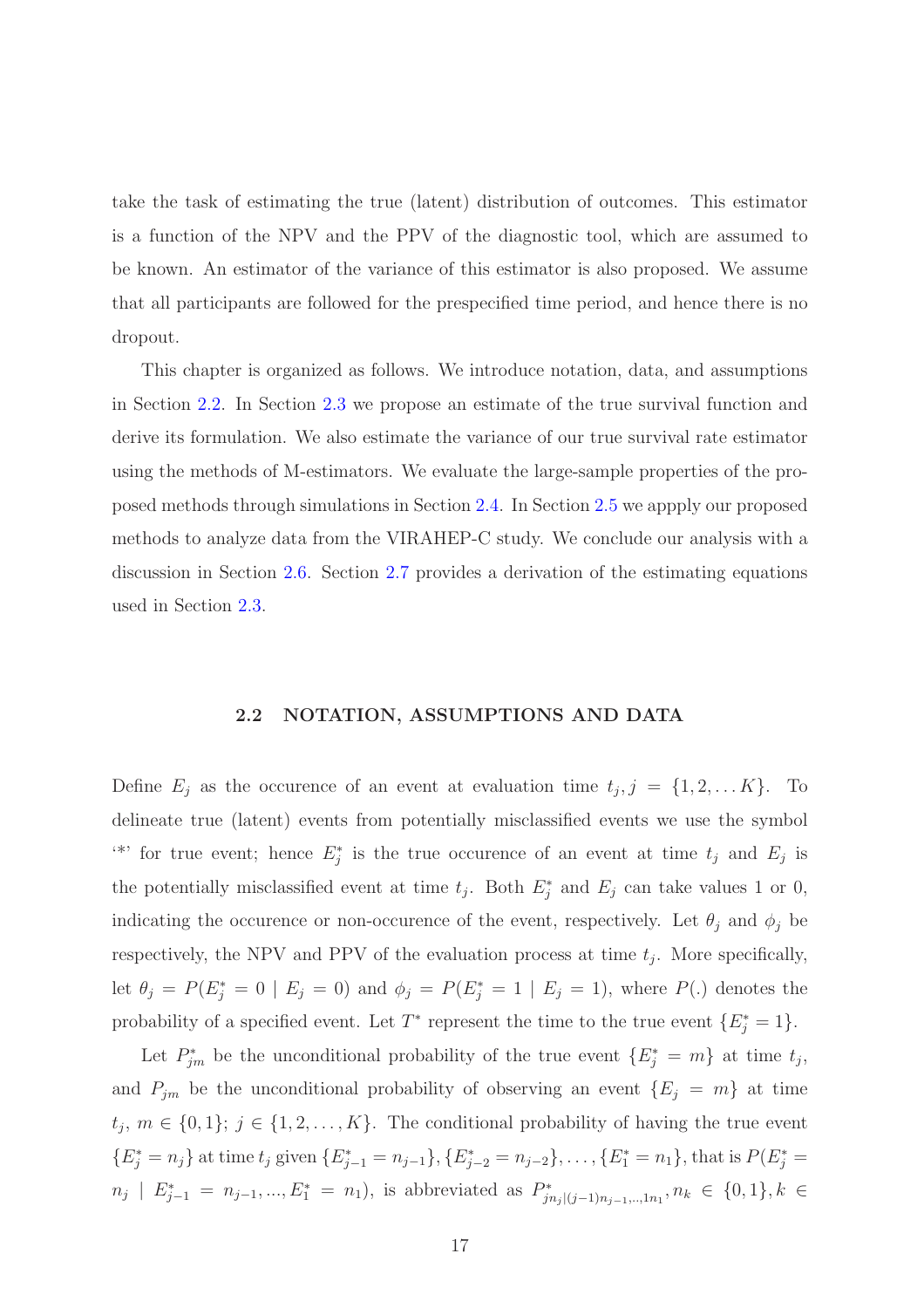take the task of estimating the true (latent) distribution of outcomes. This estimator is a function of the NPV and the PPV of the diagnostic tool, which are assumed to be known. An estimator of the variance of this estimator is also proposed. We assume that all participants are followed for the prespecified time period, and hence there is no dropout.

This chapter is organized as follows. We introduce notation, data, and assumptions in Section 2.2. In Section 2.3 we propose an estimate of the true survival function and derive its formulation. We also estimate the variance of our true survival rate estimator using the methods of M-estimators. We evaluate the large-sample properties of the proposed methods through simulations in Section 2.4. In Section 2.5 we appply our proposed methods to analyze data from the VIRAHEP-C study. We conclude our analysis with a discussion in Section 2.6. Section 2.7 provides a derivation of the estimating equations used in Section 2.3.

### 2.2 NOTATION, ASSUMPTIONS AND DATA

Define $E_j$ as the occurence of an event at evaluation time $t_j, j = \{1, 2, \dots K\}$. To delineate true (latent) events from potentially misclassified events we use the symbol '*' for true event; hence $E_j^*$ is the true occurence of an event at time $t_j$ and $E_j$ is the potentially misclassified event at time $t_j$. Both $E_j^*$ and $E_j$ can take values 1 or 0, indicating the occurence or non-occurence of the event, respectively. Let $\theta_j$ and $\phi_j$ be respectively, the NPV and PPV of the evaluation process at time $t_j$. More specifically, let $\theta_j = P(E_j^* = 0 \mid E_j = 0)$ and $\phi_j = P(E_j^* = 1 \mid E_j = 1)$, where $P(.)$ denotes the probability of a specified event. Let $T^*$ represent the time to the true event $\{E_j^* = 1\}$.

Let $P_{jm}^*$ be the unconditional probability of the true event $\{E_j^* = m\}$ at time $t_j$, and $P_{jm}$ be the unconditional probability of observing an event $\{E_j = m\}$ at time $t_j$, $m \in \{0, 1\}$; $j \in \{1, 2, \dots, K\}$. The conditional probability of having the true event $\{E_j^* = n_j\}$ at time $t_j$ given $\{E_{j-1}^* = n_{j-1}\}, \{E_{j-2}^* = n_{j-2}\}, \dots, \{E_1^* = n_1\}$, that is $P(E_j^* = n_j \mid E_{j-1}^* = n_{j-1}, ..., E_1^* = n_1)$, is abbreviated as $P_{jn_j|(j-1)n_{j-1},..,1n_1}^*, n_k \in \{0, 1\}, k \in$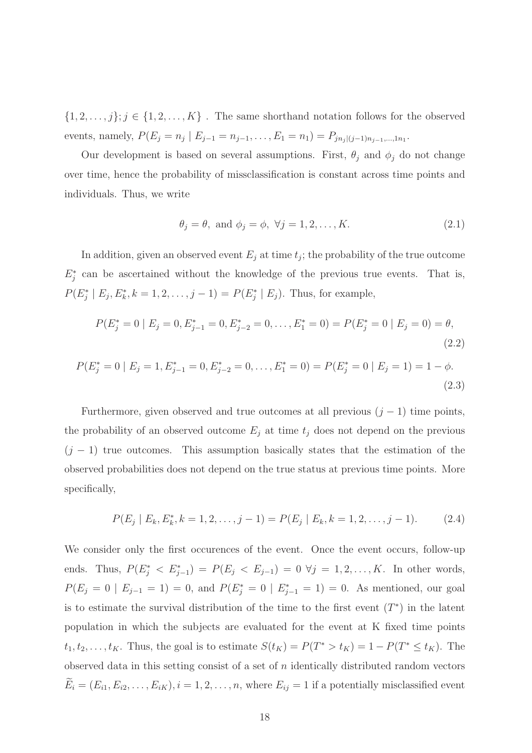$\{1, 2, \ldots, j\}; j \in \{1, 2, \ldots, K\}$ . The same shorthand notation follows for the observed events, namely, $P(E_j = n_j \mid E_{j-1} = n_{j-1}, \ldots, E_1 = n_1) = P_{jn_j|(j-1)n_{j-1},\ldots,1n_1}$.

Our development is based on several assumptions. First, $\theta_j$ and $\phi_j$ do not change over time, hence the probability of missclassification is constant across time points and individuals. Thus, we write

$$\theta_j = \theta, \text{ and } \phi_j = \phi, \; \forall j = 1, 2, \ldots, K. \tag{2.1}$$

In addition, given an observed event $E_j$ at time $t_j$; the probability of the true outcome $E_j^*$ can be ascertained without the knowledge of the previous true events. That is, $P(E_j^* \mid E_j, E_k^*, k = 1, 2, \ldots, j-1) = P(E_j^* \mid E_j)$. Thus, for example,

$$P(E_j^* = 0 \mid E_j = 0, E_{j-1}^* = 0, E_{j-2}^* = 0, \ldots, E_1^* = 0) = P(E_j^* = 0 \mid E_j = 0) = \theta, \tag{2.2}$$

$$P(E_j^* = 0 \mid E_j = 1, E_{j-1}^* = 0, E_{j-2}^* = 0, \ldots, E_1^* = 0) = P(E_j^* = 0 \mid E_j = 1) = 1 - \phi. \tag{2.3}$$

Furthermore, given observed and true outcomes at all previous $(j-1)$ time points, the probability of an observed outcome $E_j$ at time $t_j$ does not depend on the previous $(j-1)$ true outcomes. This assumption basically states that the estimation of the observed probabilities does not depend on the true status at previous time points. More specifically,

$$P(E_j \mid E_k, E_k^*, k = 1, 2, \ldots, j-1) = P(E_j \mid E_k, k = 1, 2, \ldots, j-1). \tag{2.4}$$

We consider only the first occurences of the event. Once the event occurs, follow-up ends. Thus, $P(E_j^* < E_{j-1}^*) = P(E_j < E_{j-1}) = 0 \; \forall j = 1, 2, \ldots, K$. In other words, $P(E_j = 0 \mid E_{j-1} = 1) = 0$, and $P(E_j^* = 0 \mid E_{j-1}^* = 1) = 0$. As mentioned, our goal is to estimate the survival distribution of the time to the first event $(T^*)$ in the latent population in which the subjects are evaluated for the event at K fixed time points $t_1, t_2, \ldots, t_K$. Thus, the goal is to estimate $S(t_K) = P(T^* > t_K) = 1 - P(T^* \leq t_K)$. The observed data in this setting consist of a set of $n$ identically distributed random vectors $\widetilde{E}_i = (E_{i1}, E_{i2}, \ldots, E_{iK}), i = 1, 2, \ldots, n$, where $E_{ij} = 1$ if a potentially misclassified event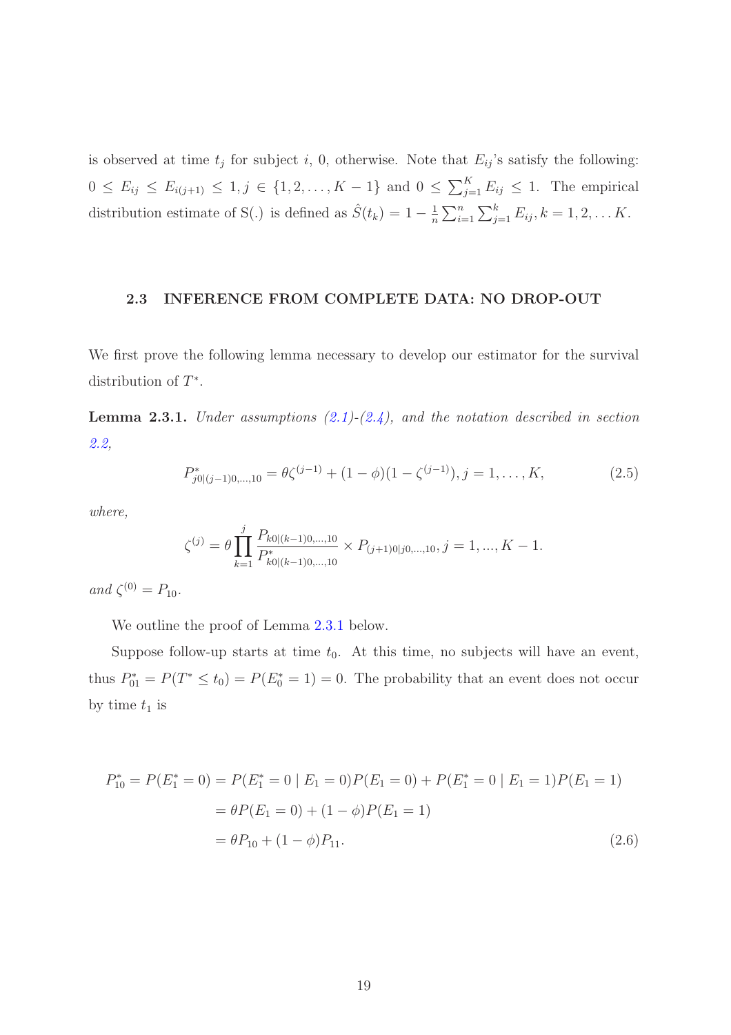is observed at time $t_j$ for subject $i$, 0, otherwise. Note that $E_{ij}$'s satisfy the following: $0 \leq E_{ij} \leq E_{i(j+1)} \leq 1, j \in \{1, 2, \ldots, K-1\}$ and $0 \leq \sum_{j=1}^{K} E_{ij} \leq 1$. The empirical distribution estimate of S(.) is defined as $\hat{S}(t_k) = 1 - \frac{1}{n}\sum_{i=1}^{n}\sum_{j=1}^{k} E_{ij}, k = 1, 2, \ldots K$.

### 2.3 INFERENCE FROM COMPLETE DATA: NO DROP-OUT

We first prove the following lemma necessary to develop our estimator for the survival distribution of $T^*$.

**Lemma 2.3.1.** *Under assumptions (2.1)-(2.4), and the notation described in section 2.2,*

$$P^*_{j0|(j-1)0,\ldots,10} = \theta\zeta^{(j-1)} + (1-\phi)(1-\zeta^{(j-1)}), j = 1, \ldots, K, \tag{2.5}$$

*where,*

$$\zeta^{(j)} = \theta \prod_{k=1}^{j} \frac{P_{k0|(k-1)0,\ldots,10}}{P^*_{k0|(k-1)0,\ldots,10}} \times P_{(j+1)0|j0,\ldots,10}, j = 1, \ldots, K-1.$$

*and* $\zeta^{(0)} = P_{10}$.

We outline the proof of Lemma 2.3.1 below.

Suppose follow-up starts at time $t_0$. At this time, no subjects will have an event, thus $P^*_{01} = P(T^* \leq t_0) = P(E^*_0 = 1) = 0$. The probability that an event does not occur by time $t_1$ is

$$\begin{aligned}
P^*_{10} = P(E^*_1 = 0) &= P(E^*_1 = 0 \mid E_1 = 0)P(E_1 = 0) + P(E^*_1 = 0 \mid E_1 = 1)P(E_1 = 1) \\
&= \theta P(E_1 = 0) + (1-\phi)P(E_1 = 1) \\
&= \theta P_{10} + (1-\phi)P_{11}.
\end{aligned} \tag{2.6}$$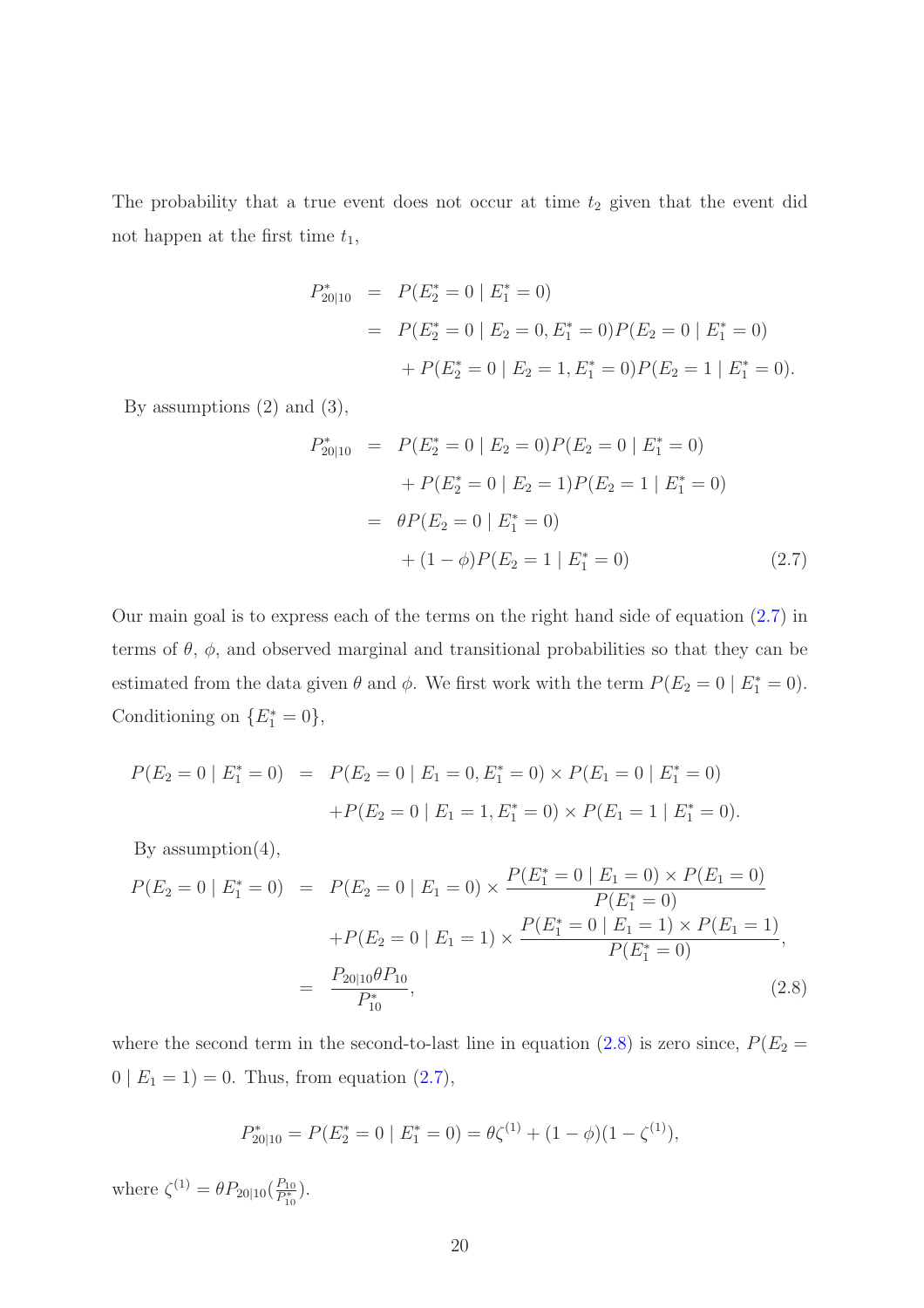The probability that a true event does not occur at time $t_2$ given that the event did not happen at the first time $t_1$,

$$
\begin{aligned}
P^*_{20|10} &= P(E^*_2 = 0 \mid E^*_1 = 0) \\
&= P(E^*_2 = 0 \mid E_2 = 0, E^*_1 = 0)P(E_2 = 0 \mid E^*_1 = 0) \\
&\quad + P(E^*_2 = 0 \mid E_2 = 1, E^*_1 = 0)P(E_2 = 1 \mid E^*_1 = 0).
\end{aligned}
$$

By assumptions (2) and (3),

$$
\begin{aligned}
P^*_{20|10} &= P(E^*_2 = 0 \mid E_2 = 0)P(E_2 = 0 \mid E^*_1 = 0) \\
&\quad + P(E^*_2 = 0 \mid E_2 = 1)P(E_2 = 1 \mid E^*_1 = 0) \\
&= \theta P(E_2 = 0 \mid E^*_1 = 0) \\
&\quad + (1 - \phi)P(E_2 = 1 \mid E^*_1 = 0) \qquad (2.7)
\end{aligned}
$$

Our main goal is to express each of the terms on the right hand side of equation (2.7) in terms of $\theta$, $\phi$, and observed marginal and transitional probabilities so that they can be estimated from the data given $\theta$ and $\phi$. We first work with the term $P(E_2 = 0 \mid E^*_1 = 0)$. Conditioning on $\{E^*_1 = 0\}$,

$$
\begin{aligned}
P(E_2 = 0 \mid E^*_1 = 0) &= P(E_2 = 0 \mid E_1 = 0, E^*_1 = 0) \times P(E_1 = 0 \mid E^*_1 = 0) \\
&\quad + P(E_2 = 0 \mid E_1 = 1, E^*_1 = 0) \times P(E_1 = 1 \mid E^*_1 = 0).
\end{aligned}
$$

By assumption(4),

$$
\begin{aligned}
P(E_2 = 0 \mid E^*_1 = 0) &= P(E_2 = 0 \mid E_1 = 0) \times \frac{P(E^*_1 = 0 \mid E_1 = 0) \times P(E_1 = 0)}{P(E^*_1 = 0)} \\
&\quad + P(E_2 = 0 \mid E_1 = 1) \times \frac{P(E^*_1 = 0 \mid E_1 = 1) \times P(E_1 = 1)}{P(E^*_1 = 0)}, \\
&= \frac{P_{20|10}\theta P_{10}}{P^*_{10}}, \qquad (2.8)
\end{aligned}
$$

where the second term in the second-to-last line in equation (2.8) is zero since, $P(E_2 = 0 \mid E_1 = 1) = 0$. Thus, from equation (2.7),

$$
P^*_{20|10} = P(E^*_2 = 0 \mid E^*_1 = 0) = \theta\zeta^{(1)} + (1 - \phi)(1 - \zeta^{(1)}),
$$

where $\zeta^{(1)} = \theta P_{20|10}(\frac{P_{10}}{P^*_{10}})$.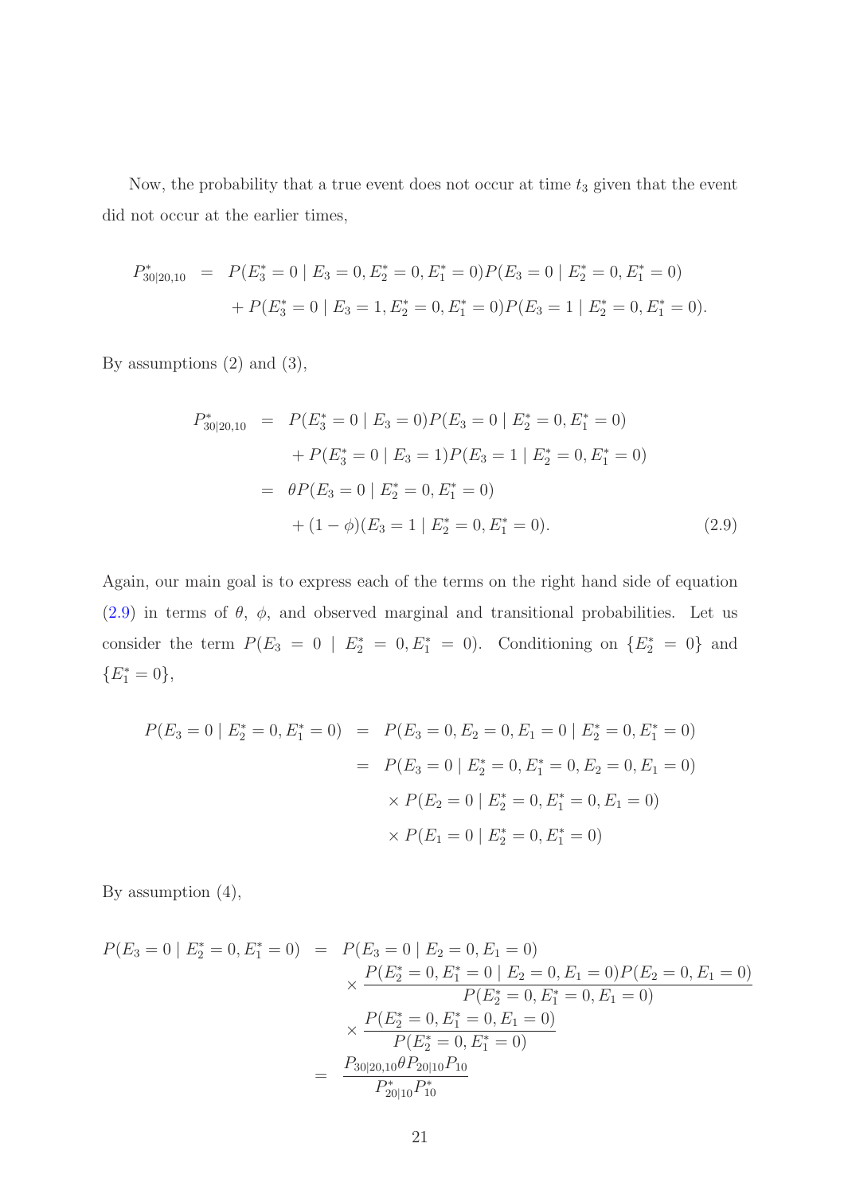Now, the probability that a true event does not occur at time $t_3$ given that the event did not occur at the earlier times,

$$
\begin{aligned}
P^*_{30|20,10} &= P(E^*_3 = 0 \mid E_3 = 0, E^*_2 = 0, E^*_1 = 0) P(E_3 = 0 \mid E^*_2 = 0, E^*_1 = 0) \\
&\quad + P(E^*_3 = 0 \mid E_3 = 1, E^*_2 = 0, E^*_1 = 0) P(E_3 = 1 \mid E^*_2 = 0, E^*_1 = 0).
\end{aligned}
$$

By assumptions (2) and (3),

$$
\begin{aligned}
P^*_{30|20,10} &= P(E^*_3 = 0 \mid E_3 = 0) P(E_3 = 0 \mid E^*_2 = 0, E^*_1 = 0) \\
&\quad + P(E^*_3 = 0 \mid E_3 = 1) P(E_3 = 1 \mid E^*_2 = 0, E^*_1 = 0) \\
&= \theta P(E_3 = 0 \mid E^*_2 = 0, E^*_1 = 0) \\
&\quad + (1 - \phi)(E_3 = 1 \mid E^*_2 = 0, E^*_1 = 0). \qquad (2.9)
\end{aligned}
$$

Again, our main goal is to express each of the terms on the right hand side of equation (2.9) in terms of $\theta$, $\phi$, and observed marginal and transitional probabilities. Let us consider the term $P(E_3 = 0 \mid E^*_2 = 0, E^*_1 = 0)$. Conditioning on $\{E^*_2 = 0\}$ and $\{E^*_1 = 0\}$,

$$
\begin{aligned}
P(E_3 = 0 \mid E^*_2 = 0, E^*_1 = 0) &= P(E_3 = 0, E_2 = 0, E_1 = 0 \mid E^*_2 = 0, E^*_1 = 0) \\
&= P(E_3 = 0 \mid E^*_2 = 0, E^*_1 = 0, E_2 = 0, E_1 = 0) \\
&\quad \times P(E_2 = 0 \mid E^*_2 = 0, E^*_1 = 0, E_1 = 0) \\
&\quad \times P(E_1 = 0 \mid E^*_2 = 0, E^*_1 = 0)
\end{aligned}
$$

By assumption (4),

$$
\begin{aligned}
P(E_3 = 0 \mid E^*_2 = 0, E^*_1 = 0) &= P(E_3 = 0 \mid E_2 = 0, E_1 = 0) \\
&\quad \times \frac{P(E^*_2 = 0, E^*_1 = 0 \mid E_2 = 0, E_1 = 0) P(E_2 = 0, E_1 = 0)}{P(E^*_2 = 0, E^*_1 = 0, E_1 = 0)} \\
&\quad \times \frac{P(E^*_2 = 0, E^*_1 = 0, E_1 = 0)}{P(E^*_2 = 0, E^*_1 = 0)} \\
&= \frac{P_{30|20,10} \theta P_{20|10} P_{10}}{P^*_{20|10} P^*_{10}}
\end{aligned}
$$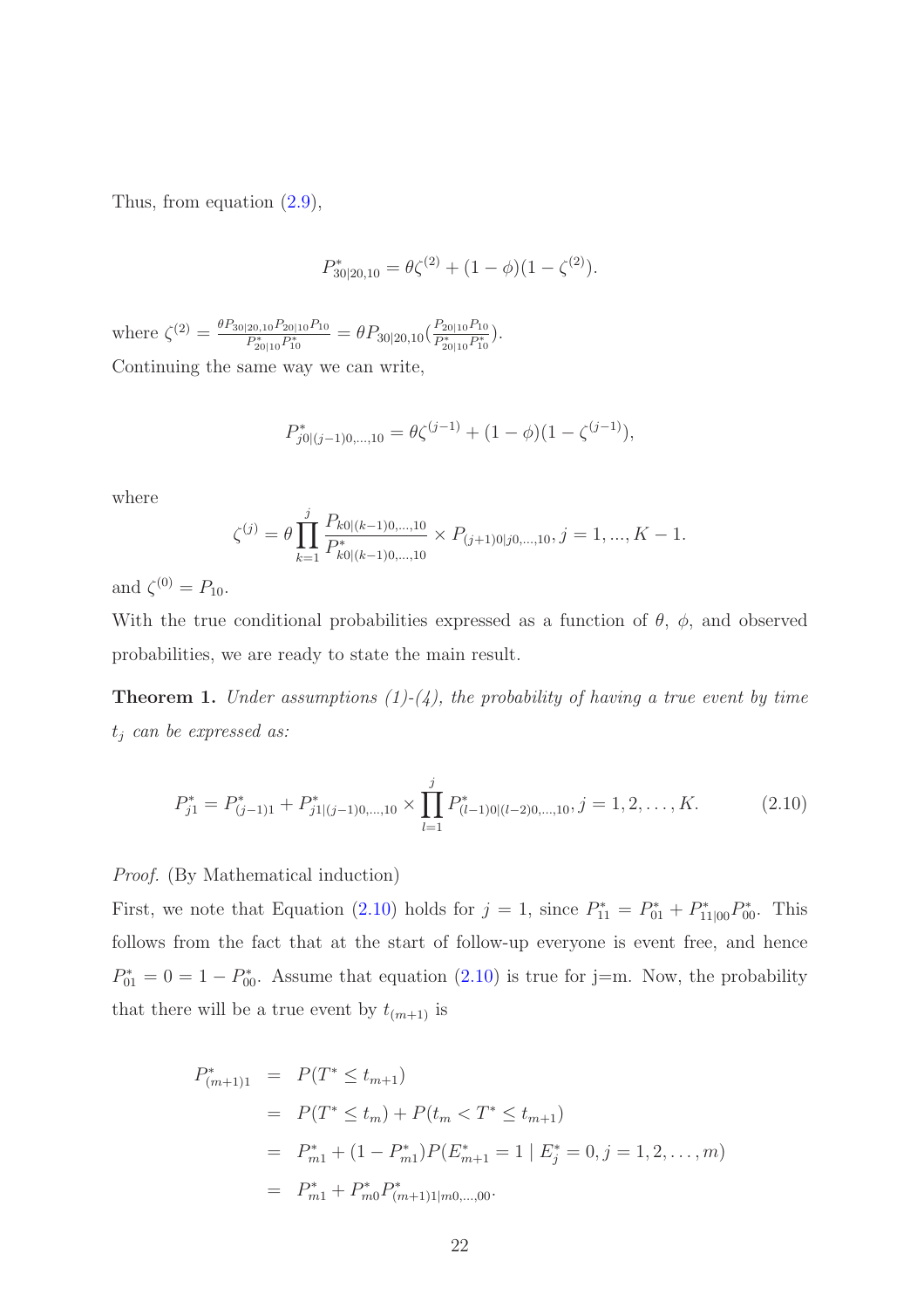Thus, from equation (2.9),

$$P^*_{30|20,10} = \theta\zeta^{(2)} + (1-\phi)(1-\zeta^{(2)}).$$

where $\zeta^{(2)} = \frac{\theta P_{30|20,10} P_{20|10} P_{10}}{P^*_{20|10} P^*_{10}} = \theta P_{30|20,10}(\frac{P_{20|10} P_{10}}{P^*_{20|10} P^*_{10}})$.

Continuing the same way we can write,

$$P^*_{j0|(j-1)0,\ldots,10} = \theta\zeta^{(j-1)} + (1-\phi)(1-\zeta^{(j-1)}),$$

where

$$\zeta^{(j)} = \theta \prod_{k=1}^{j} \frac{P_{k0|(k-1)0,\ldots,10}}{P^*_{k0|(k-1)0,\ldots,10}} \times P_{(j+1)0|j0,\ldots,10}, j = 1, \ldots, K-1.$$

and $\zeta^{(0)} = P_{10}$.

With the true conditional probabilities expressed as a function of $\theta$, $\phi$, and observed probabilities, we are ready to state the main result.

**Theorem 1.** *Under assumptions (1)-(4), the probability of having a true event by time $t_j$ can be expressed as:*

$$P^*_{j1} = P^*_{(j-1)1} + P^*_{j1|(j-1)0,\ldots,10} \times \prod_{l=1}^{j} P^*_{(l-1)0|(l-2)0,\ldots,10}, j = 1, 2, \ldots, K. \tag{2.10}$$

*Proof.* (By Mathematical induction)

First, we note that Equation (2.10) holds for $j = 1$, since $P^*_{11} = P^*_{01} + P^*_{11|00} P^*_{00}$. This follows from the fact that at the start of follow-up everyone is event free, and hence $P^*_{01} = 0 = 1 - P^*_{00}$. Assume that equation (2.10) is true for j=m. Now, the probability that there will be a true event by $t_{(m+1)}$ is

$$\begin{aligned}
P^*_{(m+1)1} &= P(T^* \le t_{m+1}) \\
&= P(T^* \le t_m) + P(t_m < T^* \le t_{m+1}) \\
&= P^*_{m1} + (1 - P^*_{m1}) P(E^*_{m+1} = 1 \mid E^*_j = 0, j = 1, 2, \ldots, m) \\
&= P^*_{m1} + P^*_{m0} P^*_{(m+1)1|m0,\ldots,00}.
\end{aligned}$$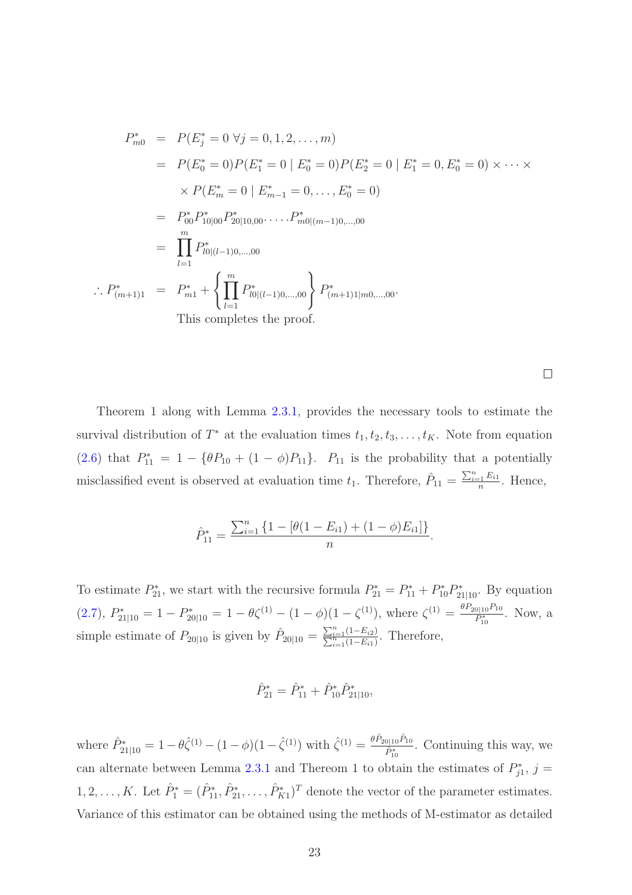$$
\begin{aligned}
P^*_{m0} &= P(E^*_j = 0 \ \forall j = 0, 1, 2, \ldots, m) \\
&= P(E^*_0 = 0) P(E^*_1 = 0 \mid E^*_0 = 0) P(E^*_2 = 0 \mid E^*_1 = 0, E^*_0 = 0) \times \cdots \times \\
&\quad \times P(E^*_m = 0 \mid E^*_{m-1} = 0, \ldots, E^*_0 = 0) \\
&= P^*_{00} P^*_{10|00} P^*_{20|10,00} \cdot \ldots \cdot P^*_{m0|(m-1)0,\ldots,00} \\
&= \prod_{l=1}^{m} P^*_{l0|(l-1)0,\ldots,00} \\
\therefore P^*_{(m+1)1} &= P^*_{m1} + \left\{ \prod_{l=1}^{m} P^*_{l0|(l-1)0,\ldots,00} \right\} P^*_{(m+1)1|m0,\ldots,00}.
\end{aligned}
$$

This completes the proof.

□

Theorem 1 along with Lemma 2.3.1, provides the necessary tools to estimate the survival distribution of $T^*$ at the evaluation times $t_1, t_2, t_3, \ldots, t_K$. Note from equation (2.6) that $P^*_{11} = 1 - \{\theta P_{10} + (1-\phi) P_{11}\}$. $P_{11}$ is the probability that a potentially misclassified event is observed at evaluation time $t_1$. Therefore, $\hat{P}_{11} = \frac{\sum_{i=1}^{n} E_{i1}}{n}$. Hence,

$$
\hat{P}^*_{11} = \frac{\sum_{i=1}^{n} \{1 - [\theta(1 - E_{i1}) + (1-\phi) E_{i1}]\}}{n}.
$$

To estimate $P^*_{21}$, we start with the recursive formula $P^*_{21} = P^*_{11} + P^*_{10} P^*_{21|10}$. By equation (2.7), $P^*_{21|10} = 1 - P^*_{20|10} = 1 - \theta\zeta^{(1)} - (1-\phi)(1-\zeta^{(1)})$, where $\zeta^{(1)} = \frac{\theta P_{20|10} P_{10}}{P^*_{10}}$. Now, a simple estimate of $P_{20|10}$ is given by $\hat{P}_{20|10} = \frac{\sum_{i=1}^{n}(1-E_{i2})}{\sum_{i=1}^{n}(1-E_{i1})}$. Therefore,

$$
\hat{P}^*_{21} = \hat{P}^*_{11} + \hat{P}^*_{10} \hat{P}^*_{21|10},
$$

where $\hat{P}^*_{21|10} = 1 - \theta\hat{\zeta}^{(1)} - (1-\phi)(1-\hat{\zeta}^{(1)})$ with $\hat{\zeta}^{(1)} = \frac{\theta \hat{P}_{20|10} \hat{P}_{10}}{\hat{P}^*_{10}}$. Continuing this way, we can alternate between Lemma 2.3.1 and Thereom 1 to obtain the estimates of $P^*_{j1}$, $j = 1, 2, \ldots, K$. Let $\hat{P}^*_1 = (\hat{P}^*_{11}, \hat{P}^*_{21}, \ldots, \hat{P}^*_{K1})^T$ denote the vector of the parameter estimates. Variance of this estimator can be obtained using the methods of M-estimator as detailed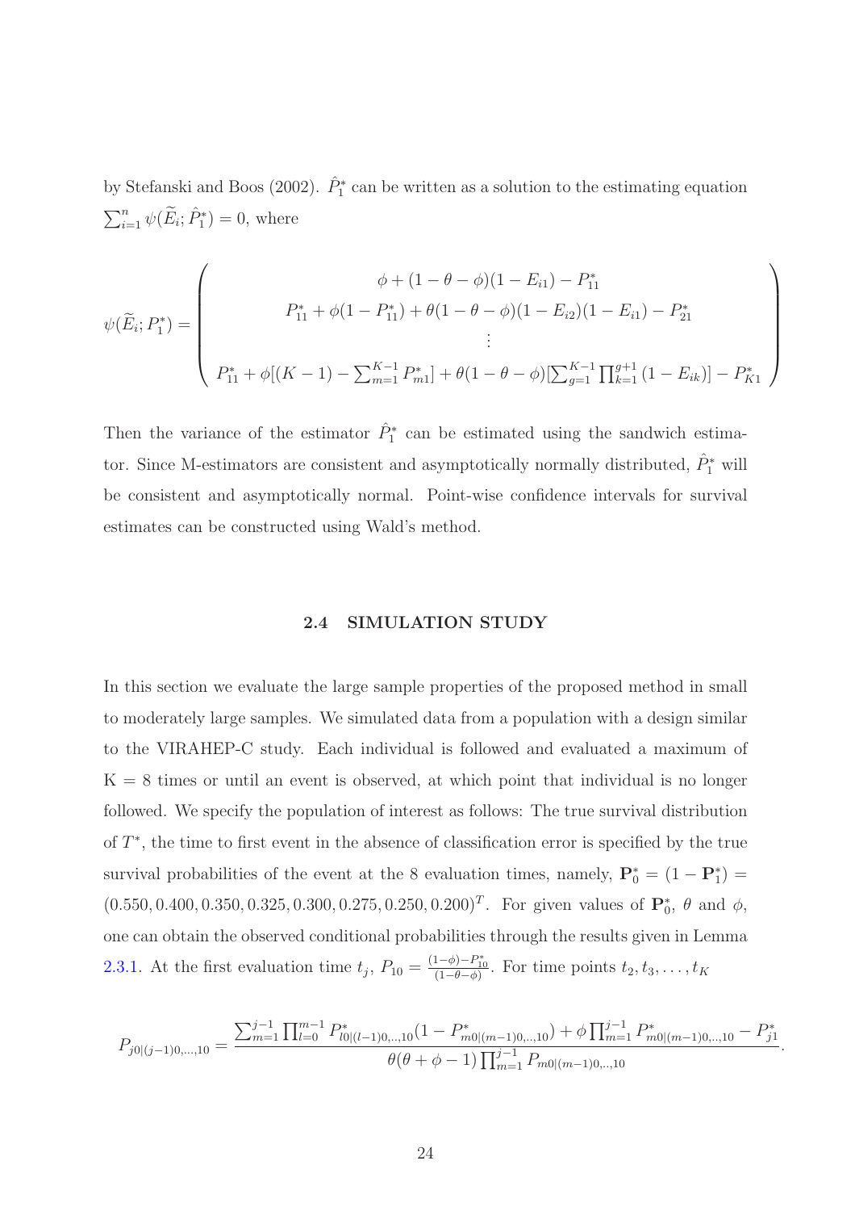by Stefanski and Boos (2002). $\hat{P}_1^*$ can be written as a solution to the estimating equation $\sum_{i=1}^n \psi(\widetilde{E}_i; \hat{P}_1^*) = 0$, where

$$\psi(\widetilde{E}_i; P_1^*) = \begin{pmatrix} \phi + (1-\theta-\phi)(1-E_{i1}) - P_{11}^* \\ P_{11}^* + \phi(1-P_{11}^*) + \theta(1-\theta-\phi)(1-E_{i2})(1-E_{i1}) - P_{21}^* \\ \vdots \\ P_{11}^* + \phi[(K-1) - \sum_{m=1}^{K-1} P_{m1}^*] + \theta(1-\theta-\phi)[\sum_{g=1}^{K-1}\prod_{k=1}^{g+1}(1-E_{ik})] - P_{K1}^* \end{pmatrix}$$

Then the variance of the estimator $\hat{P}_1^*$ can be estimated using the sandwich estimator. Since M-estimators are consistent and asymptotically normally distributed, $\hat{P}_1^*$ will be consistent and asymptotically normal. Point-wise confidence intervals for survival estimates can be constructed using Wald's method.

## 2.4 SIMULATION STUDY

In this section we evaluate the large sample properties of the proposed method in small to moderately large samples. We simulated data from a population with a design similar to the VIRAHEP-C study. Each individual is followed and evaluated a maximum of K = 8 times or until an event is observed, at which point that individual is no longer followed. We specify the population of interest as follows: The true survival distribution of $T^*$, the time to first event in the absence of classification error is specified by the true survival probabilities of the event at the 8 evaluation times, namely, $\mathbf{P}_0^* = (1 - \mathbf{P}_1^*) = (0.550, 0.400, 0.350, 0.325, 0.300, 0.275, 0.250, 0.200)^T$. For given values of $\mathbf{P}_0^*$, $\theta$ and $\phi$, one can obtain the observed conditional probabilities through the results given in Lemma 2.3.1. At the first evaluation time $t_j$, $P_{10} = \frac{(1-\phi)-P_{10}^*}{(1-\theta-\phi)}$. For time points $t_2, t_3, \ldots, t_K$

$$P_{j0|(j-1)0,\ldots,10} = \frac{\sum_{m=1}^{j-1}\prod_{l=0}^{m-1} P_{l0|(l-1)0,..,10}^*(1 - P_{m0|(m-1)0,..,10}^*) + \phi\prod_{m=1}^{j-1} P_{m0|(m-1)0,..,10}^* - P_{j1}^*}{\theta(\theta+\phi-1)\prod_{m=1}^{j-1} P_{m0|(m-1)0,..,10}}.$$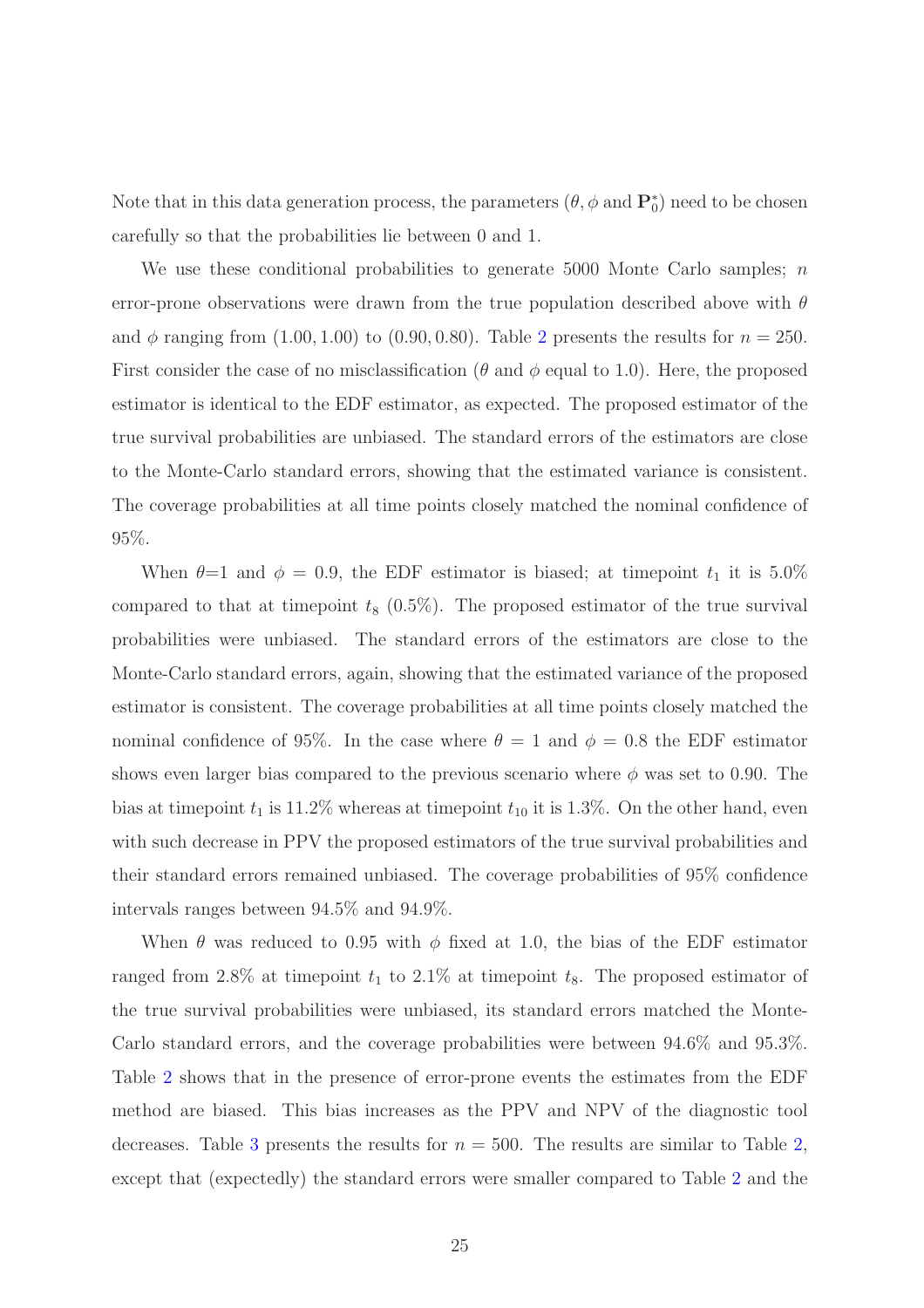Note that in this data generation process, the parameters ($\theta, \phi$ and $\mathbf{P}_0^*$) need to be chosen carefully so that the probabilities lie between 0 and 1.

We use these conditional probabilities to generate 5000 Monte Carlo samples; $n$ error-prone observations were drawn from the true population described above with $\theta$ and $\phi$ ranging from $(1.00, 1.00)$ to $(0.90, 0.80)$. Table 2 presents the results for $n = 250$. First consider the case of no misclassification ($\theta$ and $\phi$ equal to 1.0). Here, the proposed estimator is identical to the EDF estimator, as expected. The proposed estimator of the true survival probabilities are unbiased. The standard errors of the estimators are close to the Monte-Carlo standard errors, showing that the estimated variance is consistent. The coverage probabilities at all time points closely matched the nominal confidence of 95%.

When $\theta$=1 and $\phi = 0.9$, the EDF estimator is biased; at timepoint $t_1$ it is 5.0% compared to that at timepoint $t_8$ (0.5%). The proposed estimator of the true survival probabilities were unbiased. The standard errors of the estimators are close to the Monte-Carlo standard errors, again, showing that the estimated variance of the proposed estimator is consistent. The coverage probabilities at all time points closely matched the nominal confidence of 95%. In the case where $\theta = 1$ and $\phi = 0.8$ the EDF estimator shows even larger bias compared to the previous scenario where $\phi$ was set to 0.90. The bias at timepoint $t_1$ is 11.2% whereas at timepoint $t_{10}$ it is 1.3%. On the other hand, even with such decrease in PPV the proposed estimators of the true survival probabilities and their standard errors remained unbiased. The coverage probabilities of 95% confidence intervals ranges between 94.5% and 94.9%.

When $\theta$ was reduced to 0.95 with $\phi$ fixed at 1.0, the bias of the EDF estimator ranged from 2.8% at timepoint $t_1$ to 2.1% at timepoint $t_8$. The proposed estimator of the true survival probabilities were unbiased, its standard errors matched the Monte-Carlo standard errors, and the coverage probabilities were between 94.6% and 95.3%. Table 2 shows that in the presence of error-prone events the estimates from the EDF method are biased. This bias increases as the PPV and NPV of the diagnostic tool decreases. Table 3 presents the results for $n = 500$. The results are similar to Table 2, except that (expectedly) the standard errors were smaller compared to Table 2 and the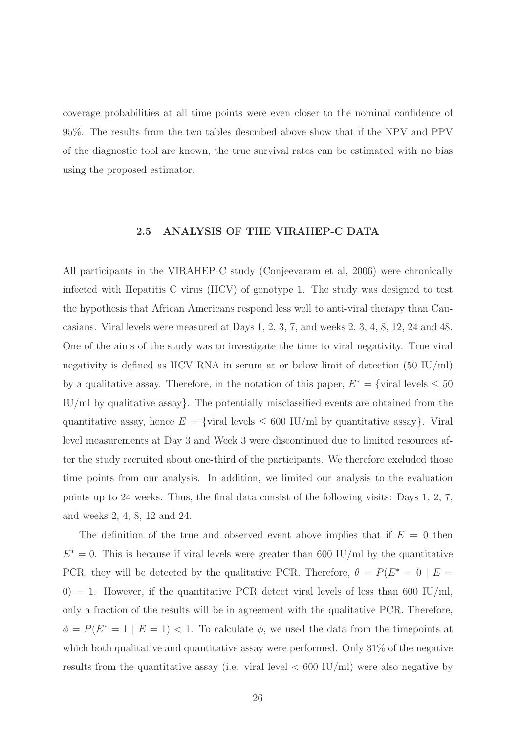coverage probabilities at all time points were even closer to the nominal confidence of 95%. The results from the two tables described above show that if the NPV and PPV of the diagnostic tool are known, the true survival rates can be estimated with no bias using the proposed estimator.

### 2.5 ANALYSIS OF THE VIRAHEP-C DATA

All participants in the VIRAHEP-C study (Conjeevaram et al, 2006) were chronically infected with Hepatitis C virus (HCV) of genotype 1. The study was designed to test the hypothesis that African Americans respond less well to anti-viral therapy than Caucasians. Viral levels were measured at Days 1, 2, 3, 7, and weeks 2, 3, 4, 8, 12, 24 and 48. One of the aims of the study was to investigate the time to viral negativity. True viral negativity is defined as HCV RNA in serum at or below limit of detection (50 IU/ml) by a qualitative assay. Therefore, in the notation of this paper, $E^* = \{\text{viral levels} \leq 50$ IU/ml by qualitative assay$\}$. The potentially misclassified events are obtained from the quantitative assay, hence $E = \{\text{viral levels} \leq 600$ IU/ml by quantitative assay$\}$. Viral level measurements at Day 3 and Week 3 were discontinued due to limited resources after the study recruited about one-third of the participants. We therefore excluded those time points from our analysis. In addition, we limited our analysis to the evaluation points up to 24 weeks. Thus, the final data consist of the following visits: Days 1, 2, 7, and weeks 2, 4, 8, 12 and 24.

The definition of the true and observed event above implies that if $E = 0$ then $E^* = 0$. This is because if viral levels were greater than 600 IU/ml by the quantitative PCR, they will be detected by the qualitative PCR. Therefore, $\theta = P(E^* = 0 \mid E = 0) = 1$. However, if the quantitative PCR detect viral levels of less than 600 IU/ml, only a fraction of the results will be in agreement with the qualitative PCR. Therefore, $\phi = P(E^* = 1 \mid E = 1) < 1$. To calculate $\phi$, we used the data from the timepoints at which both qualitative and quantitative assay were performed. Only 31% of the negative results from the quantitative assay (i.e. viral level $<$ 600 IU/ml) were also negative by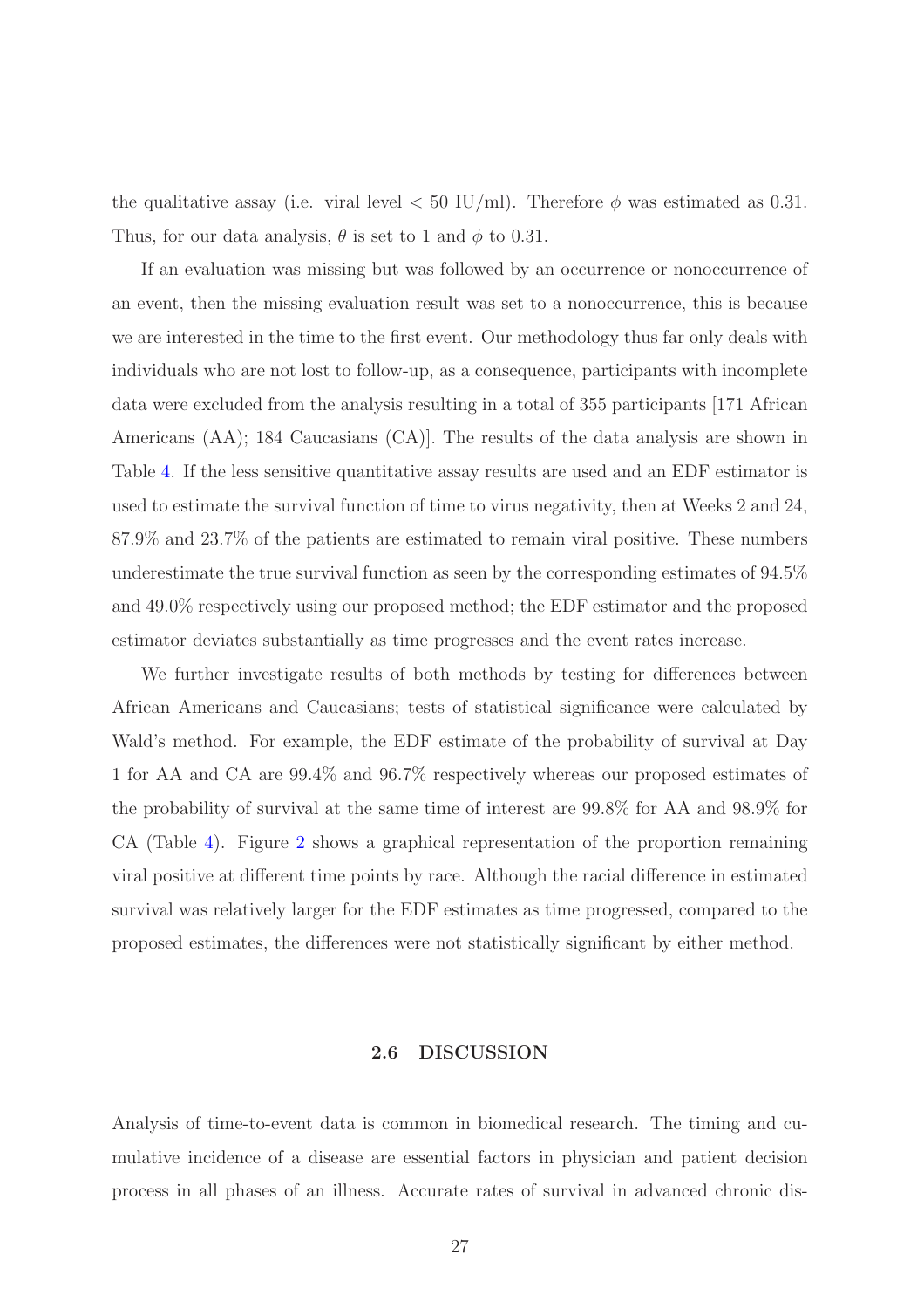the qualitative assay (i.e. viral level $< 50$ IU/ml). Therefore $\phi$ was estimated as 0.31. Thus, for our data analysis, $\theta$ is set to 1 and $\phi$ to 0.31.

If an evaluation was missing but was followed by an occurrence or nonoccurrence of an event, then the missing evaluation result was set to a nonoccurrence, this is because we are interested in the time to the first event. Our methodology thus far only deals with individuals who are not lost to follow-up, as a consequence, participants with incomplete data were excluded from the analysis resulting in a total of 355 participants [171 African Americans (AA); 184 Caucasians (CA)]. The results of the data analysis are shown in Table 4. If the less sensitive quantitative assay results are used and an EDF estimator is used to estimate the survival function of time to virus negativity, then at Weeks 2 and 24, 87.9% and 23.7% of the patients are estimated to remain viral positive. These numbers underestimate the true survival function as seen by the corresponding estimates of 94.5% and 49.0% respectively using our proposed method; the EDF estimator and the proposed estimator deviates substantially as time progresses and the event rates increase.

We further investigate results of both methods by testing for differences between African Americans and Caucasians; tests of statistical significance were calculated by Wald's method. For example, the EDF estimate of the probability of survival at Day 1 for AA and CA are 99.4% and 96.7% respectively whereas our proposed estimates of the probability of survival at the same time of interest are 99.8% for AA and 98.9% for CA (Table 4). Figure 2 shows a graphical representation of the proportion remaining viral positive at different time points by race. Although the racial difference in estimated survival was relatively larger for the EDF estimates as time progressed, compared to the proposed estimates, the differences were not statistically significant by either method.

### 2.6 DISCUSSION

Analysis of time-to-event data is common in biomedical research. The timing and cumulative incidence of a disease are essential factors in physician and patient decision process in all phases of an illness. Accurate rates of survival in advanced chronic dis-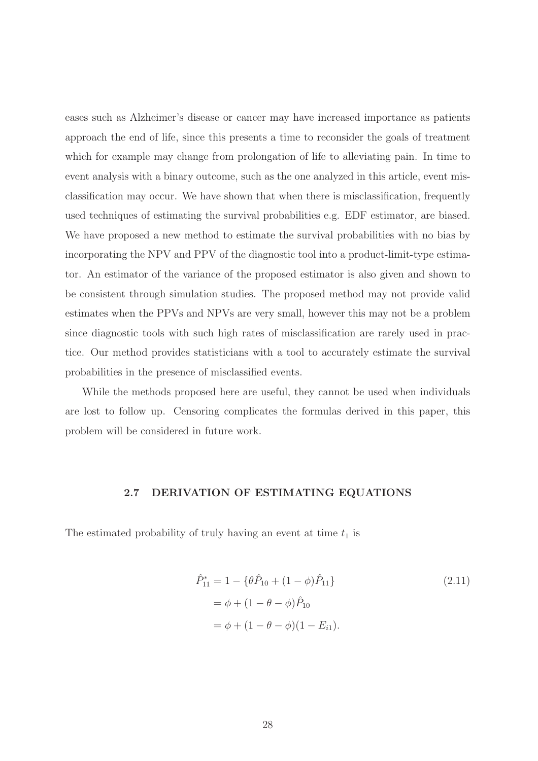eases such as Alzheimer's disease or cancer may have increased importance as patients approach the end of life, since this presents a time to reconsider the goals of treatment which for example may change from prolongation of life to alleviating pain. In time to event analysis with a binary outcome, such as the one analyzed in this article, event misclassification may occur. We have shown that when there is misclassification, frequently used techniques of estimating the survival probabilities e.g. EDF estimator, are biased. We have proposed a new method to estimate the survival probabilities with no bias by incorporating the NPV and PPV of the diagnostic tool into a product-limit-type estimator. An estimator of the variance of the proposed estimator is also given and shown to be consistent through simulation studies. The proposed method may not provide valid estimates when the PPVs and NPVs are very small, however this may not be a problem since diagnostic tools with such high rates of misclassification are rarely used in practice. Our method provides statisticians with a tool to accurately estimate the survival probabilities in the presence of misclassified events.

While the methods proposed here are useful, they cannot be used when individuals are lost to follow up. Censoring complicates the formulas derived in this paper, this problem will be considered in future work.

## 2.7 DERIVATION OF ESTIMATING EQUATIONS

The estimated probability of truly having an event at time $t_1$ is

$$
\begin{aligned}
\hat{P}_{11}^{*} &= 1 - \{\theta \hat{P}_{10} + (1-\phi)\hat{P}_{11}\} \\
&= \phi + (1 - \theta - \phi)\hat{P}_{10} \\
&= \phi + (1 - \theta - \phi)(1 - E_{i1}).
\end{aligned}
\tag{2.11}
$$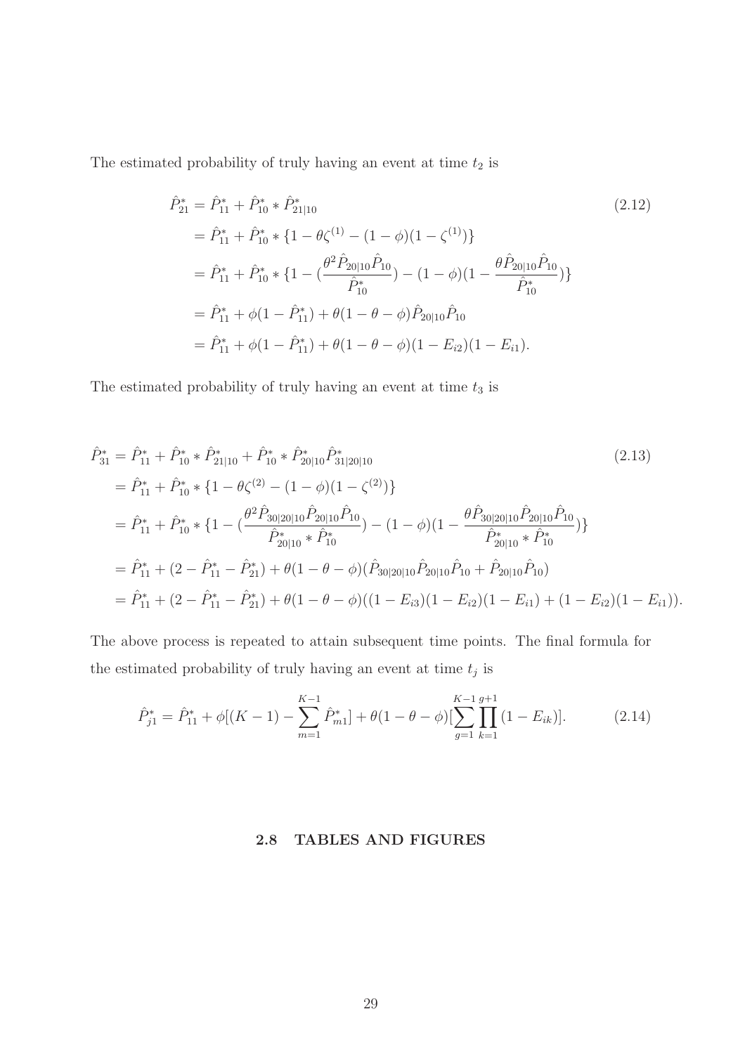The estimated probability of truly having an event at time $t_2$ is

$$
\begin{aligned}
\hat{P}^*_{21} &= \hat{P}^*_{11} + \hat{P}^*_{10} * \hat{P}^*_{21|10} \\
&= \hat{P}^*_{11} + \hat{P}^*_{10} * \{1 - \theta\zeta^{(1)} - (1-\phi)(1-\zeta^{(1)})\} \\
&= \hat{P}^*_{11} + \hat{P}^*_{10} * \{1 - (\frac{\theta^2 \hat{P}_{20|10}\hat{P}_{10}}{\hat{P}^*_{10}}) - (1-\phi)(1 - \frac{\theta \hat{P}_{20|10}\hat{P}_{10}}{\hat{P}^*_{10}})\} \\
&= \hat{P}^*_{11} + \phi(1-\hat{P}^*_{11}) + \theta(1-\theta-\phi)\hat{P}_{20|10}\hat{P}_{10} \\
&= \hat{P}^*_{11} + \phi(1-\hat{P}^*_{11}) + \theta(1-\theta-\phi)(1-E_{i2})(1-E_{i1}).
\end{aligned}
\tag{2.12}
$$

The estimated probability of truly having an event at time $t_3$ is

$$
\begin{aligned}
\hat{P}^*_{31} &= \hat{P}^*_{11} + \hat{P}^*_{10} * \hat{P}^*_{21|10} + \hat{P}^*_{10} * \hat{P}^*_{20|10}\hat{P}^*_{31|20|10} \\
&= \hat{P}^*_{11} + \hat{P}^*_{10} * \{1 - \theta\zeta^{(2)} - (1-\phi)(1-\zeta^{(2)})\} \\
&= \hat{P}^*_{11} + \hat{P}^*_{10} * \{1 - (\frac{\theta^2 \hat{P}_{30|20|10}\hat{P}_{20|10}\hat{P}_{10}}{\hat{P}^*_{20|10} * \hat{P}^*_{10}}) - (1-\phi)(1 - \frac{\theta \hat{P}_{30|20|10}\hat{P}_{20|10}\hat{P}_{10}}{\hat{P}^*_{20|10} * \hat{P}^*_{10}})\} \\
&= \hat{P}^*_{11} + (2 - \hat{P}^*_{11} - \hat{P}^*_{21}) + \theta(1-\theta-\phi)(\hat{P}_{30|20|10}\hat{P}_{20|10}\hat{P}_{10} + \hat{P}_{20|10}\hat{P}_{10}) \\
&= \hat{P}^*_{11} + (2 - \hat{P}^*_{11} - \hat{P}^*_{21}) + \theta(1-\theta-\phi)((1-E_{i3})(1-E_{i2})(1-E_{i1}) + (1-E_{i2})(1-E_{i1})).
\end{aligned}
\tag{2.13}
$$

The above process is repeated to attain subsequent time points. The final formula for the estimated probability of truly having an event at time $t_j$ is

$$
\hat{P}^*_{j1} = \hat{P}^*_{11} + \phi[(K-1) - \sum_{m=1}^{K-1} \hat{P}^*_{m1}] + \theta(1-\theta-\phi)[\sum_{g=1}^{K-1}\prod_{k=1}^{g+1}(1-E_{ik})]. \tag{2.14}
$$

## 2.8 TABLES AND FIGURES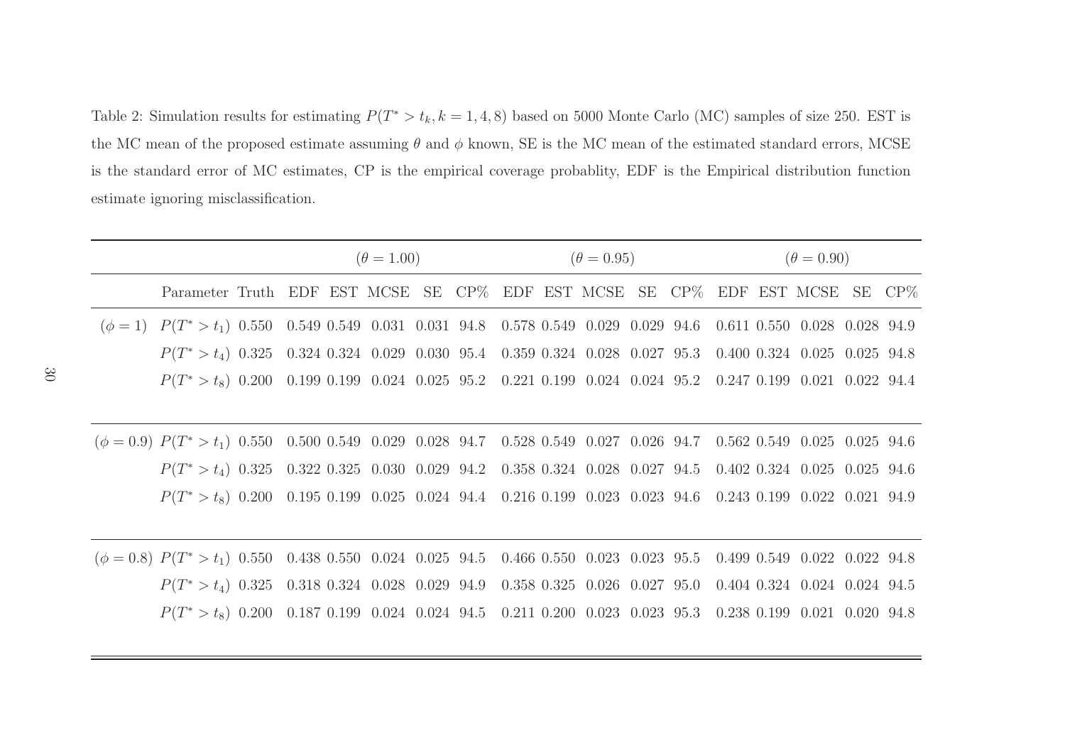Table 2: Simulation results for estimating $P(T^* > t_k, k = 1, 4, 8)$ based on 5000 Monte Carlo (MC) samples of size 250. EST is the MC mean of the proposed estimate assuming $\theta$ and $\phi$ known, SE is the MC mean of the estimated standard errors, MCSE is the standard error of MC estimates, CP is the empirical coverage probablity, EDF is the Empirical distribution function estimate ignoring misclassification.

| | | | $(\theta = 1.00)$ | | | | | $(\theta = 0.95)$ | | | | | $(\theta = 0.90)$ | | | | |
|---|---|---|---|---|---|---|---|---|---|---|---|---|---|---|---|---|---|
| | Parameter | Truth | EDF | EST | MCSE | SE | CP% | EDF | EST | MCSE | SE | CP% | EDF | EST | MCSE | SE | CP% |
| $(\phi = 1)$ | $P(T^* > t_1)$ | 0.550 | 0.549 | 0.549 | 0.031 | 0.031 | 94.8 | 0.578 | 0.549 | 0.029 | 0.029 | 94.6 | 0.611 | 0.550 | 0.028 | 0.028 | 94.9 |
| | $P(T^* > t_4)$ | 0.325 | 0.324 | 0.324 | 0.029 | 0.030 | 95.4 | 0.359 | 0.324 | 0.028 | 0.027 | 95.3 | 0.400 | 0.324 | 0.025 | 0.025 | 94.8 |
| | $P(T^* > t_8)$ | 0.200 | 0.199 | 0.199 | 0.024 | 0.025 | 95.2 | 0.221 | 0.199 | 0.024 | 0.024 | 95.2 | 0.247 | 0.199 | 0.021 | 0.022 | 94.4 |
| $(\phi = 0.9)$ | $P(T^* > t_1)$ | 0.550 | 0.500 | 0.549 | 0.029 | 0.028 | 94.7 | 0.528 | 0.549 | 0.027 | 0.026 | 94.7 | 0.562 | 0.549 | 0.025 | 0.025 | 94.6 |
| | $P(T^* > t_4)$ | 0.325 | 0.322 | 0.325 | 0.030 | 0.029 | 94.2 | 0.358 | 0.324 | 0.028 | 0.027 | 94.5 | 0.402 | 0.324 | 0.025 | 0.025 | 94.6 |
| | $P(T^* > t_8)$ | 0.200 | 0.195 | 0.199 | 0.025 | 0.024 | 94.4 | 0.216 | 0.199 | 0.023 | 0.023 | 94.6 | 0.243 | 0.199 | 0.022 | 0.021 | 94.9 |
| $(\phi = 0.8)$ | $P(T^* > t_1)$ | 0.550 | 0.438 | 0.550 | 0.024 | 0.025 | 94.5 | 0.466 | 0.550 | 0.023 | 0.023 | 95.5 | 0.499 | 0.549 | 0.022 | 0.022 | 94.8 |
| | $P(T^* > t_4)$ | 0.325 | 0.318 | 0.324 | 0.028 | 0.029 | 94.9 | 0.358 | 0.325 | 0.026 | 0.027 | 95.0 | 0.404 | 0.324 | 0.024 | 0.024 | 94.5 |
| | $P(T^* > t_8)$ | 0.200 | 0.187 | 0.199 | 0.024 | 0.024 | 94.5 | 0.211 | 0.200 | 0.023 | 0.023 | 95.3 | 0.238 | 0.199 | 0.021 | 0.020 | 94.8 |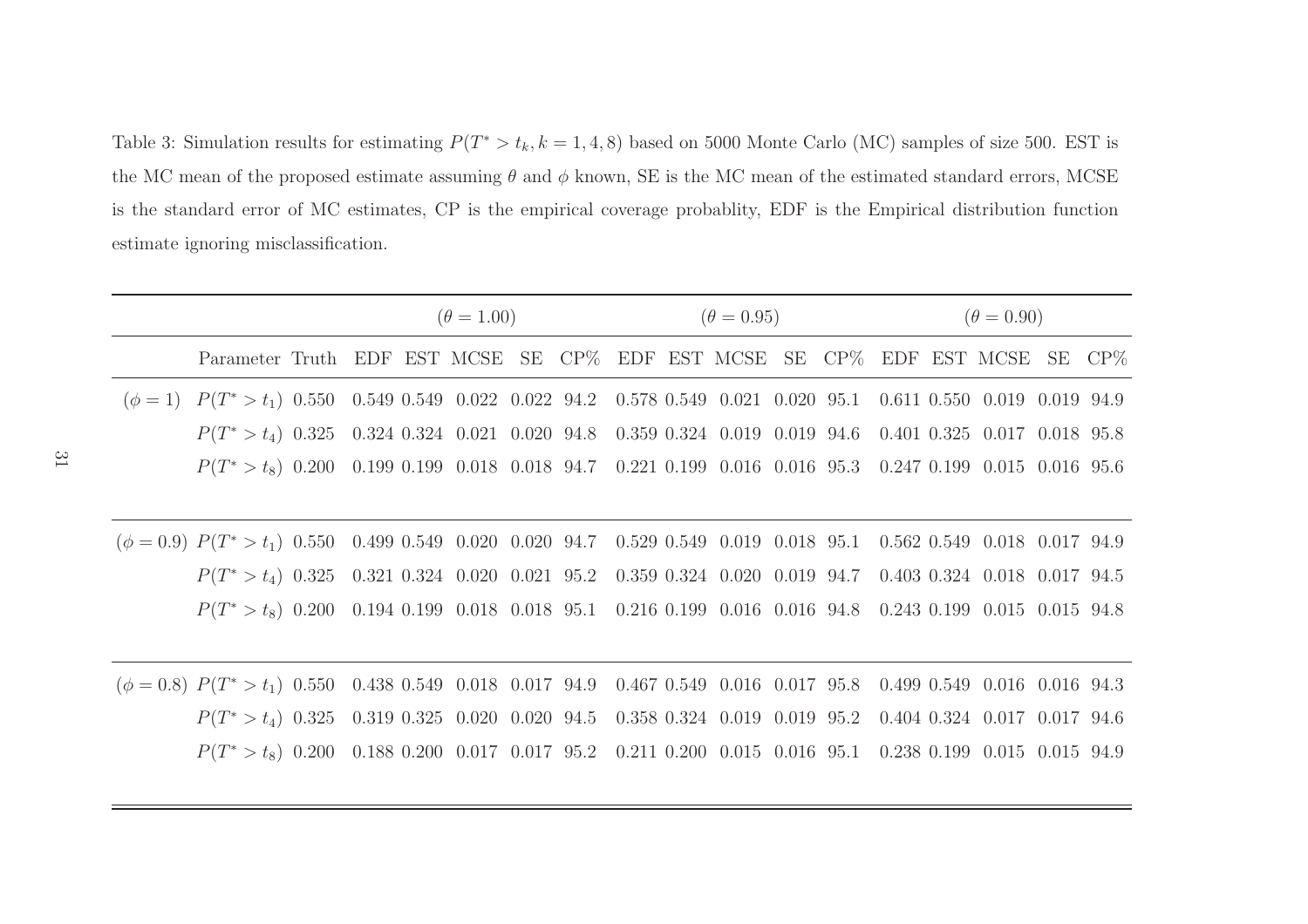Table 3: Simulation results for estimating $P(T^* > t_k, k = 1, 4, 8)$ based on 5000 Monte Carlo (MC) samples of size 500. EST is the MC mean of the proposed estimate assuming $\theta$ and $\phi$ known, SE is the MC mean of the estimated standard errors, MCSE is the standard error of MC estimates, CP is the empirical coverage probablity, EDF is the Empirical distribution function estimate ignoring misclassification.

| | | | $(\theta = 1.00)$ | | | | | $(\theta = 0.95)$ | | | | | $(\theta = 0.90)$ | | | | |
|---|---|---|---|---|---|---|---|---|---|---|---|---|---|---|---|---|---|
| | Parameter | Truth | EDF | EST | MCSE | SE | CP% | EDF | EST | MCSE | SE | CP% | EDF | EST | MCSE | SE | CP% |
| $(\phi = 1)$ | $P(T^* > t_1)$ | 0.550 | 0.549 | 0.549 | 0.022 | 0.022 | 94.2 | 0.578 | 0.549 | 0.021 | 0.020 | 95.1 | 0.611 | 0.550 | 0.019 | 0.019 | 94.9 |
| | $P(T^* > t_4)$ | 0.325 | 0.324 | 0.324 | 0.021 | 0.020 | 94.8 | 0.359 | 0.324 | 0.019 | 0.019 | 94.6 | 0.401 | 0.325 | 0.017 | 0.018 | 95.8 |
| | $P(T^* > t_8)$ | 0.200 | 0.199 | 0.199 | 0.018 | 0.018 | 94.7 | 0.221 | 0.199 | 0.016 | 0.016 | 95.3 | 0.247 | 0.199 | 0.015 | 0.016 | 95.6 |
| $(\phi = 0.9)$ | $P(T^* > t_1)$ | 0.550 | 0.499 | 0.549 | 0.020 | 0.020 | 94.7 | 0.529 | 0.549 | 0.019 | 0.018 | 95.1 | 0.562 | 0.549 | 0.018 | 0.017 | 94.9 |
| | $P(T^* > t_4)$ | 0.325 | 0.321 | 0.324 | 0.020 | 0.021 | 95.2 | 0.359 | 0.324 | 0.020 | 0.019 | 94.7 | 0.403 | 0.324 | 0.018 | 0.017 | 94.5 |
| | $P(T^* > t_8)$ | 0.200 | 0.194 | 0.199 | 0.018 | 0.018 | 95.1 | 0.216 | 0.199 | 0.016 | 0.016 | 94.8 | 0.243 | 0.199 | 0.015 | 0.015 | 94.8 |
| $(\phi = 0.8)$ | $P(T^* > t_1)$ | 0.550 | 0.438 | 0.549 | 0.018 | 0.017 | 94.9 | 0.467 | 0.549 | 0.016 | 0.017 | 95.8 | 0.499 | 0.549 | 0.016 | 0.016 | 94.3 |
| | $P(T^* > t_4)$ | 0.325 | 0.319 | 0.325 | 0.020 | 0.020 | 94.5 | 0.358 | 0.324 | 0.019 | 0.019 | 95.2 | 0.404 | 0.324 | 0.017 | 0.017 | 94.6 |
| | $P(T^* > t_8)$ | 0.200 | 0.188 | 0.200 | 0.017 | 0.017 | 95.2 | 0.211 | 0.200 | 0.015 | 0.016 | 95.1 | 0.238 | 0.199 | 0.015 | 0.015 | 94.9 |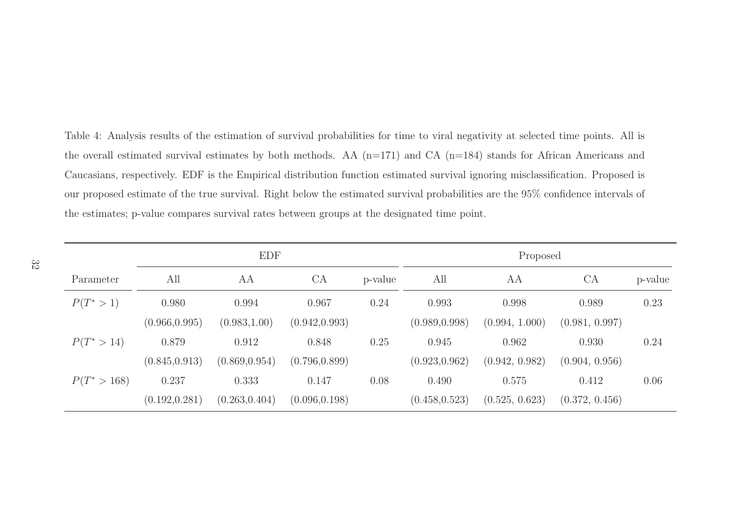Table 4: Analysis results of the estimation of survival probabilities for time to viral negativity at selected time points. All is the overall estimated survival estimates by both methods. AA (n=171) and CA (n=184) stands for African Americans and Caucasians, respectively. EDF is the Empirical distribution function estimated survival ignoring misclassification. Proposed is our proposed estimate of the true survival. Right below the estimated survival probabilities are the 95% confidence intervals of the estimates; p-value compares survival rates between groups at the designated time point.

| | EDF | | | | Proposed | | | |
|---|---|---|---|---|---|---|---|---|
| Parameter | All | AA | CA | p-value | All | AA | CA | p-value |
| $P(T^* > 1)$ | 0.980 | 0.994 | 0.967 | 0.24 | 0.993 | 0.998 | 0.989 | 0.23 |
| | (0.966,0.995) | (0.983,1.00) | (0.942,0.993) | | (0.989,0.998) | (0.994, 1.000) | (0.981, 0.997) | |
| $P(T^* > 14)$ | 0.879 | 0.912 | 0.848 | 0.25 | 0.945 | 0.962 | 0.930 | 0.24 |
| | (0.845,0.913) | (0.869,0.954) | (0.796,0.899) | | (0.923,0.962) | (0.942, 0.982) | (0.904, 0.956) | |
| $P(T^* > 168)$ | 0.237 | 0.333 | 0.147 | 0.08 | 0.490 | 0.575 | 0.412 | 0.06 |
| | (0.192,0.281) | (0.263,0.404) | (0.096,0.198) | | (0.458,0.523) | (0.525, 0.623) | (0.372, 0.456) | |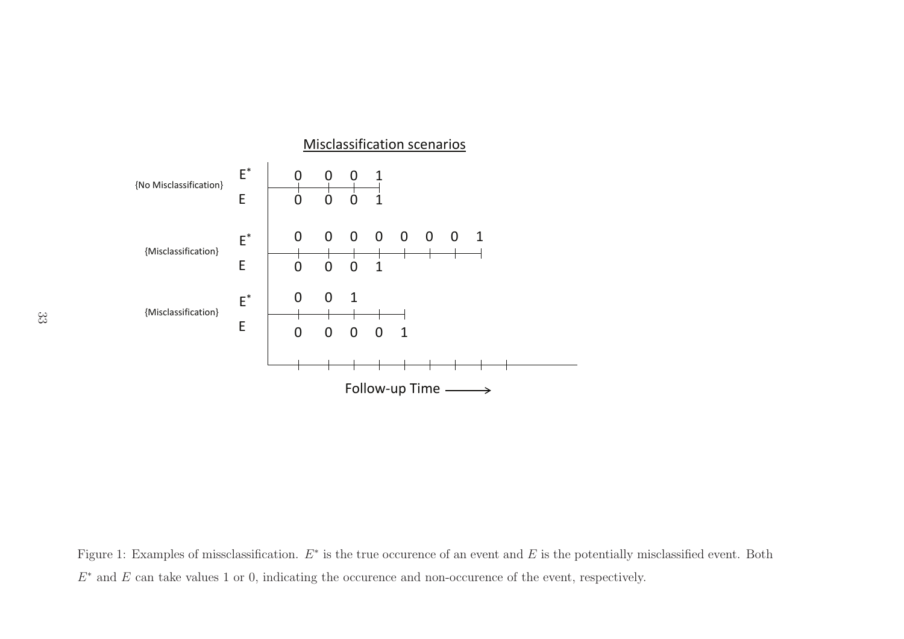Misclassification scenarios

| | | | | | | | | | |
|---|---|---|---|---|---|---|---|---|---|
| {No Misclassification} | $E^*$ | 0 | 0 | 0 | 1 | | | | |
| | $E$ | 0 | 0 | 0 | 1 | | | | |
| {Misclassification} | $E^*$ | 0 | 0 | 0 | 0 | 0 | 0 | 0 | 1 |
| | $E$ | 0 | 0 | 0 | 1 | | | | |
| {Misclassification} | $E^*$ | 0 | 0 | 1 | | | | | |
| | $E$ | 0 | 0 | 0 | 0 | 1 | | | |

Follow-up Time ⟶

Figure 1: Examples of missclassification. $E^*$ is the true occurence of an event and $E$ is the potentially misclassified event. Both $E^*$ and $E$ can take values 1 or 0, indicating the occurence and non-occurence of the event, respectively.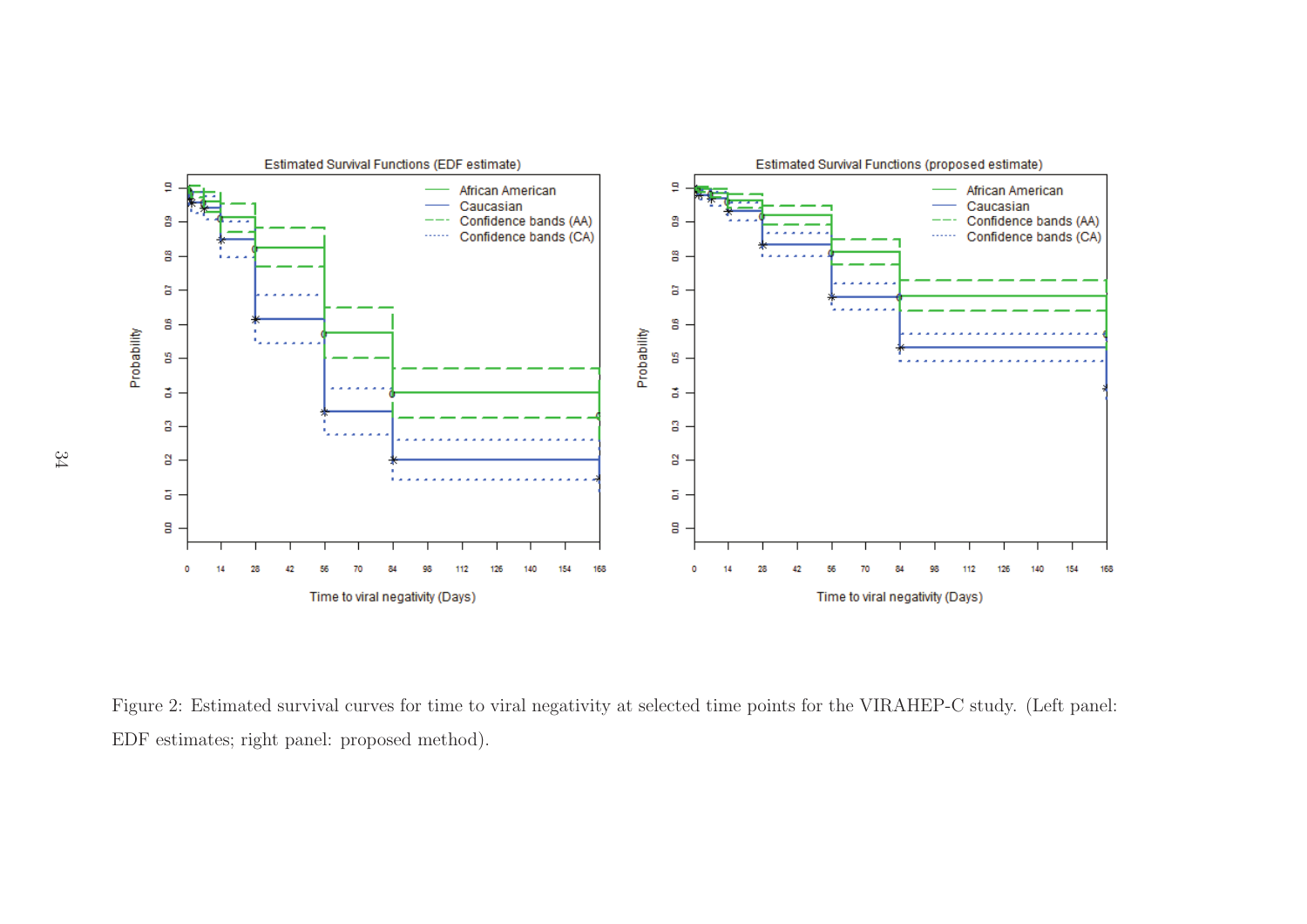Figure 2: Estimated survival curves for time to viral negativity at selected time points for the VIRAHEP-C study. (Left panel: EDF estimates; right panel: proposed method).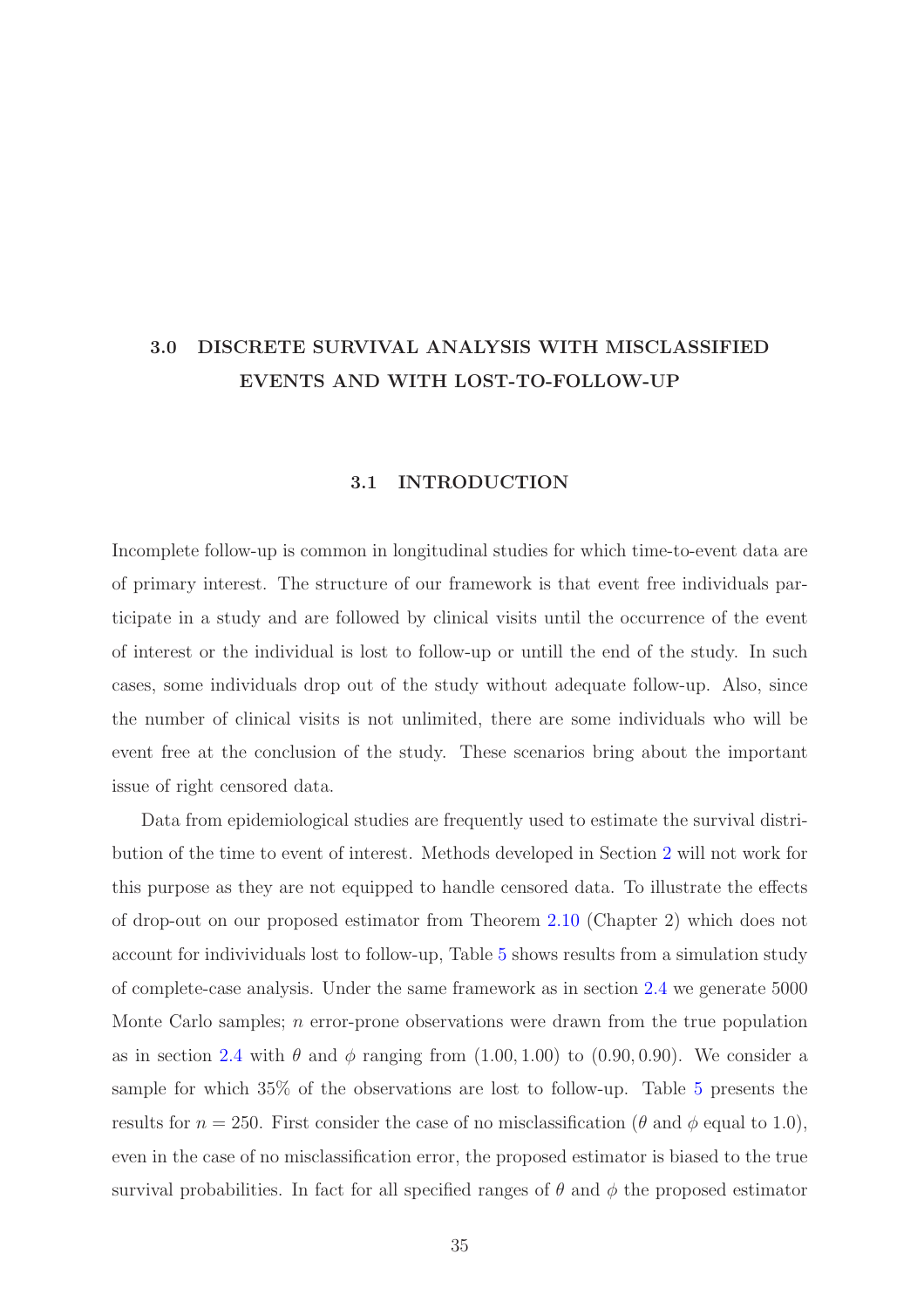# 3.0 DISCRETE SURVIVAL ANALYSIS WITH MISCLASSIFIED EVENTS AND WITH LOST-TO-FOLLOW-UP

## 3.1 INTRODUCTION

Incomplete follow-up is common in longitudinal studies for which time-to-event data are of primary interest. The structure of our framework is that event free individuals participate in a study and are followed by clinical visits until the occurrence of the event of interest or the individual is lost to follow-up or untill the end of the study. In such cases, some individuals drop out of the study without adequate follow-up. Also, since the number of clinical visits is not unlimited, there are some individuals who will be event free at the conclusion of the study. These scenarios bring about the important issue of right censored data.

Data from epidemiological studies are frequently used to estimate the survival distribution of the time to event of interest. Methods developed in Section 2 will not work for this purpose as they are not equipped to handle censored data. To illustrate the effects of drop-out on our proposed estimator from Theorem 2.10 (Chapter 2) which does not account for indivividuals lost to follow-up, Table 5 shows results from a simulation study of complete-case analysis. Under the same framework as in section 2.4 we generate 5000 Monte Carlo samples; $n$ error-prone observations were drawn from the true population as in section 2.4 with $\theta$ and $\phi$ ranging from $(1.00, 1.00)$ to $(0.90, 0.90)$. We consider a sample for which 35% of the observations are lost to follow-up. Table 5 presents the results for $n = 250$. First consider the case of no misclassification ($\theta$ and $\phi$ equal to 1.0), even in the case of no misclassification error, the proposed estimator is biased to the true survival probabilities. In fact for all specified ranges of $\theta$ and $\phi$ the proposed estimator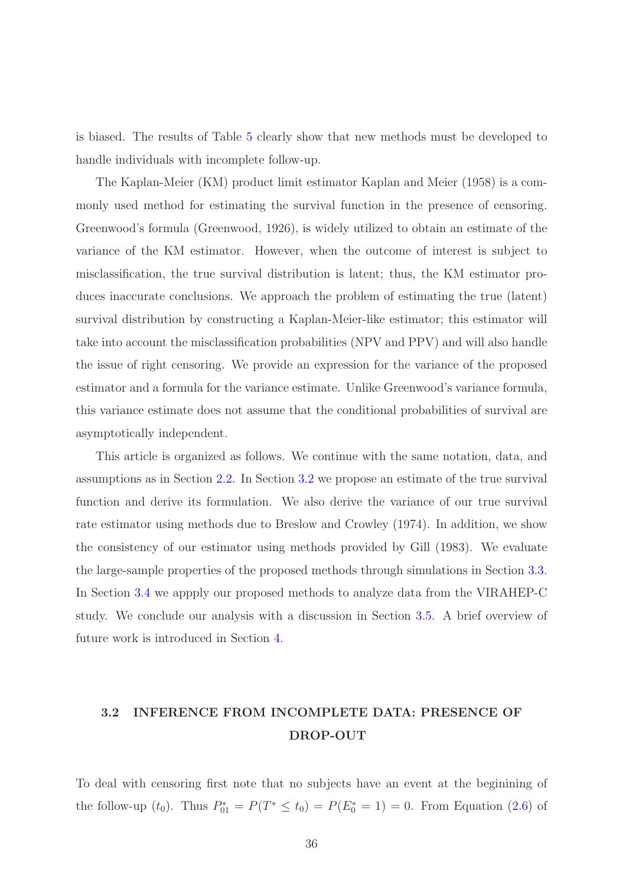is biased. The results of Table 5 clearly show that new methods must be developed to handle individuals with incomplete follow-up.

The Kaplan-Meier (KM) product limit estimator Kaplan and Meier (1958) is a commonly used method for estimating the survival function in the presence of censoring. Greenwood's formula (Greenwood, 1926), is widely utilized to obtain an estimate of the variance of the KM estimator. However, when the outcome of interest is subject to misclassification, the true survival distribution is latent; thus, the KM estimator produces inaccurate conclusions. We approach the problem of estimating the true (latent) survival distribution by constructing a Kaplan-Meier-like estimator; this estimator will take into account the misclassification probabilities (NPV and PPV) and will also handle the issue of right censoring. We provide an expression for the variance of the proposed estimator and a formula for the variance estimate. Unlike Greenwood's variance formula, this variance estimate does not assume that the conditional probabilities of survival are asymptotically independent.

This article is organized as follows. We continue with the same notation, data, and assumptions as in Section 2.2. In Section 3.2 we propose an estimate of the true survival function and derive its formulation. We also derive the variance of our true survival rate estimator using methods due to Breslow and Crowley (1974). In addition, we show the consistency of our estimator using methods provided by Gill (1983). We evaluate the large-sample properties of the proposed methods through simulations in Section 3.3. In Section 3.4 we appply our proposed methods to analyze data from the VIRAHEP-C study. We conclude our analysis with a discussion in Section 3.5. A brief overview of future work is introduced in Section 4.

## 3.2 INFERENCE FROM INCOMPLETE DATA: PRESENCE OF DROP-OUT

To deal with censoring first note that no subjects have an event at the begining of the follow-up ($t_0$). Thus $P^*_{01} = P(T^* \leq t_0) = P(E^*_0 = 1) = 0$. From Equation (2.6) of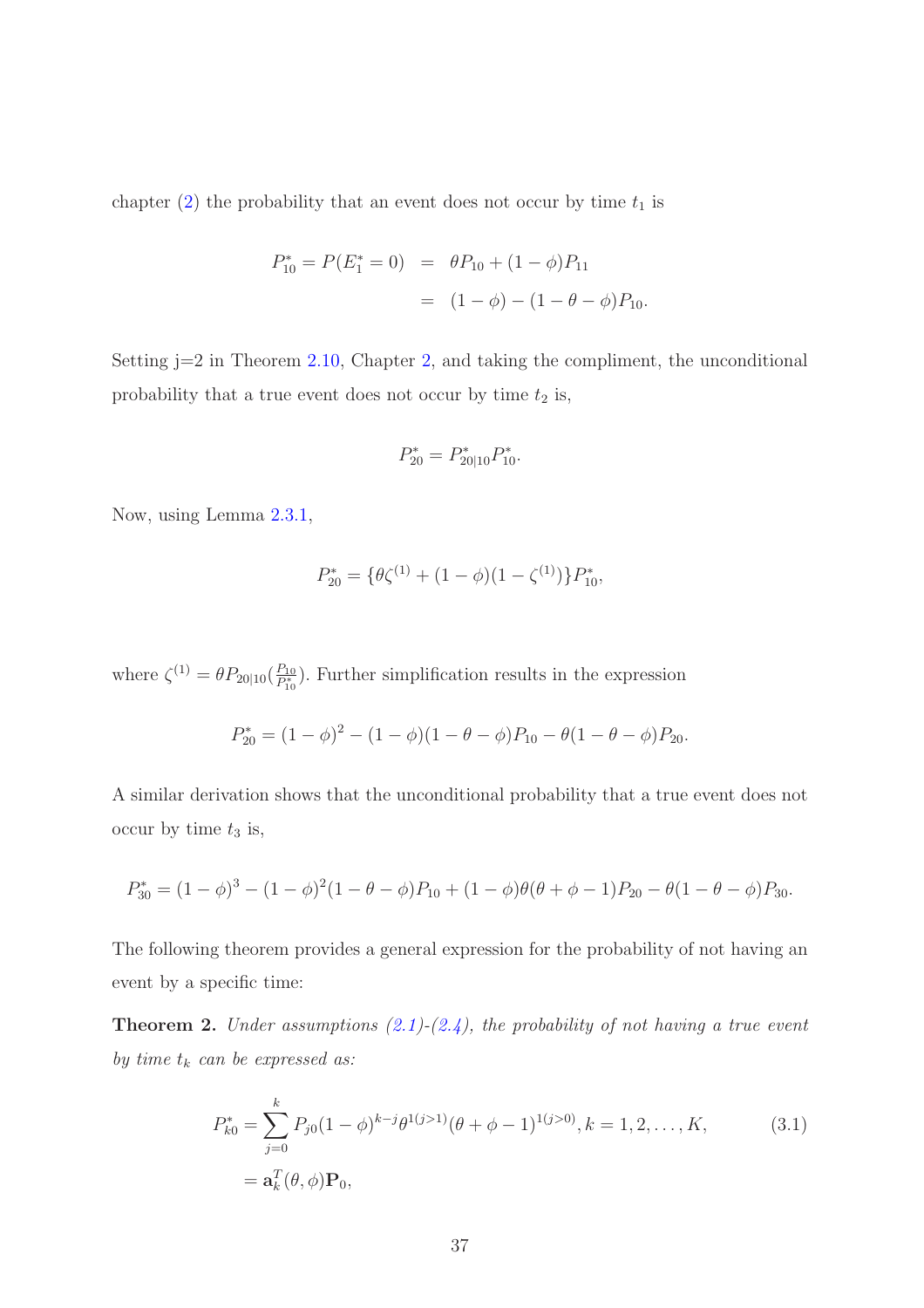chapter (2) the probability that an event does not occur by time $t_1$ is

$$\begin{aligned} P^*_{10} = P(E^*_1 = 0) &= \theta P_{10} + (1-\phi)P_{11} \\ &= (1-\phi) - (1-\theta-\phi)P_{10}. \end{aligned}$$

Setting j=2 in Theorem 2.10, Chapter 2, and taking the compliment, the unconditional probability that a true event does not occur by time $t_2$ is,

$$P^*_{20} = P^*_{20|10}P^*_{10}.$$

Now, using Lemma 2.3.1,

$$P^*_{20} = \{\theta\zeta^{(1)} + (1-\phi)(1-\zeta^{(1)})\}P^*_{10},$$

where $\zeta^{(1)} = \theta P_{20|10}(\frac{P_{10}}{P^*_{10}})$. Further simplification results in the expression

$$P^*_{20} = (1-\phi)^2 - (1-\phi)(1-\theta-\phi)P_{10} - \theta(1-\theta-\phi)P_{20}.$$

A similar derivation shows that the unconditional probability that a true event does not occur by time $t_3$ is,

$$P^*_{30} = (1-\phi)^3 - (1-\phi)^2(1-\theta-\phi)P_{10} + (1-\phi)\theta(\theta+\phi-1)P_{20} - \theta(1-\theta-\phi)P_{30}.$$

The following theorem provides a general expression for the probability of not having an event by a specific time:

**Theorem 2.** *Under assumptions (2.1)-(2.4), the probability of not having a true event by time $t_k$ can be expressed as:*

$$\begin{aligned} P^*_{k0} &= \sum_{j=0}^{k} P_{j0}(1-\phi)^{k-j}\theta^{1(j>1)}(\theta+\phi-1)^{1(j>0)}, k = 1, 2, \ldots, K, \qquad (3.1) \\ &= \mathbf{a}_k^T(\theta,\phi)\mathbf{P}_0, \end{aligned}$$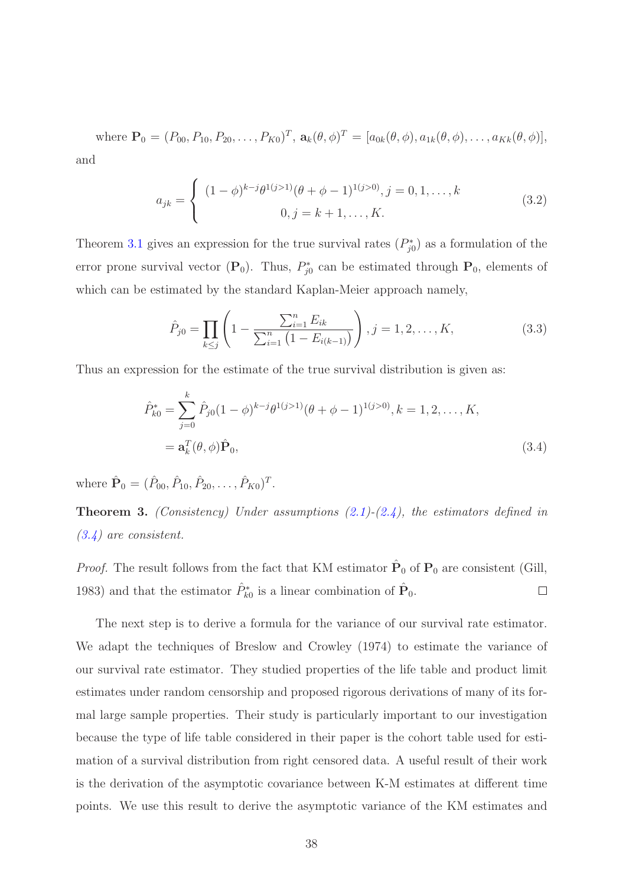where $\mathbf{P}_0 = (P_{00}, P_{10}, P_{20}, \ldots, P_{K0})^T$, $\mathbf{a}_k(\theta, \phi)^T = [a_{0k}(\theta, \phi), a_{1k}(\theta, \phi), \ldots, a_{Kk}(\theta, \phi)]$, and

$$a_{jk} = \begin{cases} (1-\phi)^{k-j}\theta^{1(j>1)}(\theta+\phi-1)^{1(j>0)}, j = 0, 1, \ldots, k \\ 0, j = k+1, \ldots, K. \end{cases} \tag{3.2}$$

Theorem 3.1 gives an expression for the true survival rates ($P^*_{j0}$) as a formulation of the error prone survival vector ($\mathbf{P}_0$). Thus, $P^*_{j0}$ can be estimated through $\mathbf{P}_0$, elements of which can be estimated by the standard Kaplan-Meier approach namely,

$$\hat{P}_{j0} = \prod_{k \leq j} \left(1 - \frac{\sum_{i=1}^n E_{ik}}{\sum_{i=1}^n \left(1 - E_{i(k-1)}\right)}\right), j = 1, 2, \ldots, K, \tag{3.3}$$

Thus an expression for the estimate of the true survival distribution is given as:

$$\begin{aligned} \hat{P}^*_{k0} &= \sum_{j=0}^{k} \hat{P}_{j0}(1-\phi)^{k-j}\theta^{1(j>1)}(\theta+\phi-1)^{1(j>0)}, k = 1, 2, \ldots, K, \\ &= \mathbf{a}_k^T(\theta, \phi)\hat{\mathbf{P}}_0, \end{aligned} \tag{3.4}$$

where $\hat{\mathbf{P}}_0 = (\hat{P}_{00}, \hat{P}_{10}, \hat{P}_{20}, \ldots, \hat{P}_{K0})^T$.

**Theorem 3.** *(Consistency) Under assumptions (2.1)-(2.4), the estimators defined in (3.4) are consistent.*

*Proof.* The result follows from the fact that KM estimator $\hat{\mathbf{P}}_0$ of $\mathbf{P}_0$ are consistent (Gill, 1983) and that the estimator $\hat{P}^*_{k0}$ is a linear combination of $\hat{\mathbf{P}}_0$. ◻

The next step is to derive a formula for the variance of our survival rate estimator. We adapt the techniques of Breslow and Crowley (1974) to estimate the variance of our survival rate estimator. They studied properties of the life table and product limit estimates under random censorship and proposed rigorous derivations of many of its formal large sample properties. Their study is particularly important to our investigation because the type of life table considered in their paper is the cohort table used for estimation of a survival distribution from right censored data. A useful result of their work is the derivation of the asymptotic covariance between K-M estimates at different time points. We use this result to derive the asymptotic variance of the KM estimates and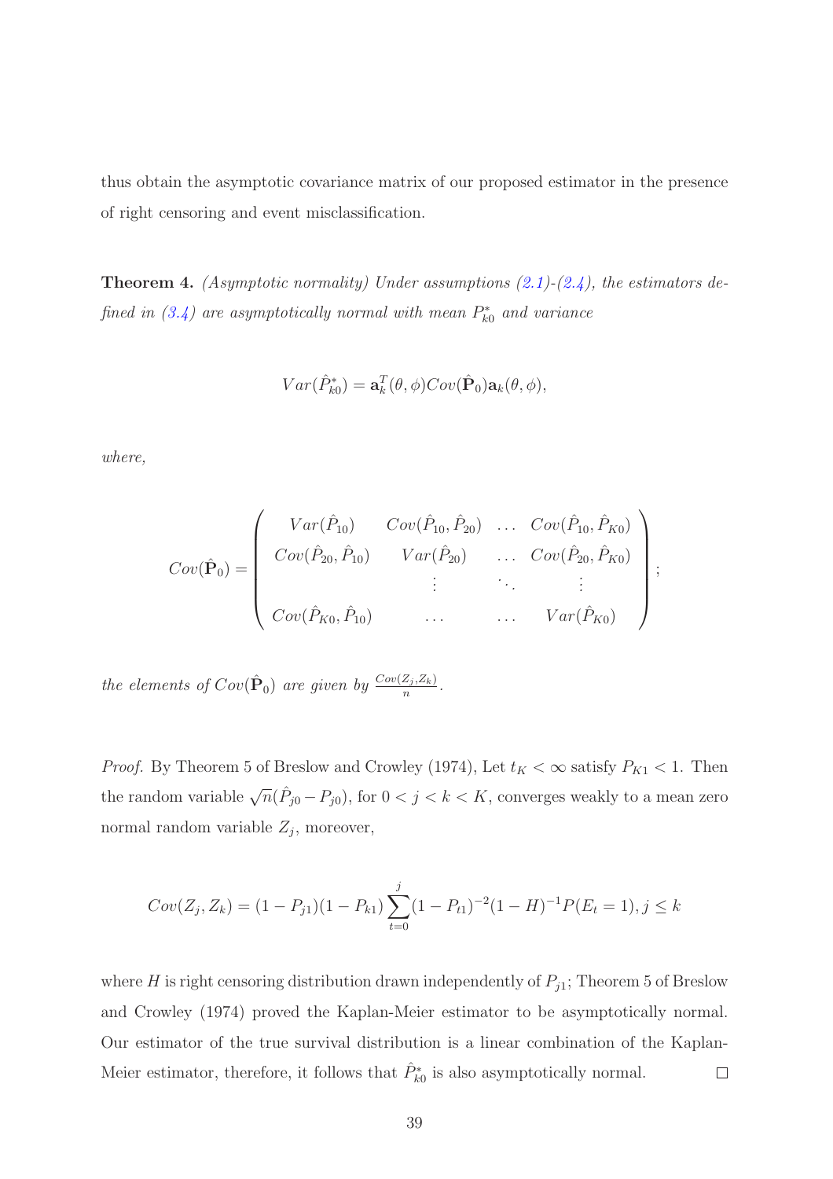thus obtain the asymptotic covariance matrix of our proposed estimator in the presence of right censoring and event misclassification.

**Theorem 4.** *(Asymptotic normality) Under assumptions (2.1)-(2.4), the estimators defined in (3.4) are asymptotically normal with mean $P^*_{k0}$ and variance*

$$Var(\hat{P}^*_{k0}) = \mathbf{a}_k^T(\theta, \phi) Cov(\hat{\mathbf{P}}_0) \mathbf{a}_k(\theta, \phi),$$

*where,*

$$Cov(\hat{\mathbf{P}}_0) = \begin{pmatrix} Var(\hat{P}_{10}) & Cov(\hat{P}_{10}, \hat{P}_{20}) & \dots & Cov(\hat{P}_{10}, \hat{P}_{K0}) \\ Cov(\hat{P}_{20}, \hat{P}_{10}) & Var(\hat{P}_{20}) & \dots & Cov(\hat{P}_{20}, \hat{P}_{K0}) \\ & \vdots & \ddots & \vdots \\ Cov(\hat{P}_{K0}, \hat{P}_{10}) & \dots & \dots & Var(\hat{P}_{K0}) \end{pmatrix};$$

*the elements of $Cov(\hat{\mathbf{P}}_0)$ are given by $\frac{Cov(Z_j, Z_k)}{n}$.*

*Proof.* By Theorem 5 of Breslow and Crowley (1974), Let $t_K < \infty$ satisfy $P_{K1} < 1$. Then the random variable $\sqrt{n}(\hat{P}_{j0} - P_{j0})$, for $0 < j < k < K$, converges weakly to a mean zero normal random variable $Z_j$, moreover,

$$Cov(Z_j, Z_k) = (1 - P_{j1})(1 - P_{k1}) \sum_{t=0}^{j} (1 - P_{t1})^{-2} (1 - H)^{-1} P(E_t = 1), j \leq k$$

where $H$ is right censoring distribution drawn independently of $P_{j1}$; Theorem 5 of Breslow and Crowley (1974) proved the Kaplan-Meier estimator to be asymptotically normal. Our estimator of the true survival distribution is a linear combination of the Kaplan-Meier estimator, therefore, it follows that $\hat{P}^*_{k0}$ is also asymptotically normal. $\square$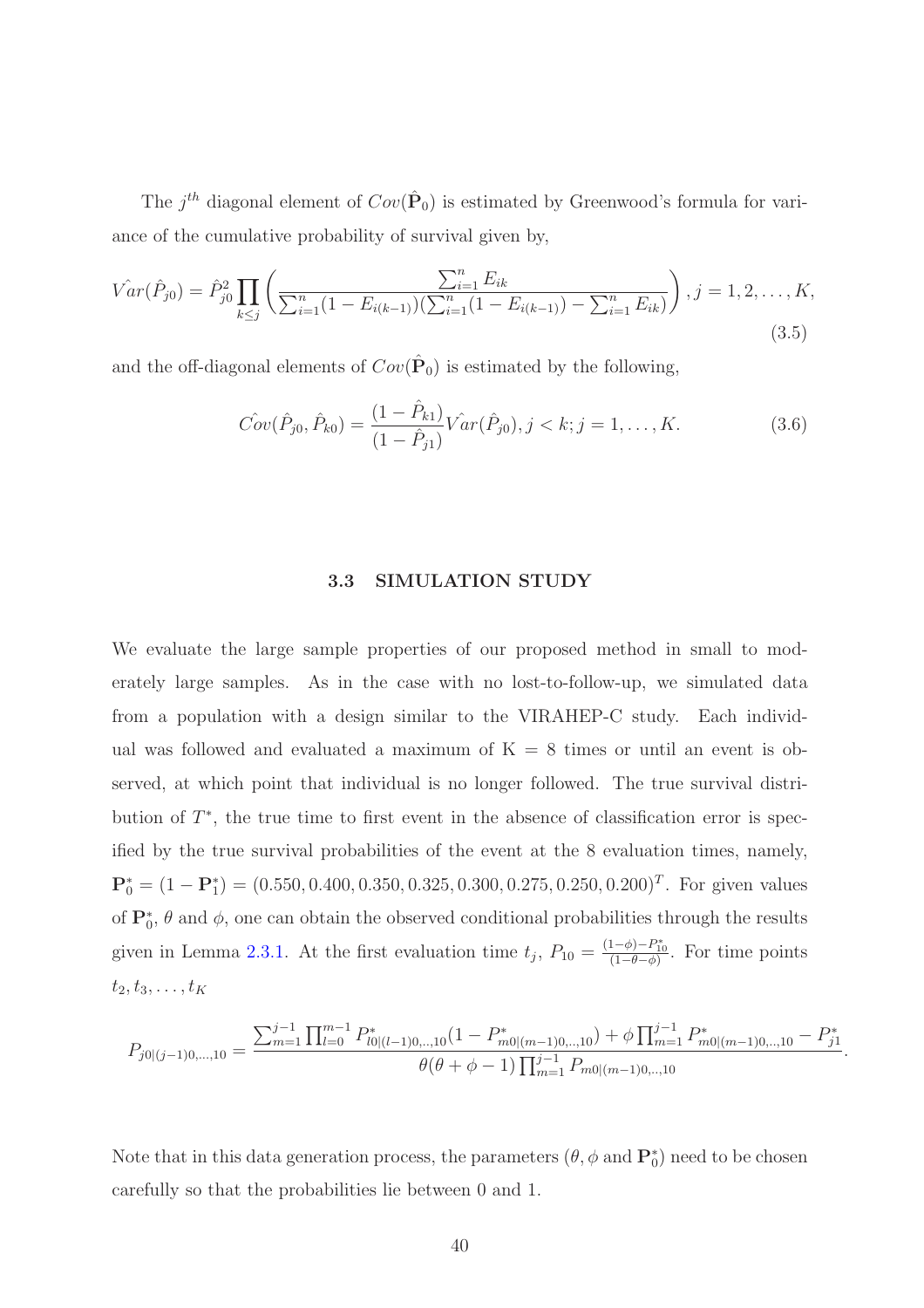The $j^{th}$ diagonal element of $Cov(\hat{\mathbf{P}}_0)$ is estimated by Greenwood's formula for variance of the cumulative probability of survival given by,

$$\hat{Var}(\hat{P}_{j0}) = \hat{P}_{j0}^2 \prod_{k \leq j} \left( \frac{\sum_{i=1}^{n} E_{ik}}{\sum_{i=1}^{n}(1 - E_{i(k-1)})(\sum_{i=1}^{n}(1 - E_{i(k-1)}) - \sum_{i=1}^{n} E_{ik})} \right), j = 1, 2, \ldots, K, \tag{3.5}$$

and the off-diagonal elements of $Cov(\hat{\mathbf{P}}_0)$ is estimated by the following,

$$\hat{Cov}(\hat{P}_{j0}, \hat{P}_{k0}) = \frac{(1 - \hat{P}_{k1})}{(1 - \hat{P}_{j1})} \hat{Var}(\hat{P}_{j0}), j < k; j = 1, \ldots, K. \tag{3.6}$$

### 3.3 SIMULATION STUDY

We evaluate the large sample properties of our proposed method in small to moderately large samples. As in the case with no lost-to-follow-up, we simulated data from a population with a design similar to the VIRAHEP-C study. Each individual was followed and evaluated a maximum of K = 8 times or until an event is observed, at which point that individual is no longer followed. The true survival distribution of $T^*$, the true time to first event in the absence of classification error is specified by the true survival probabilities of the event at the 8 evaluation times, namely, $\mathbf{P}_0^* = (1 - \mathbf{P}_1^*) = (0.550, 0.400, 0.350, 0.325, 0.300, 0.275, 0.250, 0.200)^T$. For given values of $\mathbf{P}_0^*$, $\theta$ and $\phi$, one can obtain the observed conditional probabilities through the results given in Lemma 2.3.1. At the first evaluation time $t_j$, $P_{10} = \frac{(1-\phi) - P_{10}^*}{(1-\theta-\phi)}$. For time points $t_2, t_3, \ldots, t_K$

$$P_{j0|(j-1)0,\ldots,10} = \frac{\sum_{m=1}^{j-1} \prod_{l=0}^{m-1} P_{l0|(l-1)0,..,10}^* (1 - P_{m0|(m-1)0,..,10}^*) + \phi \prod_{m=1}^{j-1} P_{m0|(m-1)0,..,10}^* - P_{j1}^*}{\theta(\theta + \phi - 1) \prod_{m=1}^{j-1} P_{m0|(m-1)0,..,10}}.$$

Note that in this data generation process, the parameters ($\theta, \phi$ and $\mathbf{P}_0^*$) need to be chosen carefully so that the probabilities lie between 0 and 1.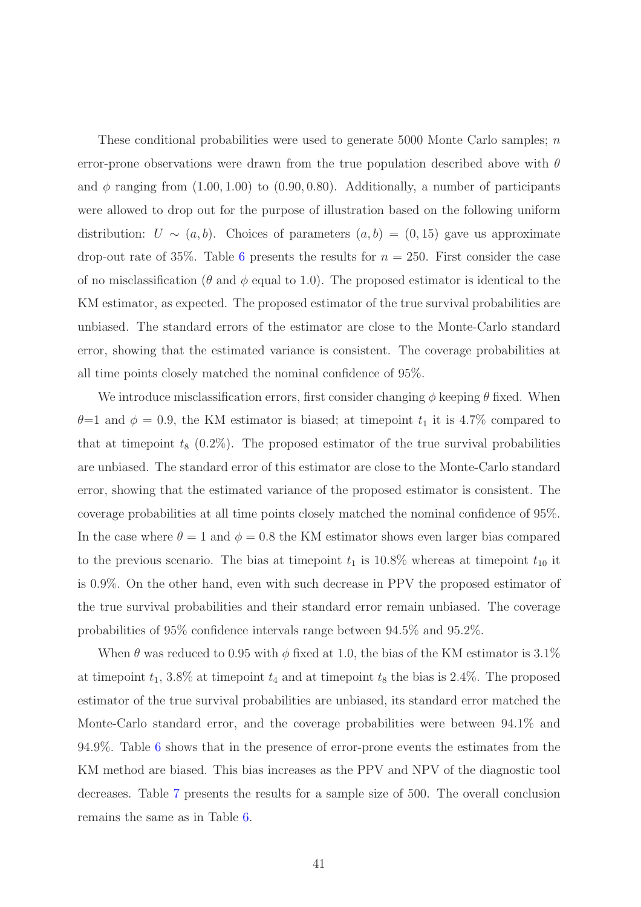These conditional probabilities were used to generate 5000 Monte Carlo samples; $n$ error-prone observations were drawn from the true population described above with $\theta$ and $\phi$ ranging from $(1.00, 1.00)$ to $(0.90, 0.80)$. Additionally, a number of participants were allowed to drop out for the purpose of illustration based on the following uniform distribution: $U \sim (a, b)$. Choices of parameters $(a, b) = (0, 15)$ gave us approximate drop-out rate of 35%. Table 6 presents the results for $n = 250$. First consider the case of no misclassification ($\theta$ and $\phi$ equal to 1.0). The proposed estimator is identical to the KM estimator, as expected. The proposed estimator of the true survival probabilities are unbiased. The standard errors of the estimator are close to the Monte-Carlo standard error, showing that the estimated variance is consistent. The coverage probabilities at all time points closely matched the nominal confidence of 95%.

We introduce misclassification errors, first consider changing $\phi$ keeping $\theta$ fixed. When $\theta$=1 and $\phi = 0.9$, the KM estimator is biased; at timepoint $t_1$ it is 4.7% compared to that at timepoint $t_8$ (0.2%). The proposed estimator of the true survival probabilities are unbiased. The standard error of this estimator are close to the Monte-Carlo standard error, showing that the estimated variance of the proposed estimator is consistent. The coverage probabilities at all time points closely matched the nominal confidence of 95%. In the case where $\theta = 1$ and $\phi = 0.8$ the KM estimator shows even larger bias compared to the previous scenario. The bias at timepoint $t_1$ is 10.8% whereas at timepoint $t_{10}$ it is 0.9%. On the other hand, even with such decrease in PPV the proposed estimator of the true survival probabilities and their standard error remain unbiased. The coverage probabilities of 95% confidence intervals range between 94.5% and 95.2%.

When $\theta$ was reduced to 0.95 with $\phi$ fixed at 1.0, the bias of the KM estimator is 3.1% at timepoint $t_1$, 3.8% at timepoint $t_4$ and at timepoint $t_8$ the bias is 2.4%. The proposed estimator of the true survival probabilities are unbiased, its standard error matched the Monte-Carlo standard error, and the coverage probabilities were between 94.1% and 94.9%. Table 6 shows that in the presence of error-prone events the estimates from the KM method are biased. This bias increases as the PPV and NPV of the diagnostic tool decreases. Table 7 presents the results for a sample size of 500. The overall conclusion remains the same as in Table 6.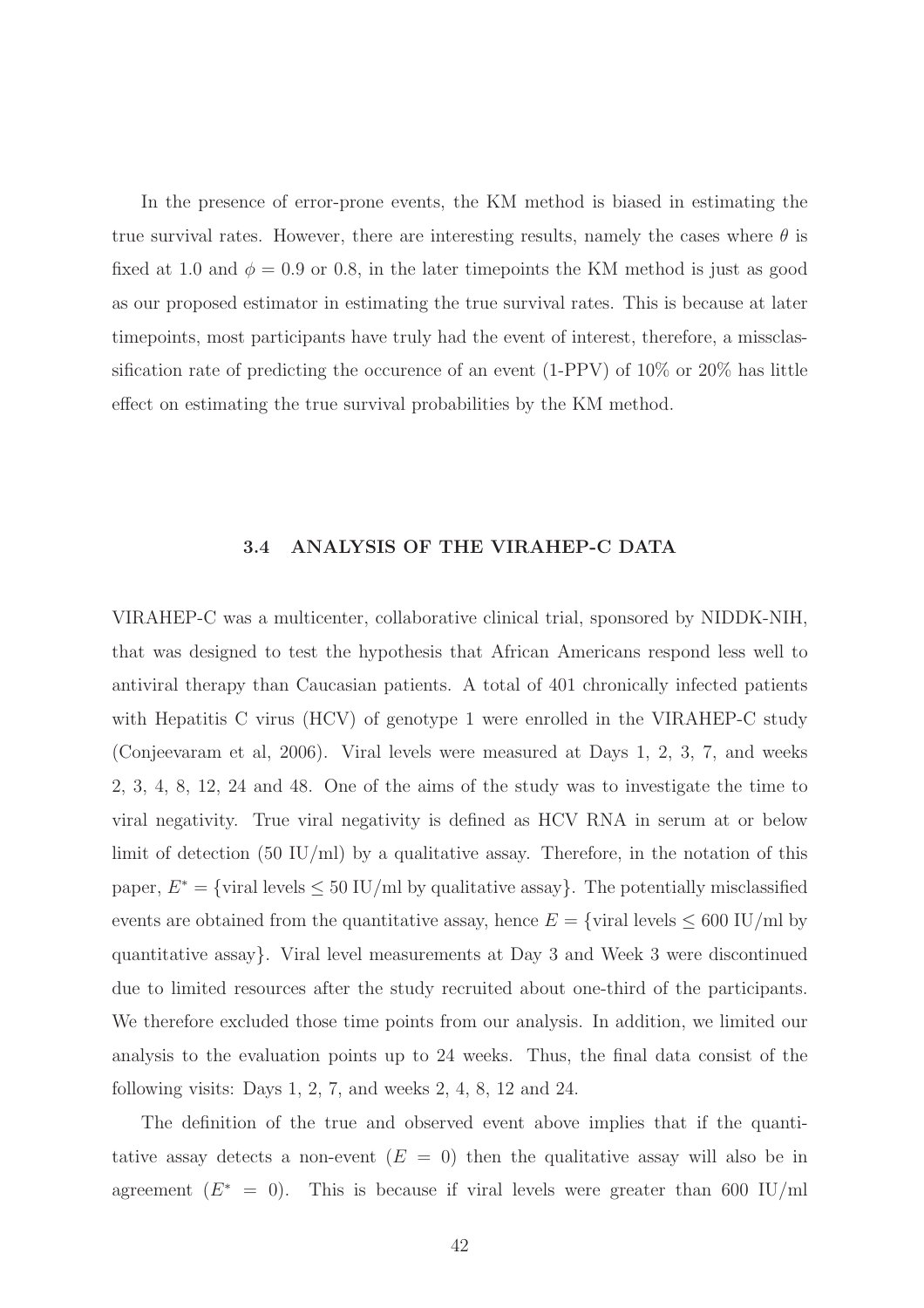In the presence of error-prone events, the KM method is biased in estimating the true survival rates. However, there are interesting results, namely the cases where $\theta$ is fixed at 1.0 and $\phi = 0.9$ or 0.8, in the later timepoints the KM method is just as good as our proposed estimator in estimating the true survival rates. This is because at later timepoints, most participants have truly had the event of interest, therefore, a missclassification rate of predicting the occurence of an event (1-PPV) of 10% or 20% has little effect on estimating the true survival probabilities by the KM method.

### 3.4 ANALYSIS OF THE VIRAHEP-C DATA

VIRAHEP-C was a multicenter, collaborative clinical trial, sponsored by NIDDK-NIH, that was designed to test the hypothesis that African Americans respond less well to antiviral therapy than Caucasian patients. A total of 401 chronically infected patients with Hepatitis C virus (HCV) of genotype 1 were enrolled in the VIRAHEP-C study (Conjeevaram et al, 2006). Viral levels were measured at Days 1, 2, 3, 7, and weeks 2, 3, 4, 8, 12, 24 and 48. One of the aims of the study was to investigate the time to viral negativity. True viral negativity is defined as HCV RNA in serum at or below limit of detection (50 IU/ml) by a qualitative assay. Therefore, in the notation of this paper, $E^* = \{\text{viral levels} \leq 50 \text{ IU/ml by qualitative assay}\}$. The potentially misclassified events are obtained from the quantitative assay, hence $E = \{\text{viral levels} \leq 600 \text{ IU/ml by quantitative assay}\}$. Viral level measurements at Day 3 and Week 3 were discontinued due to limited resources after the study recruited about one-third of the participants. We therefore excluded those time points from our analysis. In addition, we limited our analysis to the evaluation points up to 24 weeks. Thus, the final data consist of the following visits: Days 1, 2, 7, and weeks 2, 4, 8, 12 and 24.

The definition of the true and observed event above implies that if the quantitative assay detects a non-event ($E = 0$) then the qualitative assay will also be in agreement ($E^* = 0$). This is because if viral levels were greater than 600 IU/ml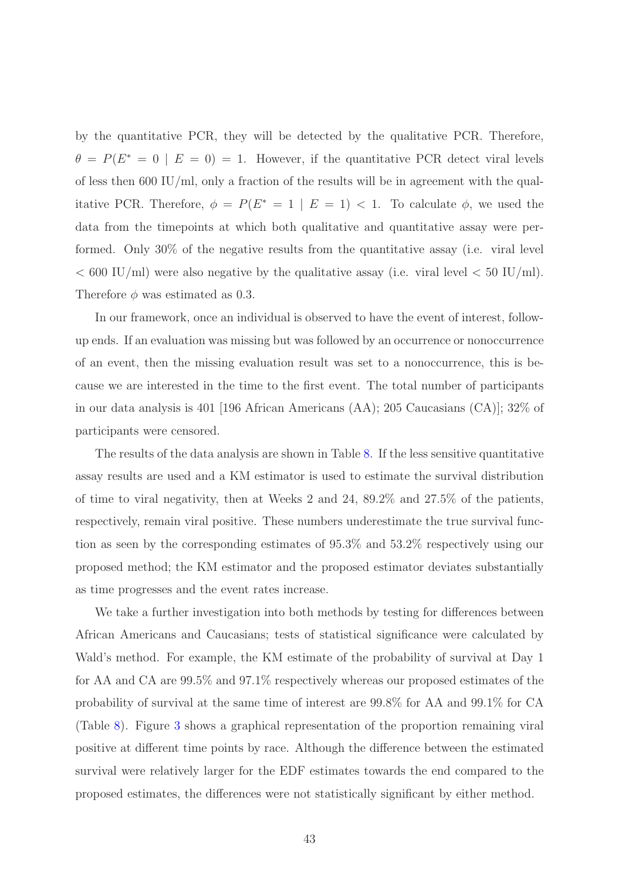by the quantitative PCR, they will be detected by the qualitative PCR. Therefore, $\theta = P(E^* = 0 \mid E = 0) = 1$. However, if the quantitative PCR detect viral levels of less then 600 IU/ml, only a fraction of the results will be in agreement with the qualitative PCR. Therefore, $\phi = P(E^* = 1 \mid E = 1) < 1$. To calculate $\phi$, we used the data from the timepoints at which both qualitative and quantitative assay were performed. Only 30% of the negative results from the quantitative assay (i.e. viral level $< 600$ IU/ml) were also negative by the qualitative assay (i.e. viral level $< 50$ IU/ml). Therefore $\phi$ was estimated as 0.3.

In our framework, once an individual is observed to have the event of interest, follow-up ends. If an evaluation was missing but was followed by an occurrence or nonoccurrence of an event, then the missing evaluation result was set to a nonoccurrence, this is because we are interested in the time to the first event. The total number of participants in our data analysis is 401 [196 African Americans (AA); 205 Caucasians (CA)]; 32% of participants were censored.

The results of the data analysis are shown in Table 8. If the less sensitive quantitative assay results are used and a KM estimator is used to estimate the survival distribution of time to viral negativity, then at Weeks 2 and 24, 89.2% and 27.5% of the patients, respectively, remain viral positive. These numbers underestimate the true survival function as seen by the corresponding estimates of 95.3% and 53.2% respectively using our proposed method; the KM estimator and the proposed estimator deviates substantially as time progresses and the event rates increase.

We take a further investigation into both methods by testing for differences between African Americans and Caucasians; tests of statistical significance were calculated by Wald's method. For example, the KM estimate of the probability of survival at Day 1 for AA and CA are 99.5% and 97.1% respectively whereas our proposed estimates of the probability of survival at the same time of interest are 99.8% for AA and 99.1% for CA (Table 8). Figure 3 shows a graphical representation of the proportion remaining viral positive at different time points by race. Although the difference between the estimated survival were relatively larger for the EDF estimates towards the end compared to the proposed estimates, the differences were not statistically significant by either method.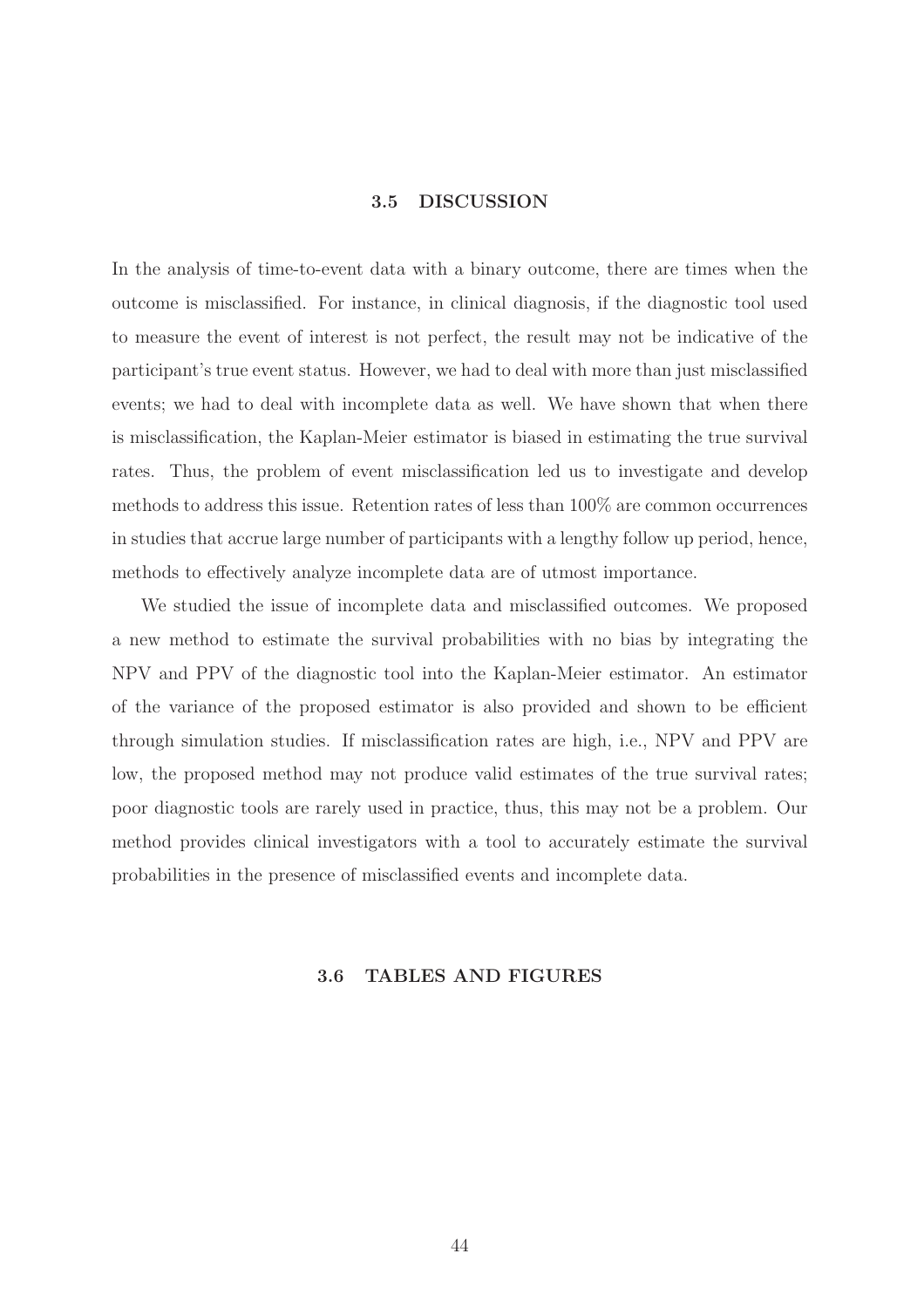## 3.5 DISCUSSION

In the analysis of time-to-event data with a binary outcome, there are times when the outcome is misclassified. For instance, in clinical diagnosis, if the diagnostic tool used to measure the event of interest is not perfect, the result may not be indicative of the participant's true event status. However, we had to deal with more than just misclassified events; we had to deal with incomplete data as well. We have shown that when there is misclassification, the Kaplan-Meier estimator is biased in estimating the true survival rates. Thus, the problem of event misclassification led us to investigate and develop methods to address this issue. Retention rates of less than 100% are common occurrences in studies that accrue large number of participants with a lengthy follow up period, hence, methods to effectively analyze incomplete data are of utmost importance.

We studied the issue of incomplete data and misclassified outcomes. We proposed a new method to estimate the survival probabilities with no bias by integrating the NPV and PPV of the diagnostic tool into the Kaplan-Meier estimator. An estimator of the variance of the proposed estimator is also provided and shown to be efficient through simulation studies. If misclassification rates are high, i.e., NPV and PPV are low, the proposed method may not produce valid estimates of the true survival rates; poor diagnostic tools are rarely used in practice, thus, this may not be a problem. Our method provides clinical investigators with a tool to accurately estimate the survival probabilities in the presence of misclassified events and incomplete data.

## 3.6 TABLES AND FIGURES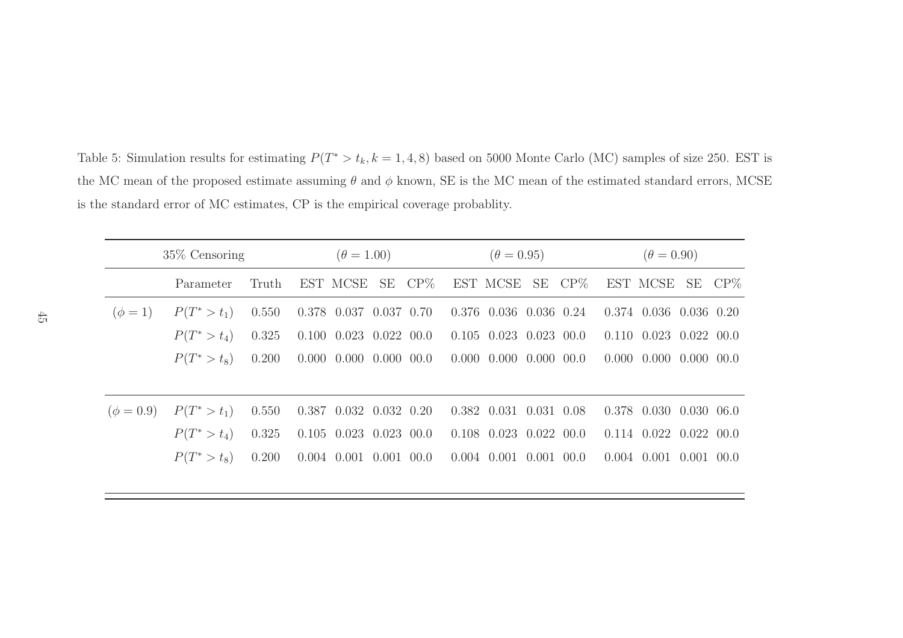Table 5: Simulation results for estimating $P(T^* > t_k, k = 1, 4, 8)$ based on 5000 Monte Carlo (MC) samples of size 250. EST is the MC mean of the proposed estimate assuming $\theta$ and $\phi$ known, SE is the MC mean of the estimated standard errors, MCSE is the standard error of MC estimates, CP is the empirical coverage probablity.

| 35% Censoring | | | ($\theta = 1.00$) | | | | ($\theta = 0.95$) | | | | ($\theta = 0.90$) | | | |
|---|---|---|---|---|---|---|---|---|---|---|---|---|---|---|
| | Parameter | Truth | EST | MCSE | SE | CP% | EST | MCSE | SE | CP% | EST | MCSE | SE | CP% |
| ($\phi = 1$) | $P(T^* > t_1)$ | 0.550 | 0.378 | 0.037 | 0.037 | 0.70 | 0.376 | 0.036 | 0.036 | 0.24 | 0.374 | 0.036 | 0.036 | 0.20 |
| | $P(T^* > t_4)$ | 0.325 | 0.100 | 0.023 | 0.022 | 00.0 | 0.105 | 0.023 | 0.023 | 00.0 | 0.110 | 0.023 | 0.022 | 00.0 |
| | $P(T^* > t_8)$ | 0.200 | 0.000 | 0.000 | 0.000 | 00.0 | 0.000 | 0.000 | 0.000 | 00.0 | 0.000 | 0.000 | 0.000 | 00.0 |
| ($\phi = 0.9$) | $P(T^* > t_1)$ | 0.550 | 0.387 | 0.032 | 0.032 | 0.20 | 0.382 | 0.031 | 0.031 | 0.08 | 0.378 | 0.030 | 0.030 | 06.0 |
| | $P(T^* > t_4)$ | 0.325 | 0.105 | 0.023 | 0.023 | 00.0 | 0.108 | 0.023 | 0.022 | 00.0 | 0.114 | 0.022 | 0.022 | 00.0 |
| | $P(T^* > t_8)$ | 0.200 | 0.004 | 0.001 | 0.001 | 00.0 | 0.004 | 0.001 | 0.001 | 00.0 | 0.004 | 0.001 | 0.001 | 00.0 |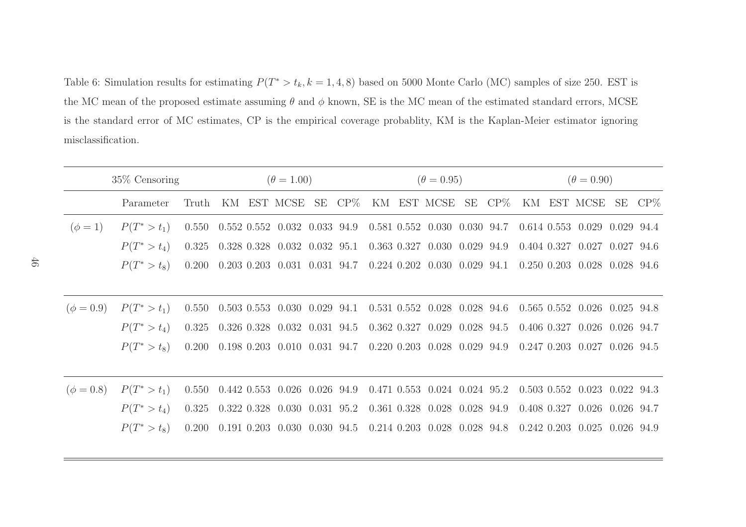Table 6: Simulation results for estimating $P(T^* > t_k, k = 1, 4, 8)$ based on 5000 Monte Carlo (MC) samples of size 250. EST is the MC mean of the proposed estimate assuming $\theta$ and $\phi$ known, SE is the MC mean of the estimated standard errors, MCSE is the standard error of MC estimates, CP is the empirical coverage probablity, KM is the Kaplan-Meier estimator ignoring misclassification.

| 35% Censoring | | | $(\theta = 1.00)$ | | | | | $(\theta = 0.95)$ | | | | | $(\theta = 0.90)$ | | | | |
|---|---|---|---|---|---|---|---|---|---|---|---|---|---|---|---|---|---|
| | Parameter | Truth | KM | EST | MCSE | SE | CP% | KM | EST | MCSE | SE | CP% | KM | EST | MCSE | SE | CP% |
| $(\phi = 1)$ | $P(T^* > t_1)$ | 0.550 | 0.552 | 0.552 | 0.032 | 0.033 | 94.9 | 0.581 | 0.552 | 0.030 | 0.030 | 94.7 | 0.614 | 0.553 | 0.029 | 0.029 | 94.4 |
| | $P(T^* > t_4)$ | 0.325 | 0.328 | 0.328 | 0.032 | 0.032 | 95.1 | 0.363 | 0.327 | 0.030 | 0.029 | 94.9 | 0.404 | 0.327 | 0.027 | 0.027 | 94.6 |
| | $P(T^* > t_8)$ | 0.200 | 0.203 | 0.203 | 0.031 | 0.031 | 94.7 | 0.224 | 0.202 | 0.030 | 0.029 | 94.1 | 0.250 | 0.203 | 0.028 | 0.028 | 94.6 |
| $(\phi = 0.9)$ | $P(T^* > t_1)$ | 0.550 | 0.503 | 0.553 | 0.030 | 0.029 | 94.1 | 0.531 | 0.552 | 0.028 | 0.028 | 94.6 | 0.565 | 0.552 | 0.026 | 0.025 | 94.8 |
| | $P(T^* > t_4)$ | 0.325 | 0.326 | 0.328 | 0.032 | 0.031 | 94.5 | 0.362 | 0.327 | 0.029 | 0.028 | 94.5 | 0.406 | 0.327 | 0.026 | 0.026 | 94.7 |
| | $P(T^* > t_8)$ | 0.200 | 0.198 | 0.203 | 0.010 | 0.031 | 94.7 | 0.220 | 0.203 | 0.028 | 0.029 | 94.9 | 0.247 | 0.203 | 0.027 | 0.026 | 94.5 |
| $(\phi = 0.8)$ | $P(T^* > t_1)$ | 0.550 | 0.442 | 0.553 | 0.026 | 0.026 | 94.9 | 0.471 | 0.553 | 0.024 | 0.024 | 95.2 | 0.503 | 0.552 | 0.023 | 0.022 | 94.3 |
| | $P(T^* > t_4)$ | 0.325 | 0.322 | 0.328 | 0.030 | 0.031 | 95.2 | 0.361 | 0.328 | 0.028 | 0.028 | 94.9 | 0.408 | 0.327 | 0.026 | 0.026 | 94.7 |
| | $P(T^* > t_8)$ | 0.200 | 0.191 | 0.203 | 0.030 | 0.030 | 94.5 | 0.214 | 0.203 | 0.028 | 0.028 | 94.8 | 0.242 | 0.203 | 0.025 | 0.026 | 94.9 |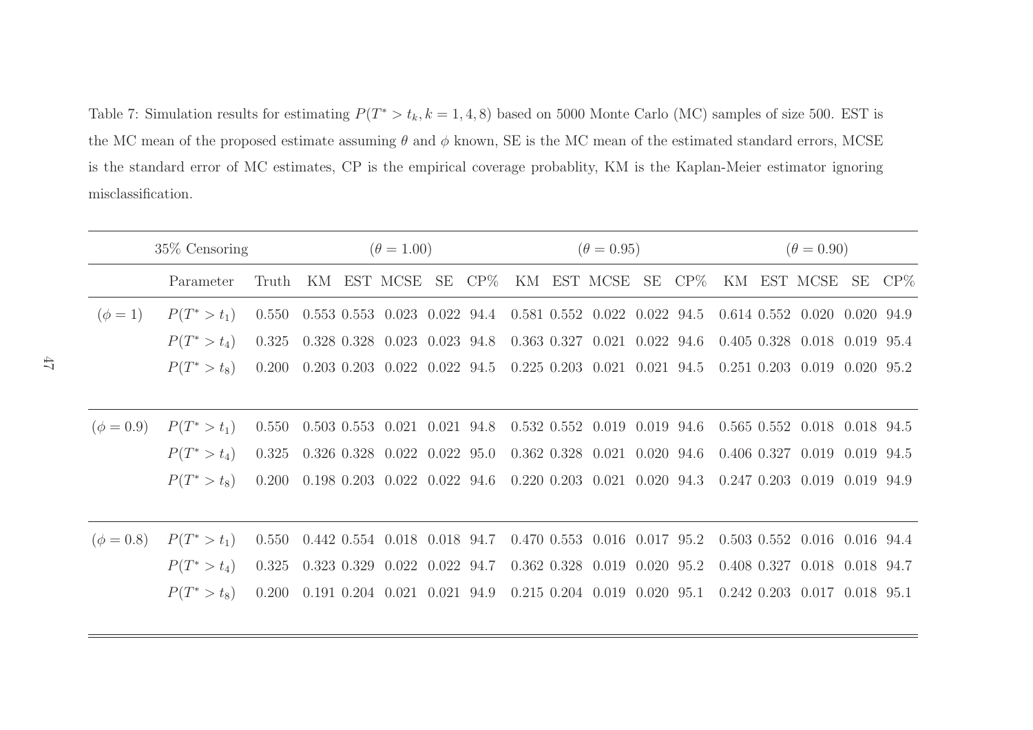Table 7: Simulation results for estimating $P(T^* > t_k, k = 1, 4, 8)$ based on 5000 Monte Carlo (MC) samples of size 500. EST is the MC mean of the proposed estimate assuming $\theta$ and $\phi$ known, SE is the MC mean of the estimated standard errors, MCSE is the standard error of MC estimates, CP is the empirical coverage probablity, KM is the Kaplan-Meier estimator ignoring misclassification.

| | 35% Censoring | | ($\theta = 1.00$) | | | | | ($\theta = 0.95$) | | | | | ($\theta = 0.90$) | | | | |
|---|---|---|---|---|---|---|---|---|---|---|---|---|---|---|---|---|---|
| | Parameter | Truth | KM | EST | MCSE | SE | CP% | KM | EST | MCSE | SE | CP% | KM | EST | MCSE | SE | CP% |
| ($\phi = 1$) | $P(T^* > t_1)$ | 0.550 | 0.553 | 0.553 | 0.023 | 0.022 | 94.4 | 0.581 | 0.552 | 0.022 | 0.022 | 94.5 | 0.614 | 0.552 | 0.020 | 0.020 | 94.9 |
| | $P(T^* > t_4)$ | 0.325 | 0.328 | 0.328 | 0.023 | 0.023 | 94.8 | 0.363 | 0.327 | 0.021 | 0.022 | 94.6 | 0.405 | 0.328 | 0.018 | 0.019 | 95.4 |
| | $P(T^* > t_8)$ | 0.200 | 0.203 | 0.203 | 0.022 | 0.022 | 94.5 | 0.225 | 0.203 | 0.021 | 0.021 | 94.5 | 0.251 | 0.203 | 0.019 | 0.020 | 95.2 |
| ($\phi = 0.9$) | $P(T^* > t_1)$ | 0.550 | 0.503 | 0.553 | 0.021 | 0.021 | 94.8 | 0.532 | 0.552 | 0.019 | 0.019 | 94.6 | 0.565 | 0.552 | 0.018 | 0.018 | 94.5 |
| | $P(T^* > t_4)$ | 0.325 | 0.326 | 0.328 | 0.022 | 0.022 | 95.0 | 0.362 | 0.328 | 0.021 | 0.020 | 94.6 | 0.406 | 0.327 | 0.019 | 0.019 | 94.5 |
| | $P(T^* > t_8)$ | 0.200 | 0.198 | 0.203 | 0.022 | 0.022 | 94.6 | 0.220 | 0.203 | 0.021 | 0.020 | 94.3 | 0.247 | 0.203 | 0.019 | 0.019 | 94.9 |
| ($\phi = 0.8$) | $P(T^* > t_1)$ | 0.550 | 0.442 | 0.554 | 0.018 | 0.018 | 94.7 | 0.470 | 0.553 | 0.016 | 0.017 | 95.2 | 0.503 | 0.552 | 0.016 | 0.016 | 94.4 |
| | $P(T^* > t_4)$ | 0.325 | 0.323 | 0.329 | 0.022 | 0.022 | 94.7 | 0.362 | 0.328 | 0.019 | 0.020 | 95.2 | 0.408 | 0.327 | 0.018 | 0.018 | 94.7 |
| | $P(T^* > t_8)$ | 0.200 | 0.191 | 0.204 | 0.021 | 0.021 | 94.9 | 0.215 | 0.204 | 0.019 | 0.020 | 95.1 | 0.242 | 0.203 | 0.017 | 0.018 | 95.1 |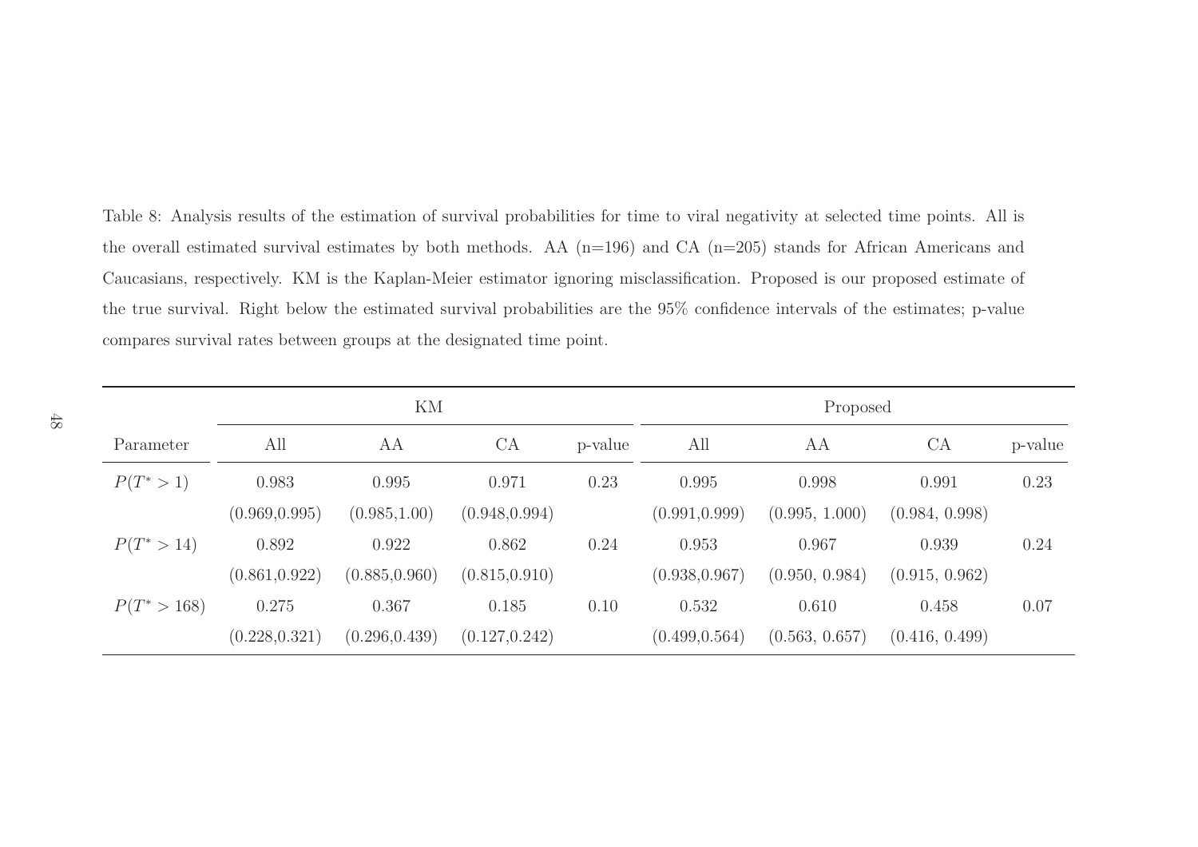Table 8: Analysis results of the estimation of survival probabilities for time to viral negativity at selected time points. All is the overall estimated survival estimates by both methods. AA (n=196) and CA (n=205) stands for African Americans and Caucasians, respectively. KM is the Kaplan-Meier estimator ignoring misclassification. Proposed is our proposed estimate of the true survival. Right below the estimated survival probabilities are the 95% confidence intervals of the estimates; p-value compares survival rates between groups at the designated time point.

| | KM | | | | Proposed | | | |
|---|---|---|---|---|---|---|---|---|
| Parameter | All | AA | CA | p-value | All | AA | CA | p-value |
| $P(T^* > 1)$ | 0.983 | 0.995 | 0.971 | 0.23 | 0.995 | 0.998 | 0.991 | 0.23 |
| | (0.969,0.995) | (0.985,1.00) | (0.948,0.994) | | (0.991,0.999) | (0.995, 1.000) | (0.984, 0.998) | |
| $P(T^* > 14)$ | 0.892 | 0.922 | 0.862 | 0.24 | 0.953 | 0.967 | 0.939 | 0.24 |
| | (0.861,0.922) | (0.885,0.960) | (0.815,0.910) | | (0.938,0.967) | (0.950, 0.984) | (0.915, 0.962) | |
| $P(T^* > 168)$ | 0.275 | 0.367 | 0.185 | 0.10 | 0.532 | 0.610 | 0.458 | 0.07 |
| | (0.228,0.321) | (0.296,0.439) | (0.127,0.242) | | (0.499,0.564) | (0.563, 0.657) | (0.416, 0.499) | |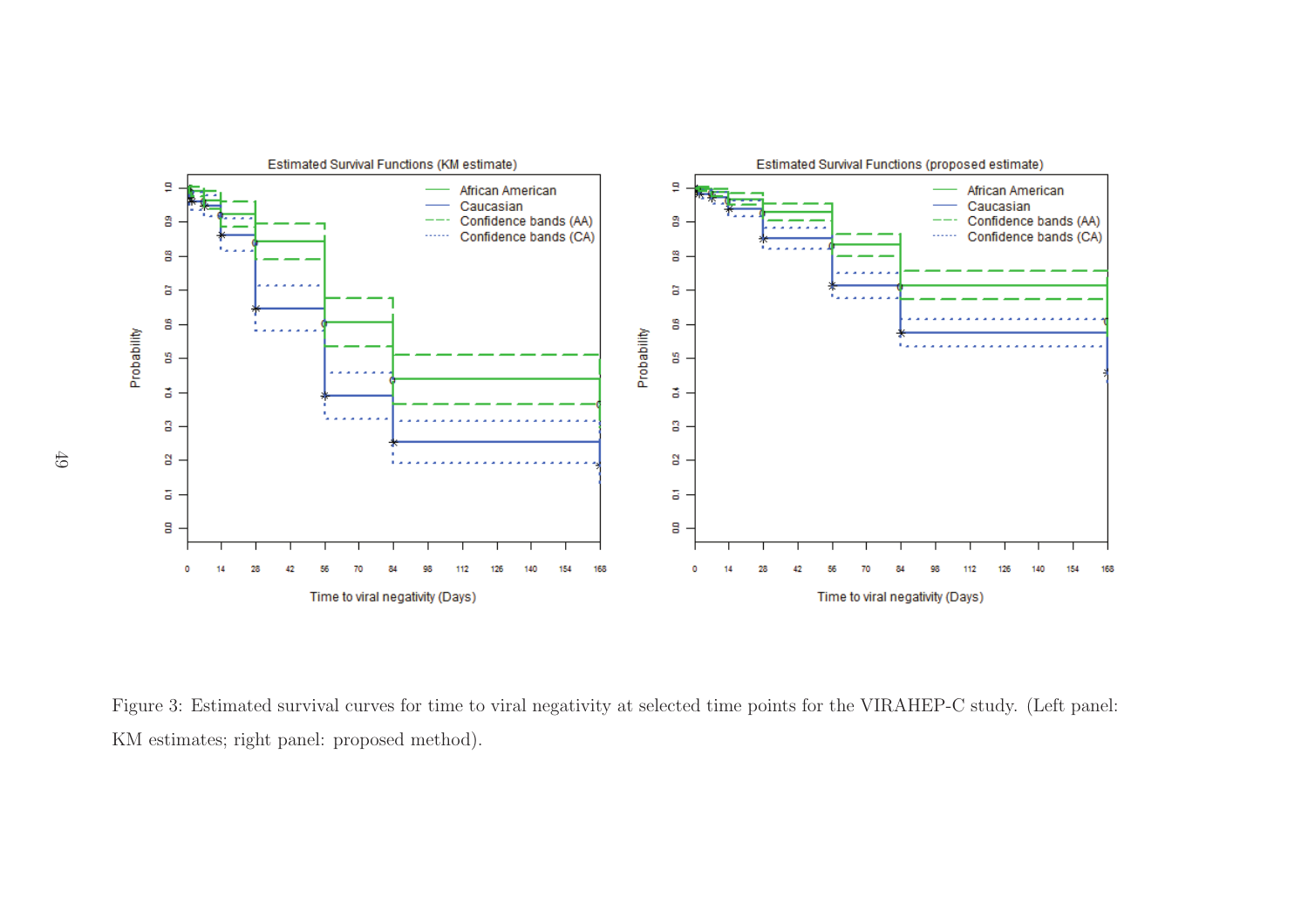Figure 3: Estimated survival curves for time to viral negativity at selected time points for the VIRAHEP-C study. (Left panel: KM estimates; right panel: proposed method).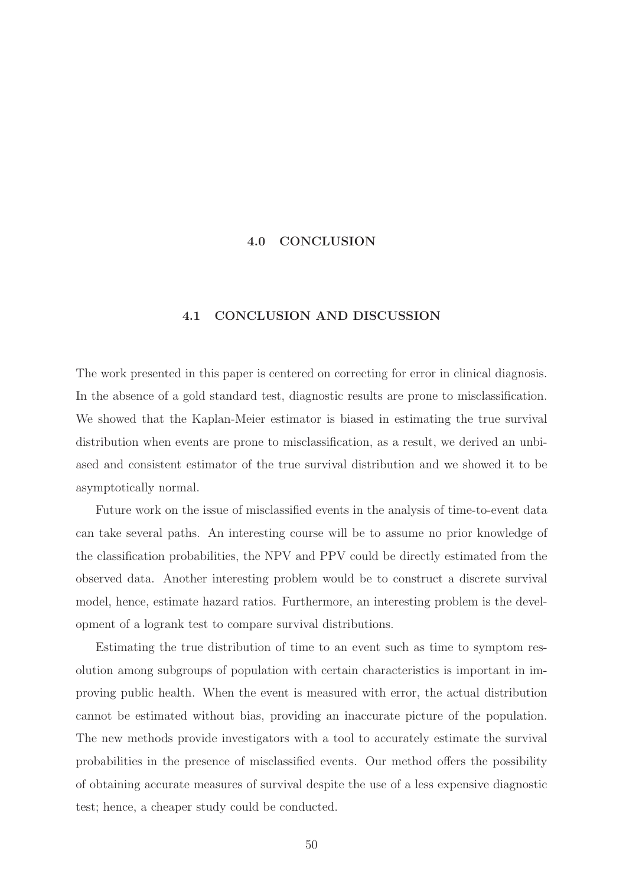# 4.0 CONCLUSION

## 4.1 CONCLUSION AND DISCUSSION

The work presented in this paper is centered on correcting for error in clinical diagnosis. In the absence of a gold standard test, diagnostic results are prone to misclassification. We showed that the Kaplan-Meier estimator is biased in estimating the true survival distribution when events are prone to misclassification, as a result, we derived an unbiased and consistent estimator of the true survival distribution and we showed it to be asymptotically normal.

Future work on the issue of misclassified events in the analysis of time-to-event data can take several paths. An interesting course will be to assume no prior knowledge of the classification probabilities, the NPV and PPV could be directly estimated from the observed data. Another interesting problem would be to construct a discrete survival model, hence, estimate hazard ratios. Furthermore, an interesting problem is the development of a logrank test to compare survival distributions.

Estimating the true distribution of time to an event such as time to symptom resolution among subgroups of population with certain characteristics is important in improving public health. When the event is measured with error, the actual distribution cannot be estimated without bias, providing an inaccurate picture of the population. The new methods provide investigators with a tool to accurately estimate the survival probabilities in the presence of misclassified events. Our method offers the possibility of obtaining accurate measures of survival despite the use of a less expensive diagnostic test; hence, a cheaper study could be conducted.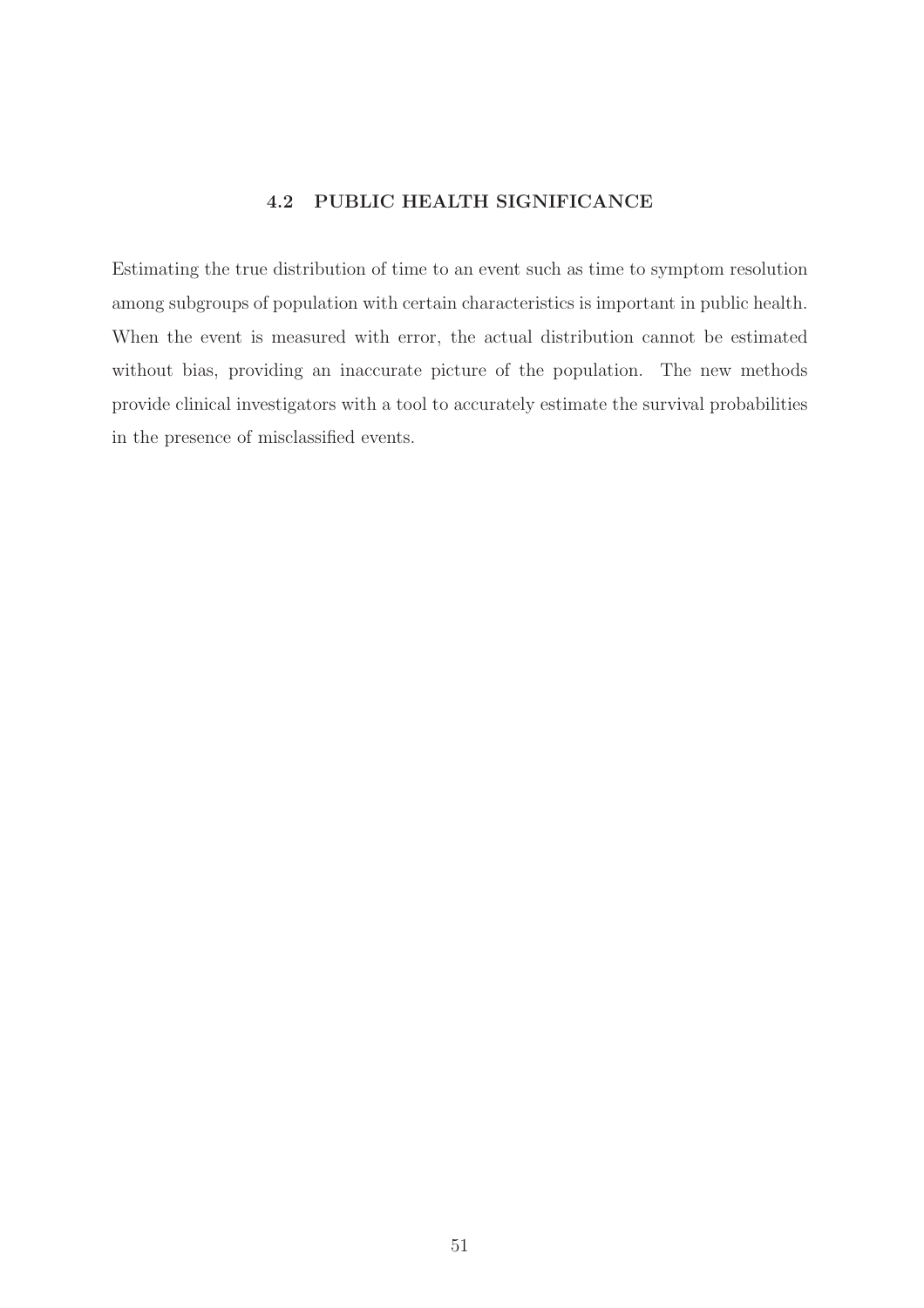## 4.2 PUBLIC HEALTH SIGNIFICANCE

Estimating the true distribution of time to an event such as time to symptom resolution among subgroups of population with certain characteristics is important in public health. When the event is measured with error, the actual distribution cannot be estimated without bias, providing an inaccurate picture of the population. The new methods provide clinical investigators with a tool to accurately estimate the survival probabilities in the presence of misclassified events.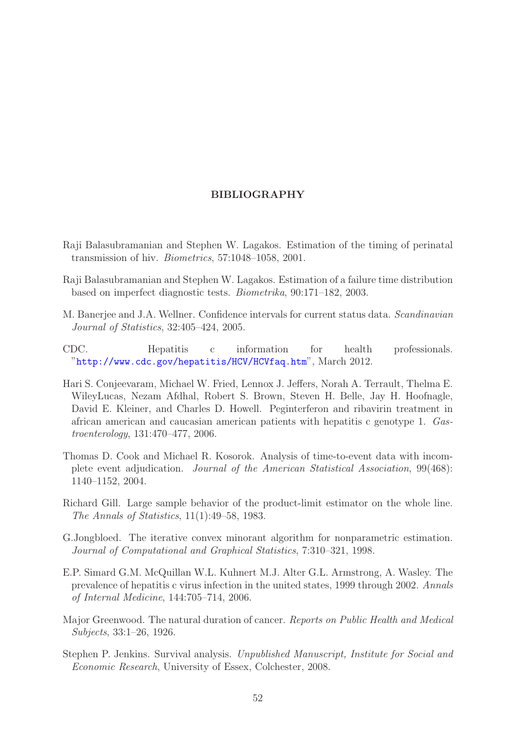# BIBLIOGRAPHY

Raji Balasubramanian and Stephen W. Lagakos. Estimation of the timing of perinatal transmission of hiv. *Biometrics*, 57:1048–1058, 2001.

Raji Balasubramanian and Stephen W. Lagakos. Estimation of a failure time distribution based on imperfect diagnostic tests. *Biometrika*, 90:171–182, 2003.

M. Banerjee and J.A. Wellner. Confidence intervals for current status data. *Scandinavian Journal of Statistics*, 32:405–424, 2005.

CDC. Hepatitis c information for health professionals. "http://www.cdc.gov/hepatitis/HCV/HCVfaq.htm", March 2012.

Hari S. Conjeevaram, Michael W. Fried, Lennox J. Jeffers, Norah A. Terrault, Thelma E. WileyLucas, Nezam Afdhal, Robert S. Brown, Steven H. Belle, Jay H. Hoofnagle, David E. Kleiner, and Charles D. Howell. Peginterferon and ribavirin treatment in african american and caucasian american patients with hepatitis c genotype 1. *Gastroenterology*, 131:470–477, 2006.

Thomas D. Cook and Michael R. Kosorok. Analysis of time-to-event data with incomplete event adjudication. *Journal of the American Statistical Association*, 99(468): 1140–1152, 2004.

Richard Gill. Large sample behavior of the product-limit estimator on the whole line. *The Annals of Statistics*, 11(1):49–58, 1983.

G.Jongbloed. The iterative convex minorant algorithm for nonparametric estimation. *Journal of Computational and Graphical Statistics*, 7:310–321, 1998.

E.P. Simard G.M. McQuillan W.L. Kuhnert M.J. Alter G.L. Armstrong, A. Wasley. The prevalence of hepatitis c virus infection in the united states, 1999 through 2002. *Annals of Internal Medicine*, 144:705–714, 2006.

Major Greenwood. The natural duration of cancer. *Reports on Public Health and Medical Subjects*, 33:1–26, 1926.

Stephen P. Jenkins. Survival analysis. *Unpublished Manuscript, Institute for Social and Economic Research*, University of Essex, Colchester, 2008.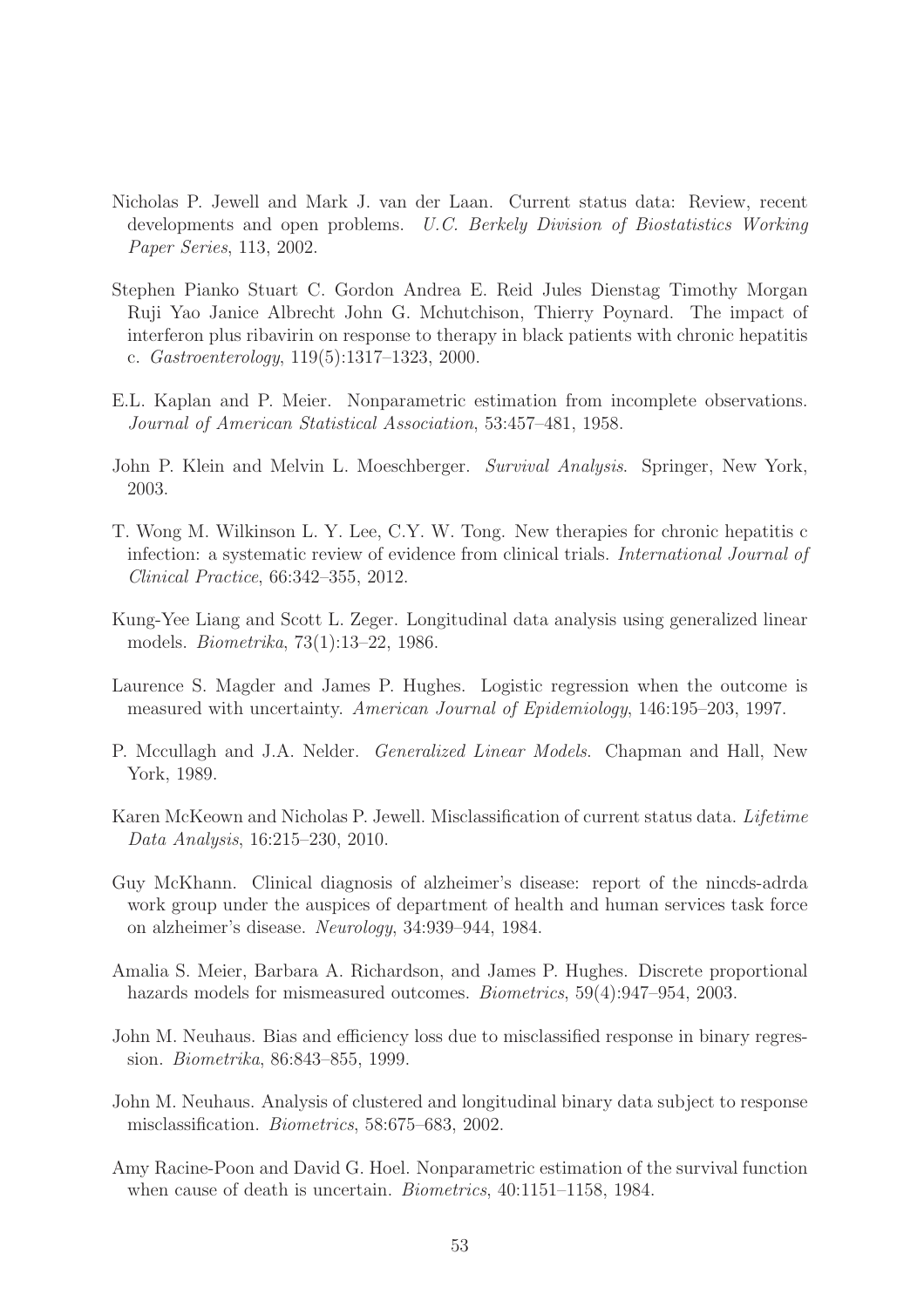Nicholas P. Jewell and Mark J. van der Laan. Current status data: Review, recent developments and open problems. *U.C. Berkely Division of Biostatistics Working Paper Series*, 113, 2002.

Stephen Pianko Stuart C. Gordon Andrea E. Reid Jules Dienstag Timothy Morgan Ruji Yao Janice Albrecht John G. Mchutchison, Thierry Poynard. The impact of interferon plus ribavirin on response to therapy in black patients with chronic hepatitis c. *Gastroenterology*, 119(5):1317–1323, 2000.

E.L. Kaplan and P. Meier. Nonparametric estimation from incomplete observations. *Journal of American Statistical Association*, 53:457–481, 1958.

John P. Klein and Melvin L. Moeschberger. *Survival Analysis*. Springer, New York, 2003.

T. Wong M. Wilkinson L. Y. Lee, C.Y. W. Tong. New therapies for chronic hepatitis c infection: a systematic review of evidence from clinical trials. *International Journal of Clinical Practice*, 66:342–355, 2012.

Kung-Yee Liang and Scott L. Zeger. Longitudinal data analysis using generalized linear models. *Biometrika*, 73(1):13–22, 1986.

Laurence S. Magder and James P. Hughes. Logistic regression when the outcome is measured with uncertainty. *American Journal of Epidemiology*, 146:195–203, 1997.

P. Mccullagh and J.A. Nelder. *Generalized Linear Models*. Chapman and Hall, New York, 1989.

Karen McKeown and Nicholas P. Jewell. Misclassification of current status data. *Lifetime Data Analysis*, 16:215–230, 2010.

Guy McKhann. Clinical diagnosis of alzheimer's disease: report of the nincds-adrda work group under the auspices of department of health and human services task force on alzheimer's disease. *Neurology*, 34:939–944, 1984.

Amalia S. Meier, Barbara A. Richardson, and James P. Hughes. Discrete proportional hazards models for mismeasured outcomes. *Biometrics*, 59(4):947–954, 2003.

John M. Neuhaus. Bias and efficiency loss due to misclassified response in binary regression. *Biometrika*, 86:843–855, 1999.

John M. Neuhaus. Analysis of clustered and longitudinal binary data subject to response misclassification. *Biometrics*, 58:675–683, 2002.

Amy Racine-Poon and David G. Hoel. Nonparametric estimation of the survival function when cause of death is uncertain. *Biometrics*, 40:1151–1158, 1984.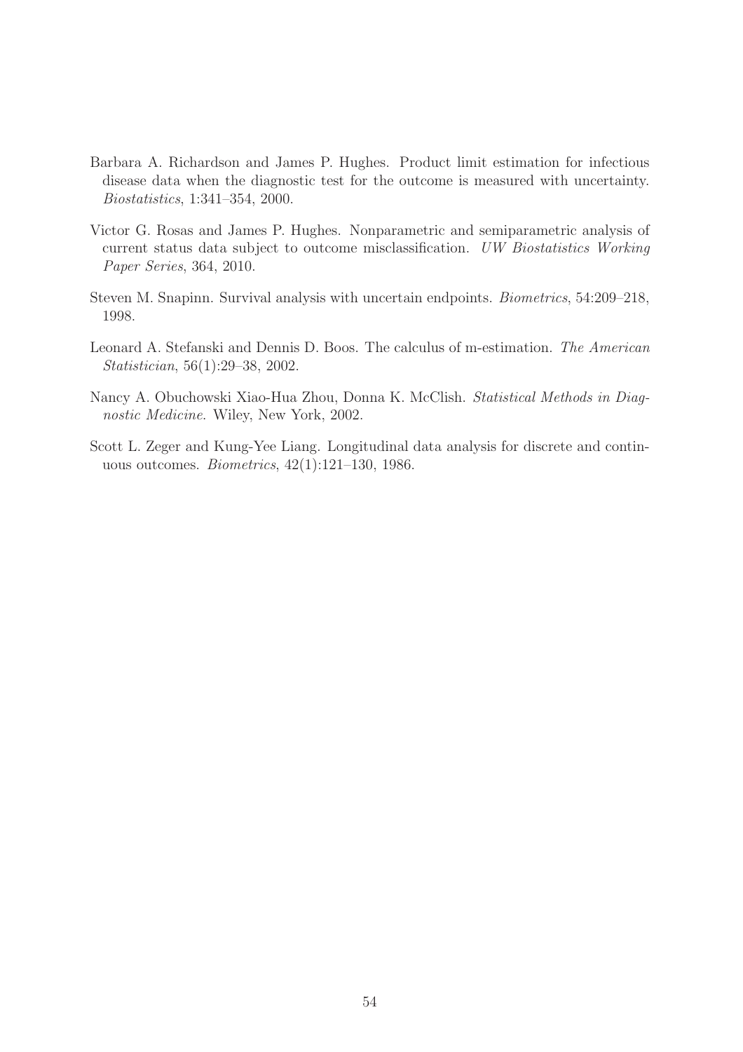Barbara A. Richardson and James P. Hughes. Product limit estimation for infectious disease data when the diagnostic test for the outcome is measured with uncertainty. *Biostatistics*, 1:341–354, 2000.

Victor G. Rosas and James P. Hughes. Nonparametric and semiparametric analysis of current status data subject to outcome misclassification. *UW Biostatistics Working Paper Series*, 364, 2010.

Steven M. Snapinn. Survival analysis with uncertain endpoints. *Biometrics*, 54:209–218, 1998.

Leonard A. Stefanski and Dennis D. Boos. The calculus of m-estimation. *The American Statistician*, 56(1):29–38, 2002.

Nancy A. Obuchowski Xiao-Hua Zhou, Donna K. McClish. *Statistical Methods in Diagnostic Medicine*. Wiley, New York, 2002.

Scott L. Zeger and Kung-Yee Liang. Longitudinal data analysis for discrete and continuous outcomes. *Biometrics*, 42(1):121–130, 1986.